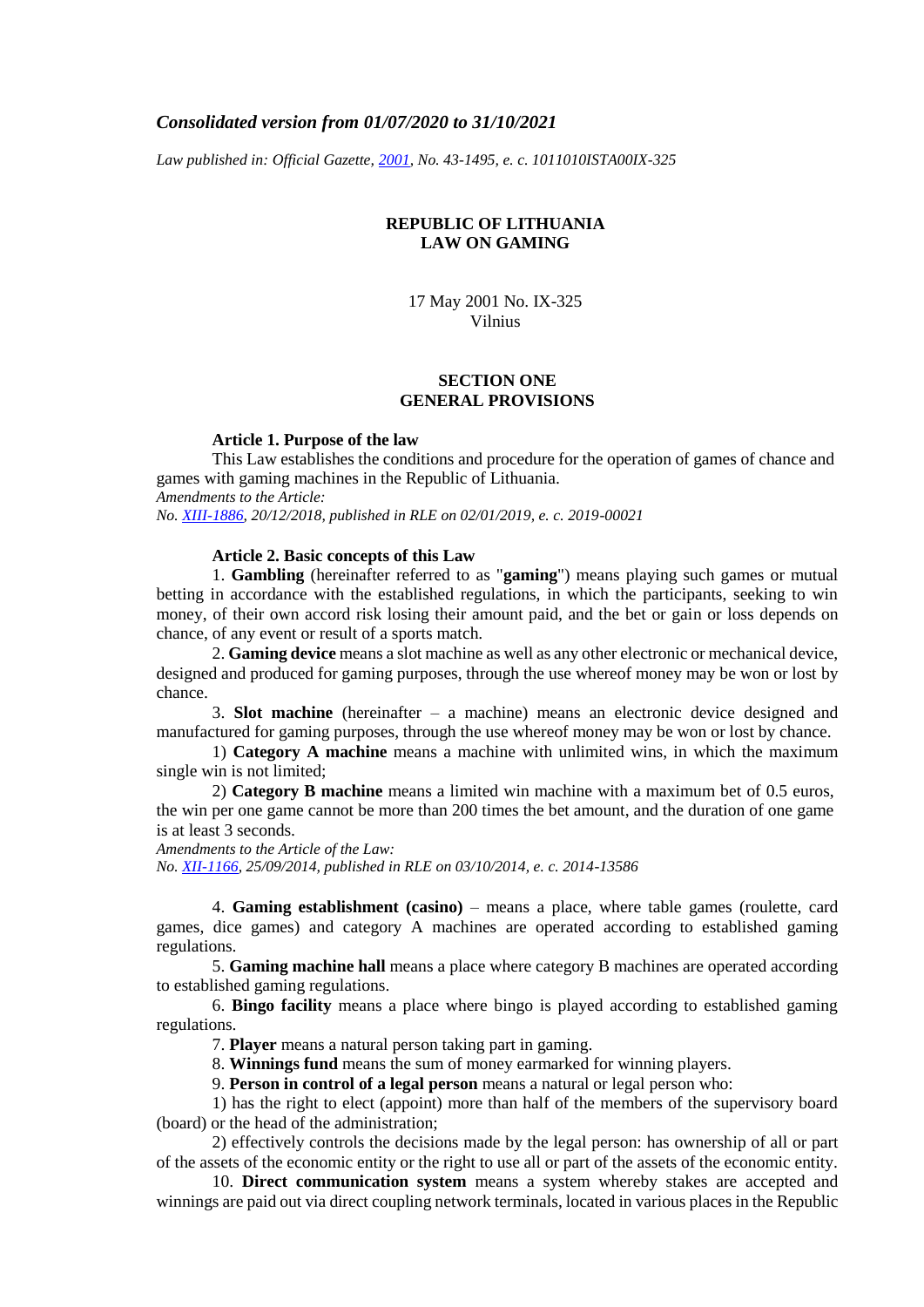***Consolidated version from 01/07/2020 to 31/10/2021***

*Law published in: Official Gazette, 2001, No. 43-1495, e. c. 1011010ISTA00IX-325*

# REPUBLIC OF LITHUANIA
# LAW ON GAMING

17 May 2001 No. IX-325
Vilnius

## SECTION ONE
## GENERAL PROVISIONS

### Article 1. Purpose of the law

This Law establishes the conditions and procedure for the operation of games of chance and games with gaming machines in the Republic of Lithuania.

*Amendments to the Article:*
*No. XIII-1886, 20/12/2018, published in RLE on 02/01/2019, e. c. 2019-00021*

### Article 2. Basic concepts of this Law

1. **Gambling** (hereinafter referred to as "**gaming**") means playing such games or mutual betting in accordance with the established regulations, in which the participants, seeking to win money, of their own accord risk losing their amount paid, and the bet or gain or loss depends on chance, of any event or result of a sports match.

2. **Gaming device** means a slot machine as well as any other electronic or mechanical device, designed and produced for gaming purposes, through the use whereof money may be won or lost by chance.

3. **Slot machine** (hereinafter – a machine) means an electronic device designed and manufactured for gaming purposes, through the use whereof money may be won or lost by chance.

1) **Category A machine** means a machine with unlimited wins, in which the maximum single win is not limited;

2) **Category B machine** means a limited win machine with a maximum bet of 0.5 euros, the win per one game cannot be more than 200 times the bet amount, and the duration of one game is at least 3 seconds.

*Amendments to the Article of the Law:*
*No. XII-1166, 25/09/2014, published in RLE on 03/10/2014, e. c. 2014-13586*

4. **Gaming establishment (casino)** – means a place, where table games (roulette, card games, dice games) and category A machines are operated according to established gaming regulations.

5. **Gaming machine hall** means a place where category B machines are operated according to established gaming regulations.

6. **Bingo facility** means a place where bingo is played according to established gaming regulations.

7. **Player** means a natural person taking part in gaming.

8. **Winnings fund** means the sum of money earmarked for winning players.

9. **Person in control of a legal person** means a natural or legal person who:

1) has the right to elect (appoint) more than half of the members of the supervisory board (board) or the head of the administration;

2) effectively controls the decisions made by the legal person: has ownership of all or part of the assets of the economic entity or the right to use all or part of the assets of the economic entity.

10. **Direct communication system** means a system whereby stakes are accepted and winnings are paid out via direct coupling network terminals, located in various places in the Republic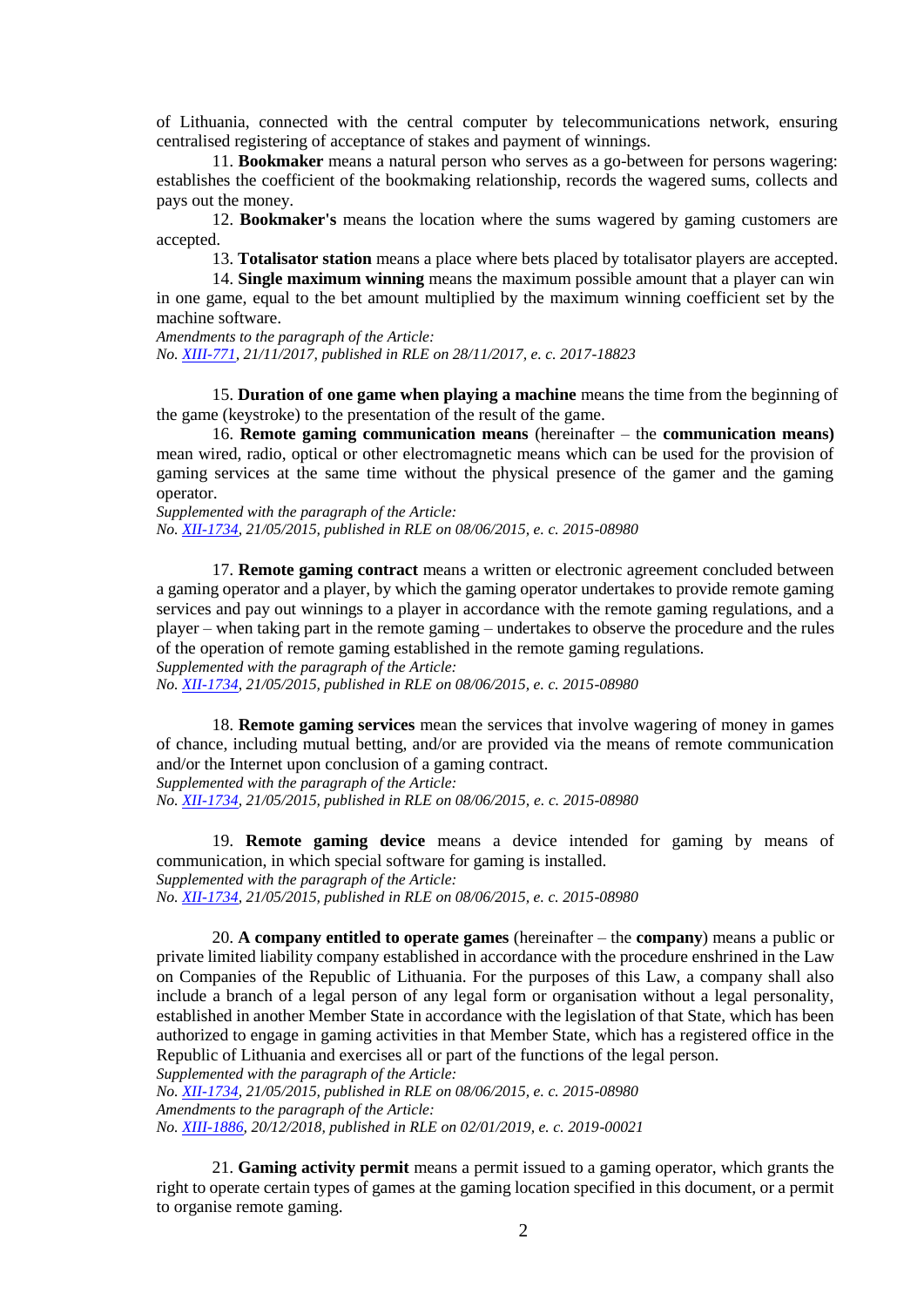of Lithuania, connected with the central computer by telecommunications network, ensuring centralised registering of acceptance of stakes and payment of winnings.

11. **Bookmaker** means a natural person who serves as a go-between for persons wagering: establishes the coefficient of the bookmaking relationship, records the wagered sums, collects and pays out the money.

12. **Bookmaker's** means the location where the sums wagered by gaming customers are accepted.

13. **Totalisator station** means a place where bets placed by totalisator players are accepted.

14. **Single maximum winning** means the maximum possible amount that a player can win in one game, equal to the bet amount multiplied by the maximum winning coefficient set by the machine software.

*Amendments to the paragraph of the Article:*
*No. XIII-771, 21/11/2017, published in RLE on 28/11/2017, e. c. 2017-18823*

15. **Duration of one game when playing a machine** means the time from the beginning of the game (keystroke) to the presentation of the result of the game.

16. **Remote gaming communication means** (hereinafter – the **communication means)** mean wired, radio, optical or other electromagnetic means which can be used for the provision of gaming services at the same time without the physical presence of the gamer and the gaming operator.

*Supplemented with the paragraph of the Article:*
*No. XII-1734, 21/05/2015, published in RLE on 08/06/2015, e. c. 2015-08980*

17. **Remote gaming contract** means a written or electronic agreement concluded between a gaming operator and a player, by which the gaming operator undertakes to provide remote gaming services and pay out winnings to a player in accordance with the remote gaming regulations, and a player – when taking part in the remote gaming – undertakes to observe the procedure and the rules of the operation of remote gaming established in the remote gaming regulations.

*Supplemented with the paragraph of the Article:*
*No. XII-1734, 21/05/2015, published in RLE on 08/06/2015, e. c. 2015-08980*

18. **Remote gaming services** mean the services that involve wagering of money in games of chance, including mutual betting, and/or are provided via the means of remote communication and/or the Internet upon conclusion of a gaming contract.

*Supplemented with the paragraph of the Article:*
*No. XII-1734, 21/05/2015, published in RLE on 08/06/2015, e. c. 2015-08980*

19. **Remote gaming device** means a device intended for gaming by means of communication, in which special software for gaming is installed.

*Supplemented with the paragraph of the Article:*
*No. XII-1734, 21/05/2015, published in RLE on 08/06/2015, e. c. 2015-08980*

20. **A company entitled to operate games** (hereinafter – the **company**) means a public or private limited liability company established in accordance with the procedure enshrined in the Law on Companies of the Republic of Lithuania. For the purposes of this Law, a company shall also include a branch of a legal person of any legal form or organisation without a legal personality, established in another Member State in accordance with the legislation of that State, which has been authorized to engage in gaming activities in that Member State, which has a registered office in the Republic of Lithuania and exercises all or part of the functions of the legal person.

*Supplemented with the paragraph of the Article:*
*No. XII-1734, 21/05/2015, published in RLE on 08/06/2015, e. c. 2015-08980*
*Amendments to the paragraph of the Article:*
*No. XIII-1886, 20/12/2018, published in RLE on 02/01/2019, e. c. 2019-00021*

21. **Gaming activity permit** means a permit issued to a gaming operator, which grants the right to operate certain types of games at the gaming location specified in this document, or a permit to organise remote gaming.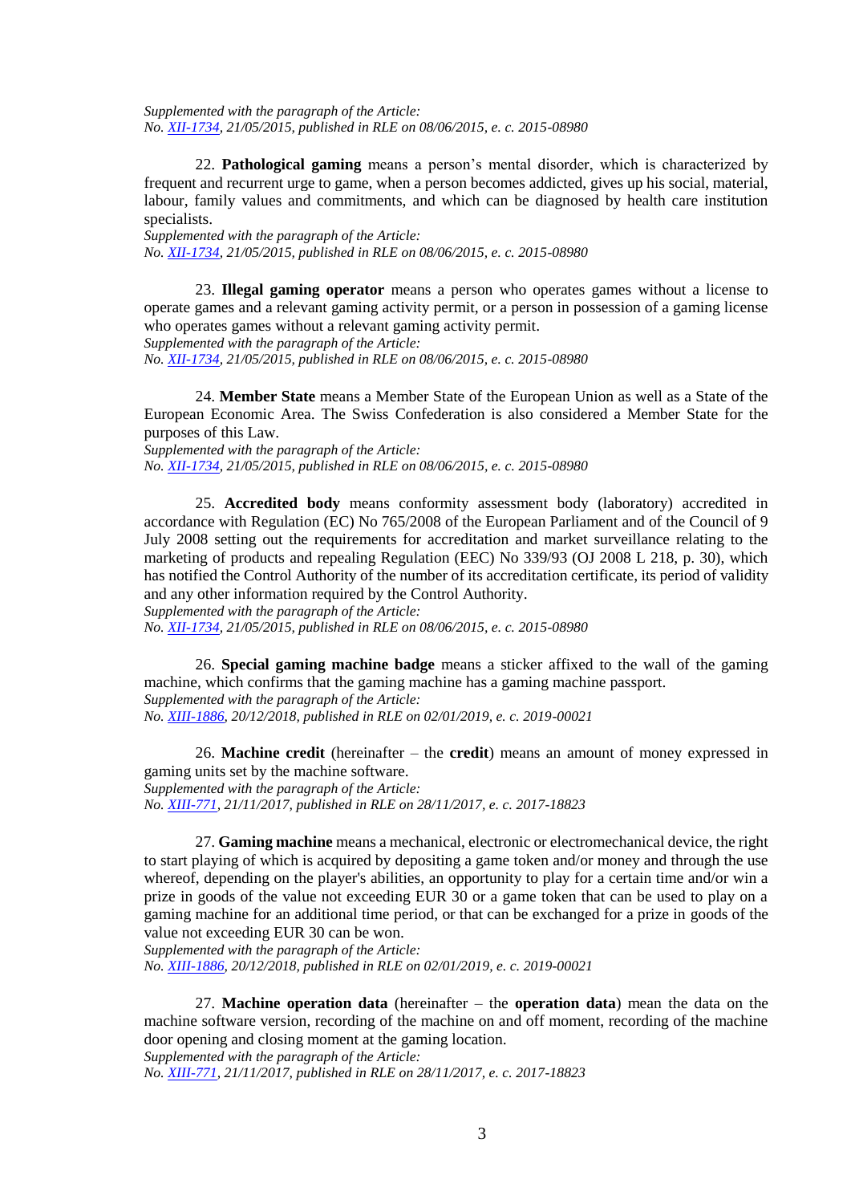*Supplemented with the paragraph of the Article:*
*No. [XII-1734](), 21/05/2015, published in RLE on 08/06/2015, e. c. 2015-08980*

22. **Pathological gaming** means a person's mental disorder, which is characterized by frequent and recurrent urge to game, when a person becomes addicted, gives up his social, material, labour, family values and commitments, and which can be diagnosed by health care institution specialists.
*Supplemented with the paragraph of the Article:*
*No. [XII-1734](), 21/05/2015, published in RLE on 08/06/2015, e. c. 2015-08980*

23. **Illegal gaming operator** means a person who operates games without a license to operate games and a relevant gaming activity permit, or a person in possession of a gaming license who operates games without a relevant gaming activity permit.
*Supplemented with the paragraph of the Article:*
*No. [XII-1734](), 21/05/2015, published in RLE on 08/06/2015, e. c. 2015-08980*

24. **Member State** means a Member State of the European Union as well as a State of the European Economic Area. The Swiss Confederation is also considered a Member State for the purposes of this Law.
*Supplemented with the paragraph of the Article:*
*No. [XII-1734](), 21/05/2015, published in RLE on 08/06/2015, e. c. 2015-08980*

25. **Accredited body** means conformity assessment body (laboratory) accredited in accordance with Regulation (EC) No 765/2008 of the European Parliament and of the Council of 9 July 2008 setting out the requirements for accreditation and market surveillance relating to the marketing of products and repealing Regulation (EEC) No 339/93 (OJ 2008 L 218, p. 30), which has notified the Control Authority of the number of its accreditation certificate, its period of validity and any other information required by the Control Authority.
*Supplemented with the paragraph of the Article:*
*No. [XII-1734](), 21/05/2015, published in RLE on 08/06/2015, e. c. 2015-08980*

26. **Special gaming machine badge** means a sticker affixed to the wall of the gaming machine, which confirms that the gaming machine has a gaming machine passport.
*Supplemented with the paragraph of the Article:*
*No. [XIII-1886](), 20/12/2018, published in RLE on 02/01/2019, e. c. 2019-00021*

26. **Machine credit** (hereinafter – the **credit**) means an amount of money expressed in gaming units set by the machine software.
*Supplemented with the paragraph of the Article:*
*No. [XIII-771](), 21/11/2017, published in RLE on 28/11/2017, e. c. 2017-18823*

27. **Gaming machine** means a mechanical, electronic or electromechanical device, the right to start playing of which is acquired by depositing a game token and/or money and through the use whereof, depending on the player's abilities, an opportunity to play for a certain time and/or win a prize in goods of the value not exceeding EUR 30 or a game token that can be used to play on a gaming machine for an additional time period, or that can be exchanged for a prize in goods of the value not exceeding EUR 30 can be won.
*Supplemented with the paragraph of the Article:*
*No. [XIII-1886](), 20/12/2018, published in RLE on 02/01/2019, e. c. 2019-00021*

27. **Machine operation data** (hereinafter – the **operation data**) mean the data on the machine software version, recording of the machine on and off moment, recording of the machine door opening and closing moment at the gaming location.
*Supplemented with the paragraph of the Article:*
*No. [XIII-771](), 21/11/2017, published in RLE on 28/11/2017, e. c. 2017-18823*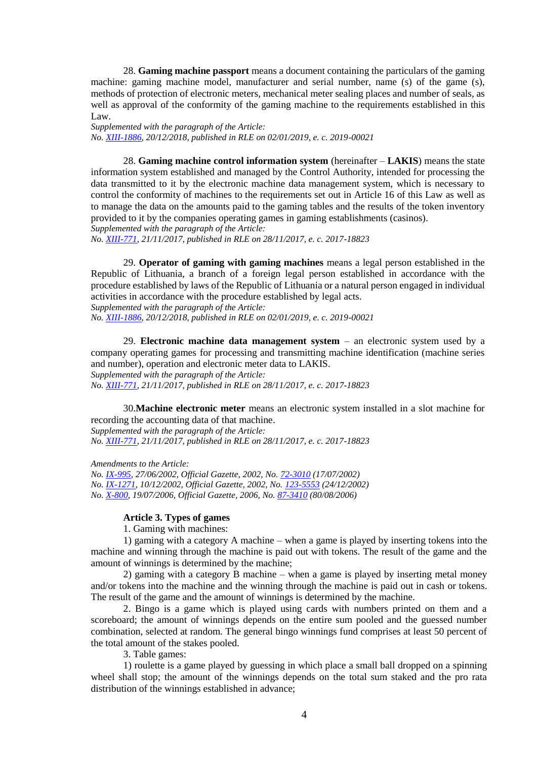28. **Gaming machine passport** means a document containing the particulars of the gaming machine: gaming machine model, manufacturer and serial number, name (s) of the game (s), methods of protection of electronic meters, mechanical meter sealing places and number of seals, as well as approval of the conformity of the gaming machine to the requirements established in this Law.

*Supplemented with the paragraph of the Article:*
*No. XIII-1886, 20/12/2018, published in RLE on 02/01/2019, e. c. 2019-00021*

28. **Gaming machine control information system** (hereinafter – **LAKIS**) means the state information system established and managed by the Control Authority, intended for processing the data transmitted to it by the electronic machine data management system, which is necessary to control the conformity of machines to the requirements set out in Article 16 of this Law as well as to manage the data on the amounts paid to the gaming tables and the results of the token inventory provided to it by the companies operating games in gaming establishments (casinos).

*Supplemented with the paragraph of the Article:*
*No. XIII-771, 21/11/2017, published in RLE on 28/11/2017, e. c. 2017-18823*

29. **Operator of gaming with gaming machines** means a legal person established in the Republic of Lithuania, a branch of a foreign legal person established in accordance with the procedure established by laws of the Republic of Lithuania or a natural person engaged in individual activities in accordance with the procedure established by legal acts.

*Supplemented with the paragraph of the Article:*
*No. XIII-1886, 20/12/2018, published in RLE on 02/01/2019, e. c. 2019-00021*

29. **Electronic machine data management system** – an electronic system used by a company operating games for processing and transmitting machine identification (machine series and number), operation and electronic meter data to LAKIS.

*Supplemented with the paragraph of the Article:*
*No. XIII-771, 21/11/2017, published in RLE on 28/11/2017, e. c. 2017-18823*

30.**Machine electronic meter** means an electronic system installed in a slot machine for recording the accounting data of that machine.

*Supplemented with the paragraph of the Article:*
*No. XIII-771, 21/11/2017, published in RLE on 28/11/2017, e. c. 2017-18823*

*Amendments to the Article:*
*No. IX-995, 27/06/2002, Official Gazette, 2002, No. 72-3010 (17/07/2002)*
*No. IX-1271, 10/12/2002, Official Gazette, 2002, No. 123-5553 (24/12/2002)*
*No. X-800, 19/07/2006, Official Gazette, 2006, No. 87-3410 (80/08/2006)*

**Article 3. Types of games**

1. Gaming with machines:

1) gaming with a category A machine – when a game is played by inserting tokens into the machine and winning through the machine is paid out with tokens. The result of the game and the amount of winnings is determined by the machine;

2) gaming with a category B machine – when a game is played by inserting metal money and/or tokens into the machine and the winning through the machine is paid out in cash or tokens. The result of the game and the amount of winnings is determined by the machine.

2. Bingo is a game which is played using cards with numbers printed on them and a scoreboard; the amount of winnings depends on the entire sum pooled and the guessed number combination, selected at random. The general bingo winnings fund comprises at least 50 percent of the total amount of the stakes pooled.

3. Table games:

1) roulette is a game played by guessing in which place a small ball dropped on a spinning wheel shall stop; the amount of the winnings depends on the total sum staked and the pro rata distribution of the winnings established in advance;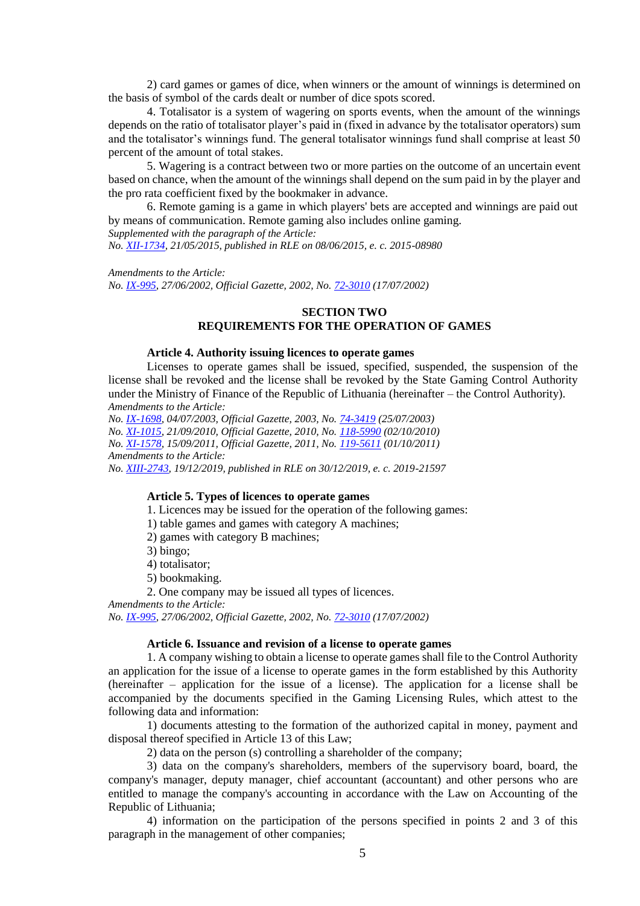2) card games or games of dice, when winners or the amount of winnings is determined on the basis of symbol of the cards dealt or number of dice spots scored.

4. Totalisator is a system of wagering on sports events, when the amount of the winnings depends on the ratio of totalisator player's paid in (fixed in advance by the totalisator operators) sum and the totalisator's winnings fund. The general totalisator winnings fund shall comprise at least 50 percent of the amount of total stakes.

5. Wagering is a contract between two or more parties on the outcome of an uncertain event based on chance, when the amount of the winnings shall depend on the sum paid in by the player and the pro rata coefficient fixed by the bookmaker in advance.

6. Remote gaming is a game in which players' bets are accepted and winnings are paid out by means of communication. Remote gaming also includes online gaming.

*Supplemented with the paragraph of the Article:*
*No. XII-1734, 21/05/2015, published in RLE on 08/06/2015, e. c. 2015-08980*

*Amendments to the Article:*
*No. IX-995, 27/06/2002, Official Gazette, 2002, No. 72-3010 (17/07/2002)*

## SECTION TWO
## REQUIREMENTS FOR THE OPERATION OF GAMES

### Article 4. Authority issuing licences to operate games

Licenses to operate games shall be issued, specified, suspended, the suspension of the license shall be revoked and the license shall be revoked by the State Gaming Control Authority under the Ministry of Finance of the Republic of Lithuania (hereinafter – the Control Authority).

*Amendments to the Article:*
*No. IX-1698, 04/07/2003, Official Gazette, 2003, No. 74-3419 (25/07/2003)*
*No. XI-1015, 21/09/2010, Official Gazette, 2010, No. 118-5990 (02/10/2010)*
*No. XI-1578, 15/09/2011, Official Gazette, 2011, No. 119-5611 (01/10/2011)*
*Amendments to the Article:*
*No. XIII-2743, 19/12/2019, published in RLE on 30/12/2019, e. c. 2019-21597*

### Article 5. Types of licences to operate games

1. Licences may be issued for the operation of the following games:

1) table games and games with category A machines;

2) games with category B machines;

3) bingo;

4) totalisator;

5) bookmaking.

2. One company may be issued all types of licences.

*Amendments to the Article:*
*No. IX-995, 27/06/2002, Official Gazette, 2002, No. 72-3010 (17/07/2002)*

### Article 6. Issuance and revision of a license to operate games

1. A company wishing to obtain a license to operate games shall file to the Control Authority an application for the issue of a license to operate games in the form established by this Authority (hereinafter – application for the issue of a license). The application for a license shall be accompanied by the documents specified in the Gaming Licensing Rules, which attest to the following data and information:

1) documents attesting to the formation of the authorized capital in money, payment and disposal thereof specified in Article 13 of this Law;

2) data on the person (s) controlling a shareholder of the company;

3) data on the company's shareholders, members of the supervisory board, board, the company's manager, deputy manager, chief accountant (accountant) and other persons who are entitled to manage the company's accounting in accordance with the Law on Accounting of the Republic of Lithuania;

4) information on the participation of the persons specified in points 2 and 3 of this paragraph in the management of other companies;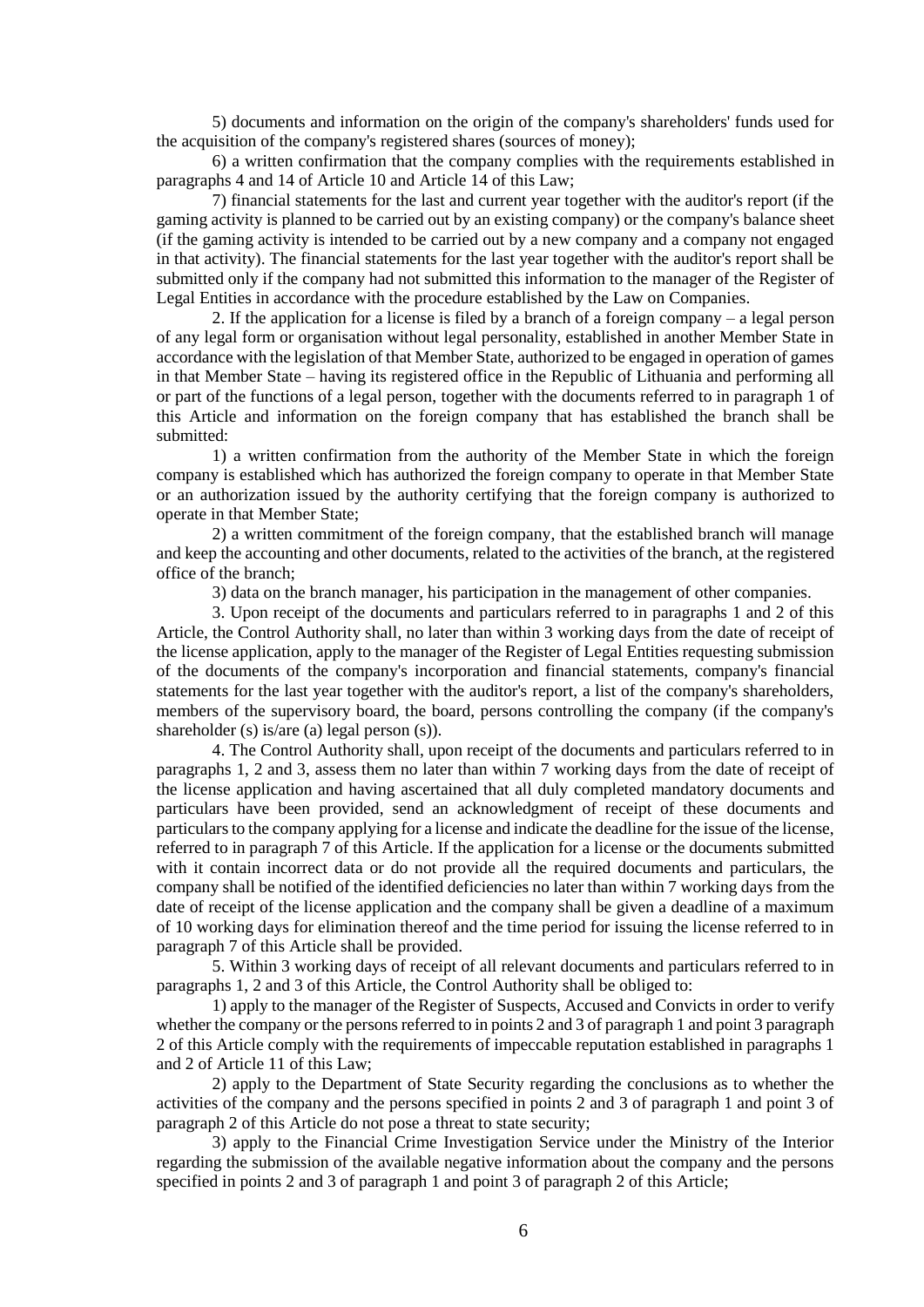5) documents and information on the origin of the company's shareholders' funds used for the acquisition of the company's registered shares (sources of money);

6) a written confirmation that the company complies with the requirements established in paragraphs 4 and 14 of Article 10 and Article 14 of this Law;

7) financial statements for the last and current year together with the auditor's report (if the gaming activity is planned to be carried out by an existing company) or the company's balance sheet (if the gaming activity is intended to be carried out by a new company and a company not engaged in that activity). The financial statements for the last year together with the auditor's report shall be submitted only if the company had not submitted this information to the manager of the Register of Legal Entities in accordance with the procedure established by the Law on Companies.

2. If the application for a license is filed by a branch of a foreign company – a legal person of any legal form or organisation without legal personality, established in another Member State in accordance with the legislation of that Member State, authorized to be engaged in operation of games in that Member State – having its registered office in the Republic of Lithuania and performing all or part of the functions of a legal person, together with the documents referred to in paragraph 1 of this Article and information on the foreign company that has established the branch shall be submitted:

1) a written confirmation from the authority of the Member State in which the foreign company is established which has authorized the foreign company to operate in that Member State or an authorization issued by the authority certifying that the foreign company is authorized to operate in that Member State;

2) a written commitment of the foreign company, that the established branch will manage and keep the accounting and other documents, related to the activities of the branch, at the registered office of the branch;

3) data on the branch manager, his participation in the management of other companies.

3. Upon receipt of the documents and particulars referred to in paragraphs 1 and 2 of this Article, the Control Authority shall, no later than within 3 working days from the date of receipt of the license application, apply to the manager of the Register of Legal Entities requesting submission of the documents of the company's incorporation and financial statements, company's financial statements for the last year together with the auditor's report, a list of the company's shareholders, members of the supervisory board, the board, persons controlling the company (if the company's shareholder (s) is/are (a) legal person (s)).

4. The Control Authority shall, upon receipt of the documents and particulars referred to in paragraphs 1, 2 and 3, assess them no later than within 7 working days from the date of receipt of the license application and having ascertained that all duly completed mandatory documents and particulars have been provided, send an acknowledgment of receipt of these documents and particulars to the company applying for a license and indicate the deadline for the issue of the license, referred to in paragraph 7 of this Article. If the application for a license or the documents submitted with it contain incorrect data or do not provide all the required documents and particulars, the company shall be notified of the identified deficiencies no later than within 7 working days from the date of receipt of the license application and the company shall be given a deadline of a maximum of 10 working days for elimination thereof and the time period for issuing the license referred to in paragraph 7 of this Article shall be provided.

5. Within 3 working days of receipt of all relevant documents and particulars referred to in paragraphs 1, 2 and 3 of this Article, the Control Authority shall be obliged to:

1) apply to the manager of the Register of Suspects, Accused and Convicts in order to verify whether the company or the persons referred to in points 2 and 3 of paragraph 1 and point 3 paragraph 2 of this Article comply with the requirements of impeccable reputation established in paragraphs 1 and 2 of Article 11 of this Law;

2) apply to the Department of State Security regarding the conclusions as to whether the activities of the company and the persons specified in points 2 and 3 of paragraph 1 and point 3 of paragraph 2 of this Article do not pose a threat to state security;

3) apply to the Financial Crime Investigation Service under the Ministry of the Interior regarding the submission of the available negative information about the company and the persons specified in points 2 and 3 of paragraph 1 and point 3 of paragraph 2 of this Article;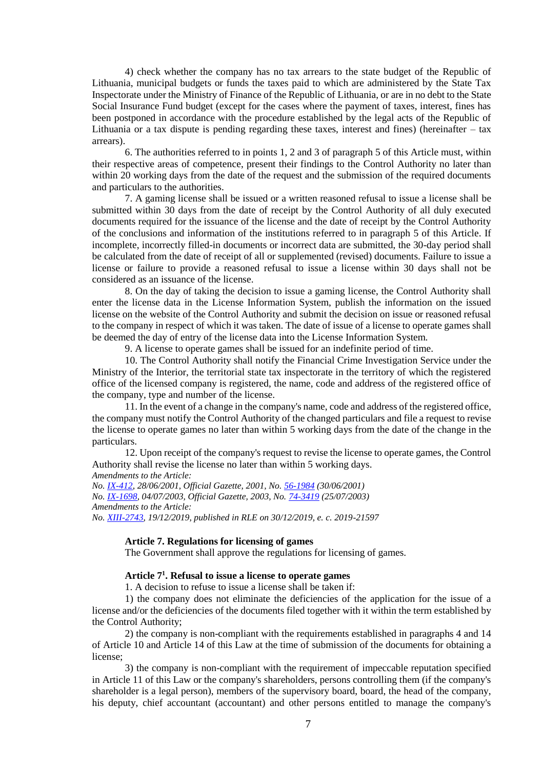4) check whether the company has no tax arrears to the state budget of the Republic of Lithuania, municipal budgets or funds the taxes paid to which are administered by the State Tax Inspectorate under the Ministry of Finance of the Republic of Lithuania, or are in no debt to the State Social Insurance Fund budget (except for the cases where the payment of taxes, interest, fines has been postponed in accordance with the procedure established by the legal acts of the Republic of Lithuania or a tax dispute is pending regarding these taxes, interest and fines) (hereinafter – tax arrears).

6. The authorities referred to in points 1, 2 and 3 of paragraph 5 of this Article must, within their respective areas of competence, present their findings to the Control Authority no later than within 20 working days from the date of the request and the submission of the required documents and particulars to the authorities.

7. A gaming license shall be issued or a written reasoned refusal to issue a license shall be submitted within 30 days from the date of receipt by the Control Authority of all duly executed documents required for the issuance of the license and the date of receipt by the Control Authority of the conclusions and information of the institutions referred to in paragraph 5 of this Article. If incomplete, incorrectly filled-in documents or incorrect data are submitted, the 30-day period shall be calculated from the date of receipt of all or supplemented (revised) documents. Failure to issue a license or failure to provide a reasoned refusal to issue a license within 30 days shall not be considered as an issuance of the license.

8. On the day of taking the decision to issue a gaming license, the Control Authority shall enter the license data in the License Information System, publish the information on the issued license on the website of the Control Authority and submit the decision on issue or reasoned refusal to the company in respect of which it was taken. The date of issue of a license to operate games shall be deemed the day of entry of the license data into the License Information System.

9. A license to operate games shall be issued for an indefinite period of time.

10. The Control Authority shall notify the Financial Crime Investigation Service under the Ministry of the Interior, the territorial state tax inspectorate in the territory of which the registered office of the licensed company is registered, the name, code and address of the registered office of the company, type and number of the license.

11. In the event of a change in the company's name, code and address of the registered office, the company must notify the Control Authority of the changed particulars and file a request to revise the license to operate games no later than within 5 working days from the date of the change in the particulars.

12. Upon receipt of the company's request to revise the license to operate games, the Control Authority shall revise the license no later than within 5 working days.

*Amendments to the Article:*
*No. IX-412, 28/06/2001, Official Gazette, 2001, No. 56-1984 (30/06/2001)*
*No. IX-1698, 04/07/2003, Official Gazette, 2003, No. 74-3419 (25/07/2003)*
*Amendments to the Article:*
*No. XIII-2743, 19/12/2019, published in RLE on 30/12/2019, e. c. 2019-21597*

**Article 7. Regulations for licensing of games**

The Government shall approve the regulations for licensing of games.

**Article 7[1]. Refusal to issue a license to operate games**

1. A decision to refuse to issue a license shall be taken if:

1) the company does not eliminate the deficiencies of the application for the issue of a license and/or the deficiencies of the documents filed together with it within the term established by the Control Authority;

2) the company is non-compliant with the requirements established in paragraphs 4 and 14 of Article 10 and Article 14 of this Law at the time of submission of the documents for obtaining a license;

3) the company is non-compliant with the requirement of impeccable reputation specified in Article 11 of this Law or the company's shareholders, persons controlling them (if the company's shareholder is a legal person), members of the supervisory board, board, the head of the company, his deputy, chief accountant (accountant) and other persons entitled to manage the company's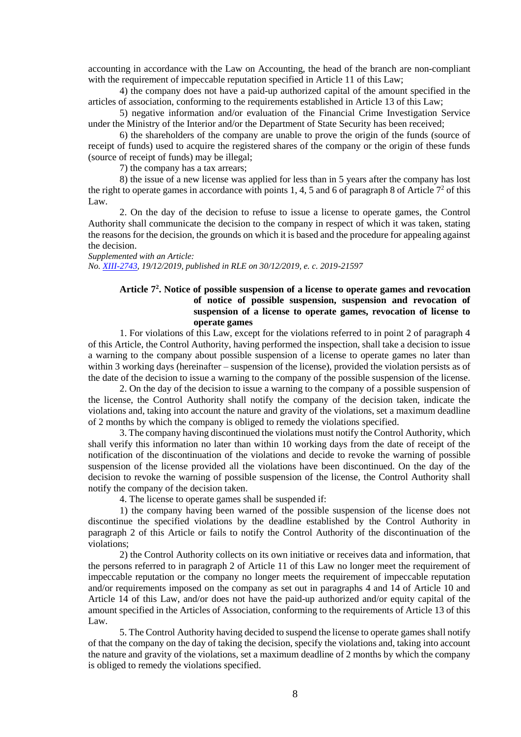accounting in accordance with the Law on Accounting, the head of the branch are non-compliant with the requirement of impeccable reputation specified in Article 11 of this Law;

4) the company does not have a paid-up authorized capital of the amount specified in the articles of association, conforming to the requirements established in Article 13 of this Law;

5) negative information and/or evaluation of the Financial Crime Investigation Service under the Ministry of the Interior and/or the Department of State Security has been received;

6) the shareholders of the company are unable to prove the origin of the funds (source of receipt of funds) used to acquire the registered shares of the company or the origin of these funds (source of receipt of funds) may be illegal;

7) the company has a tax arrears;

8) the issue of a new license was applied for less than in 5 years after the company has lost the right to operate games in accordance with points 1, 4, 5 and 6 of paragraph 8 of Article $7^2$ of this Law.

2. On the day of the decision to refuse to issue a license to operate games, the Control Authority shall communicate the decision to the company in respect of which it was taken, stating the reasons for the decision, the grounds on which it is based and the procedure for appealing against the decision.

*Supplemented with an Article:*
*No. XIII-2743, 19/12/2019, published in RLE on 30/12/2019, e. c. 2019-21597*

### Article $7^2$. Notice of possible suspension of a license to operate games and revocation of notice of possible suspension, suspension and revocation of suspension of a license to operate games, revocation of license to operate games

1. For violations of this Law, except for the violations referred to in point 2 of paragraph 4 of this Article, the Control Authority, having performed the inspection, shall take a decision to issue a warning to the company about possible suspension of a license to operate games no later than within 3 working days (hereinafter – suspension of the license), provided the violation persists as of the date of the decision to issue a warning to the company of the possible suspension of the license.

2. On the day of the decision to issue a warning to the company of a possible suspension of the license, the Control Authority shall notify the company of the decision taken, indicate the violations and, taking into account the nature and gravity of the violations, set a maximum deadline of 2 months by which the company is obliged to remedy the violations specified.

3. The company having discontinued the violations must notify the Control Authority, which shall verify this information no later than within 10 working days from the date of receipt of the notification of the discontinuation of the violations and decide to revoke the warning of possible suspension of the license provided all the violations have been discontinued. On the day of the decision to revoke the warning of possible suspension of the license, the Control Authority shall notify the company of the decision taken.

4. The license to operate games shall be suspended if:

1) the company having been warned of the possible suspension of the license does not discontinue the specified violations by the deadline established by the Control Authority in paragraph 2 of this Article or fails to notify the Control Authority of the discontinuation of the violations;

2) the Control Authority collects on its own initiative or receives data and information, that the persons referred to in paragraph 2 of Article 11 of this Law no longer meet the requirement of impeccable reputation or the company no longer meets the requirement of impeccable reputation and/or requirements imposed on the company as set out in paragraphs 4 and 14 of Article 10 and Article 14 of this Law, and/or does not have the paid-up authorized and/or equity capital of the amount specified in the Articles of Association, conforming to the requirements of Article 13 of this Law.

5. The Control Authority having decided to suspend the license to operate games shall notify of that the company on the day of taking the decision, specify the violations and, taking into account the nature and gravity of the violations, set a maximum deadline of 2 months by which the company is obliged to remedy the violations specified.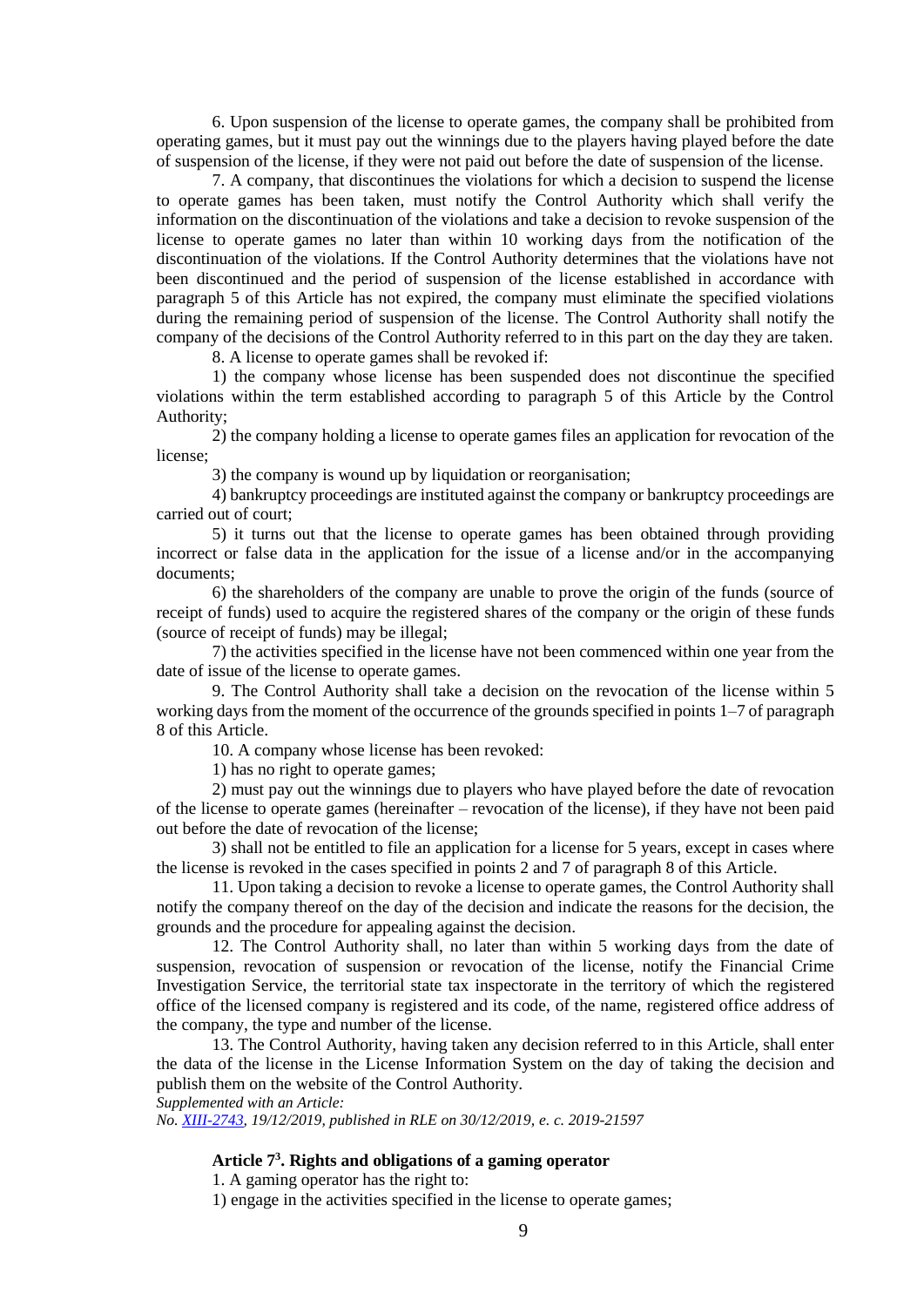6. Upon suspension of the license to operate games, the company shall be prohibited from operating games, but it must pay out the winnings due to the players having played before the date of suspension of the license, if they were not paid out before the date of suspension of the license.

7. A company, that discontinues the violations for which a decision to suspend the license to operate games has been taken, must notify the Control Authority which shall verify the information on the discontinuation of the violations and take a decision to revoke suspension of the license to operate games no later than within 10 working days from the notification of the discontinuation of the violations. If the Control Authority determines that the violations have not been discontinued and the period of suspension of the license established in accordance with paragraph 5 of this Article has not expired, the company must eliminate the specified violations during the remaining period of suspension of the license. The Control Authority shall notify the company of the decisions of the Control Authority referred to in this part on the day they are taken.

8. A license to operate games shall be revoked if:

1) the company whose license has been suspended does not discontinue the specified violations within the term established according to paragraph 5 of this Article by the Control Authority;

2) the company holding a license to operate games files an application for revocation of the license;

3) the company is wound up by liquidation or reorganisation;

4) bankruptcy proceedings are instituted against the company or bankruptcy proceedings are carried out of court;

5) it turns out that the license to operate games has been obtained through providing incorrect or false data in the application for the issue of a license and/or in the accompanying documents;

6) the shareholders of the company are unable to prove the origin of the funds (source of receipt of funds) used to acquire the registered shares of the company or the origin of these funds (source of receipt of funds) may be illegal;

7) the activities specified in the license have not been commenced within one year from the date of issue of the license to operate games.

9. The Control Authority shall take a decision on the revocation of the license within 5 working days from the moment of the occurrence of the grounds specified in points 1–7 of paragraph 8 of this Article.

10. A company whose license has been revoked:

1) has no right to operate games;

2) must pay out the winnings due to players who have played before the date of revocation of the license to operate games (hereinafter – revocation of the license), if they have not been paid out before the date of revocation of the license;

3) shall not be entitled to file an application for a license for 5 years, except in cases where the license is revoked in the cases specified in points 2 and 7 of paragraph 8 of this Article.

11. Upon taking a decision to revoke a license to operate games, the Control Authority shall notify the company thereof on the day of the decision and indicate the reasons for the decision, the grounds and the procedure for appealing against the decision.

12. The Control Authority shall, no later than within 5 working days from the date of suspension, revocation of suspension or revocation of the license, notify the Financial Crime Investigation Service, the territorial state tax inspectorate in the territory of which the registered office of the licensed company is registered and its code, of the name, registered office address of the company, the type and number of the license.

13. The Control Authority, having taken any decision referred to in this Article, shall enter the data of the license in the License Information System on the day of taking the decision and publish them on the website of the Control Authority.

*Supplemented with an Article:*
*No. XIII-2743, 19/12/2019, published in RLE on 30/12/2019, e. c. 2019-21597*

### Article 7[3]. Rights and obligations of a gaming operator

1. A gaming operator has the right to:

1) engage in the activities specified in the license to operate games;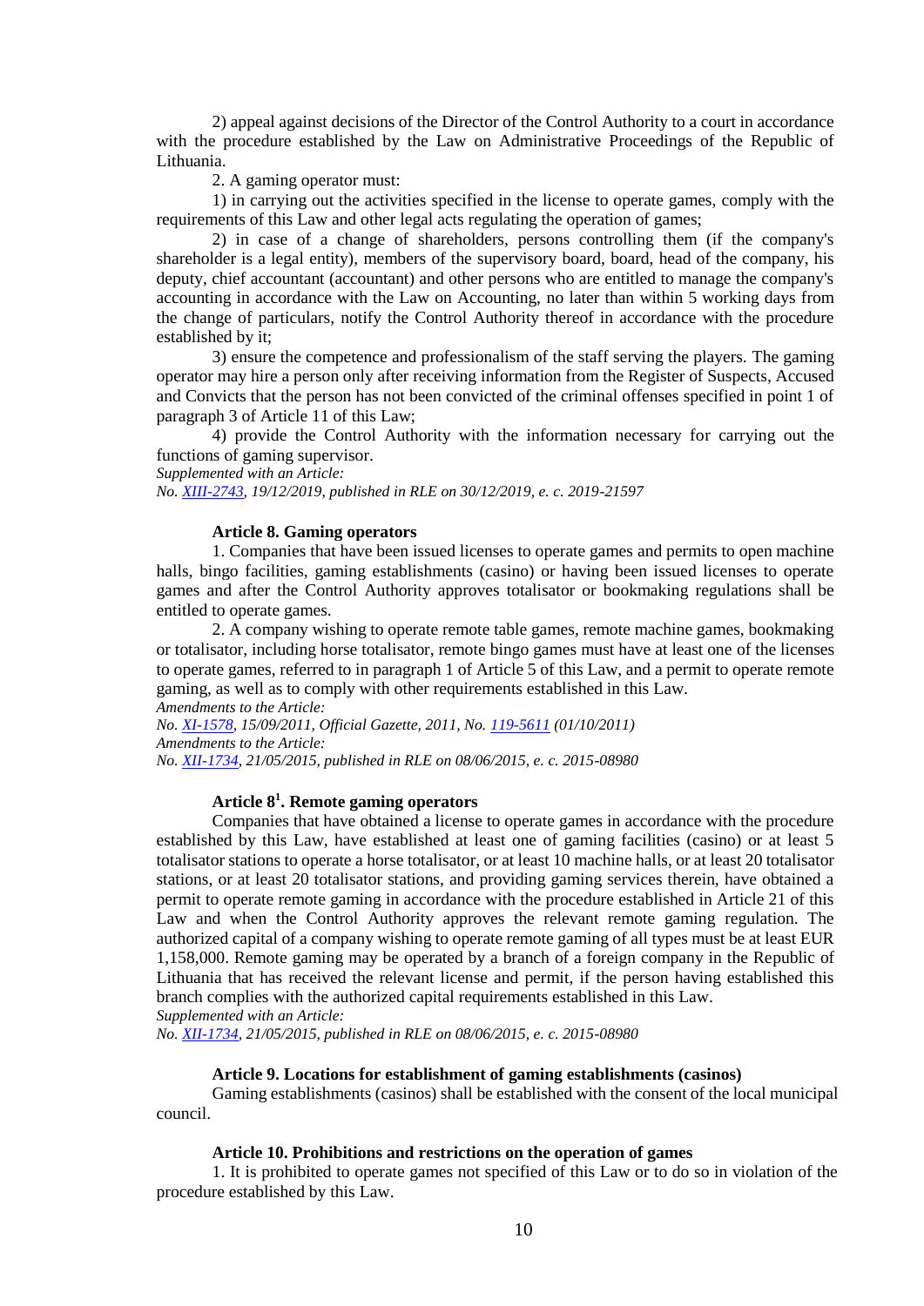2) appeal against decisions of the Director of the Control Authority to a court in accordance with the procedure established by the Law on Administrative Proceedings of the Republic of Lithuania.

2. A gaming operator must:

1) in carrying out the activities specified in the license to operate games, comply with the requirements of this Law and other legal acts regulating the operation of games;

2) in case of a change of shareholders, persons controlling them (if the company's shareholder is a legal entity), members of the supervisory board, board, head of the company, his deputy, chief accountant (accountant) and other persons who are entitled to manage the company's accounting in accordance with the Law on Accounting, no later than within 5 working days from the change of particulars, notify the Control Authority thereof in accordance with the procedure established by it;

3) ensure the competence and professionalism of the staff serving the players. The gaming operator may hire a person only after receiving information from the Register of Suspects, Accused and Convicts that the person has not been convicted of the criminal offenses specified in point 1 of paragraph 3 of Article 11 of this Law;

4) provide the Control Authority with the information necessary for carrying out the functions of gaming supervisor.

*Supplemented with an Article:*
*No. XIII-2743, 19/12/2019, published in RLE on 30/12/2019, e. c. 2019-21597*

**Article 8. Gaming operators**

1. Companies that have been issued licenses to operate games and permits to open machine halls, bingo facilities, gaming establishments (casino) or having been issued licenses to operate games and after the Control Authority approves totalisator or bookmaking regulations shall be entitled to operate games.

2. A company wishing to operate remote table games, remote machine games, bookmaking or totalisator, including horse totalisator, remote bingo games must have at least one of the licenses to operate games, referred to in paragraph 1 of Article 5 of this Law, and a permit to operate remote gaming, as well as to comply with other requirements established in this Law.

*Amendments to the Article:*
*No. XI-1578, 15/09/2011, Official Gazette, 2011, No. 119-5611 (01/10/2011)*
*Amendments to the Article:*
*No. XII-1734, 21/05/2015, published in RLE on 08/06/2015, e. c. 2015-08980*

**Article 8[1]. Remote gaming operators**

Companies that have obtained a license to operate games in accordance with the procedure established by this Law, have established at least one of gaming facilities (casino) or at least 5 totalisator stations to operate a horse totalisator, or at least 10 machine halls, or at least 20 totalisator stations, or at least 20 totalisator stations, and providing gaming services therein, have obtained a permit to operate remote gaming in accordance with the procedure established in Article 21 of this Law and when the Control Authority approves the relevant remote gaming regulation. The authorized capital of a company wishing to operate remote gaming of all types must be at least EUR 1,158,000. Remote gaming may be operated by a branch of a foreign company in the Republic of Lithuania that has received the relevant license and permit, if the person having established this branch complies with the authorized capital requirements established in this Law.

*Supplemented with an Article:*
*No. XII-1734, 21/05/2015, published in RLE on 08/06/2015, e. c. 2015-08980*

**Article 9. Locations for establishment of gaming establishments (casinos)**

Gaming establishments (casinos) shall be established with the consent of the local municipal council.

**Article 10. Prohibitions and restrictions on the operation of games**

1. It is prohibited to operate games not specified of this Law or to do so in violation of the procedure established by this Law.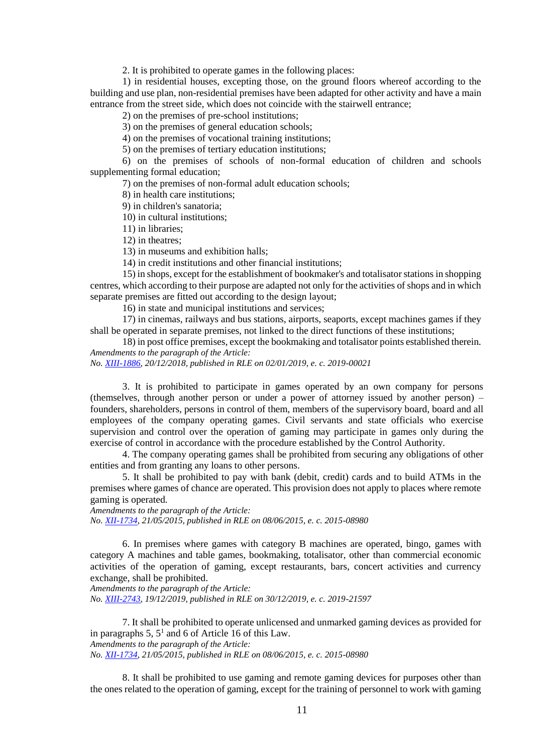2. It is prohibited to operate games in the following places:

1) in residential houses, excepting those, on the ground floors whereof according to the building and use plan, non-residential premises have been adapted for other activity and have a main entrance from the street side, which does not coincide with the stairwell entrance;

2) on the premises of pre-school institutions;

3) on the premises of general education schools;

4) on the premises of vocational training institutions;

5) on the premises of tertiary education institutions;

6) on the premises of schools of non-formal education of children and schools supplementing formal education;

7) on the premises of non-formal adult education schools;

8) in health care institutions;

9) in children's sanatoria;

10) in cultural institutions;

11) in libraries;

12) in theatres;

13) in museums and exhibition halls;

14) in credit institutions and other financial institutions;

15) in shops, except for the establishment of bookmaker's and totalisator stations in shopping centres, which according to their purpose are adapted not only for the activities of shops and in which separate premises are fitted out according to the design layout;

16) in state and municipal institutions and services;

17) in cinemas, railways and bus stations, airports, seaports, except machines games if they shall be operated in separate premises, not linked to the direct functions of these institutions;

18) in post office premises, except the bookmaking and totalisator points established therein.

*Amendments to the paragraph of the Article:*
*No. XIII-1886, 20/12/2018, published in RLE on 02/01/2019, e. c. 2019-00021*

3. It is prohibited to participate in games operated by an own company for persons (themselves, through another person or under a power of attorney issued by another person) – founders, shareholders, persons in control of them, members of the supervisory board, board and all employees of the company operating games. Civil servants and state officials who exercise supervision and control over the operation of gaming may participate in games only during the exercise of control in accordance with the procedure established by the Control Authority.

4. The company operating games shall be prohibited from securing any obligations of other entities and from granting any loans to other persons.

5. It shall be prohibited to pay with bank (debit, credit) cards and to build ATMs in the premises where games of chance are operated. This provision does not apply to places where remote gaming is operated.

*Amendments to the paragraph of the Article:*
*No. XII-1734, 21/05/2015, published in RLE on 08/06/2015, e. c. 2015-08980*

6. In premises where games with category B machines are operated, bingo, games with category A machines and table games, bookmaking, totalisator, other than commercial economic activities of the operation of gaming, except restaurants, bars, concert activities and currency exchange, shall be prohibited.

*Amendments to the paragraph of the Article:*
*No. XIII-2743, 19/12/2019, published in RLE on 30/12/2019, e. c. 2019-21597*

7. It shall be prohibited to operate unlicensed and unmarked gaming devices as provided for in paragraphs 5, 5[1] and 6 of Article 16 of this Law.

*Amendments to the paragraph of the Article:*
*No. XII-1734, 21/05/2015, published in RLE on 08/06/2015, e. c. 2015-08980*

8. It shall be prohibited to use gaming and remote gaming devices for purposes other than the ones related to the operation of gaming, except for the training of personnel to work with gaming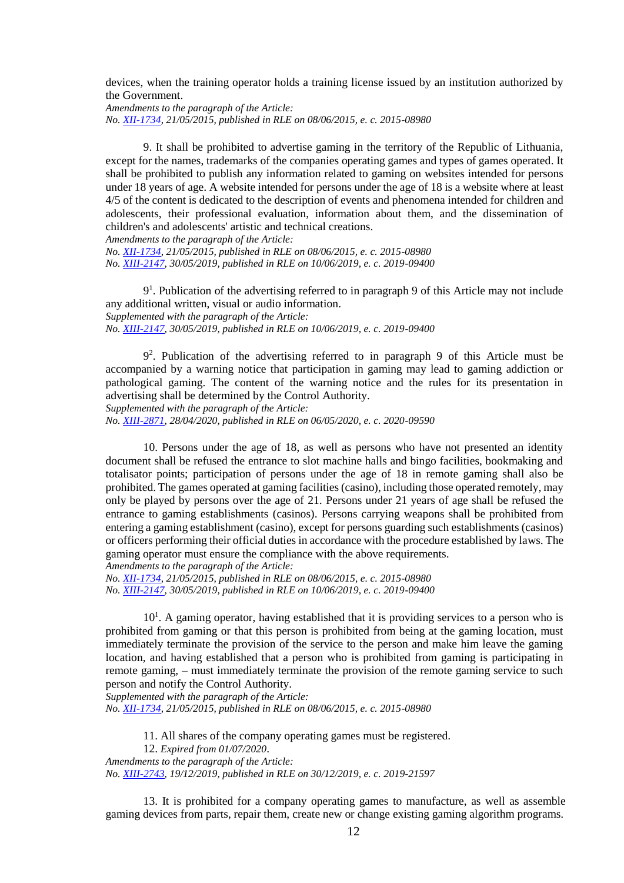devices, when the training operator holds a training license issued by an institution authorized by the Government.

*Amendments to the paragraph of the Article:*
*No. XII-1734, 21/05/2015, published in RLE on 08/06/2015, e. c. 2015-08980*

9. It shall be prohibited to advertise gaming in the territory of the Republic of Lithuania, except for the names, trademarks of the companies operating games and types of games operated. It shall be prohibited to publish any information related to gaming on websites intended for persons under 18 years of age. A website intended for persons under the age of 18 is a website where at least 4/5 of the content is dedicated to the description of events and phenomena intended for children and adolescents, their professional evaluation, information about them, and the dissemination of children's and adolescents' artistic and technical creations.

*Amendments to the paragraph of the Article:*
*No. XII-1734, 21/05/2015, published in RLE on 08/06/2015, e. c. 2015-08980*
*No. XIII-2147, 30/05/2019, published in RLE on 10/06/2019, e. c. 2019-09400*

9[1]. Publication of the advertising referred to in paragraph 9 of this Article may not include any additional written, visual or audio information.

*Supplemented with the paragraph of the Article:*
*No. XIII-2147, 30/05/2019, published in RLE on 10/06/2019, e. c. 2019-09400*

9[2]. Publication of the advertising referred to in paragraph 9 of this Article must be accompanied by a warning notice that participation in gaming may lead to gaming addiction or pathological gaming. The content of the warning notice and the rules for its presentation in advertising shall be determined by the Control Authority.

*Supplemented with the paragraph of the Article:*
*No. XIII-2871, 28/04/2020, published in RLE on 06/05/2020, e. c. 2020-09590*

10. Persons under the age of 18, as well as persons who have not presented an identity document shall be refused the entrance to slot machine halls and bingo facilities, bookmaking and totalisator points; participation of persons under the age of 18 in remote gaming shall also be prohibited. The games operated at gaming facilities (casino), including those operated remotely, may only be played by persons over the age of 21. Persons under 21 years of age shall be refused the entrance to gaming establishments (casinos). Persons carrying weapons shall be prohibited from entering a gaming establishment (casino), except for persons guarding such establishments (casinos) or officers performing their official duties in accordance with the procedure established by laws. The gaming operator must ensure the compliance with the above requirements.

*Amendments to the paragraph of the Article:*
*No. XII-1734, 21/05/2015, published in RLE on 08/06/2015, e. c. 2015-08980*
*No. XIII-2147, 30/05/2019, published in RLE on 10/06/2019, e. c. 2019-09400*

10[1]. A gaming operator, having established that it is providing services to a person who is prohibited from gaming or that this person is prohibited from being at the gaming location, must immediately terminate the provision of the service to the person and make him leave the gaming location, and having established that a person who is prohibited from gaming is participating in remote gaming, – must immediately terminate the provision of the remote gaming service to such person and notify the Control Authority.

*Supplemented with the paragraph of the Article:*
*No. XII-1734, 21/05/2015, published in RLE on 08/06/2015, e. c. 2015-08980*

11. All shares of the company operating games must be registered.

12. *Expired from 01/07/2020*.

*Amendments to the paragraph of the Article:*
*No. XIII-2743, 19/12/2019, published in RLE on 30/12/2019, e. c. 2019-21597*

13. It is prohibited for a company operating games to manufacture, as well as assemble gaming devices from parts, repair them, create new or change existing gaming algorithm programs.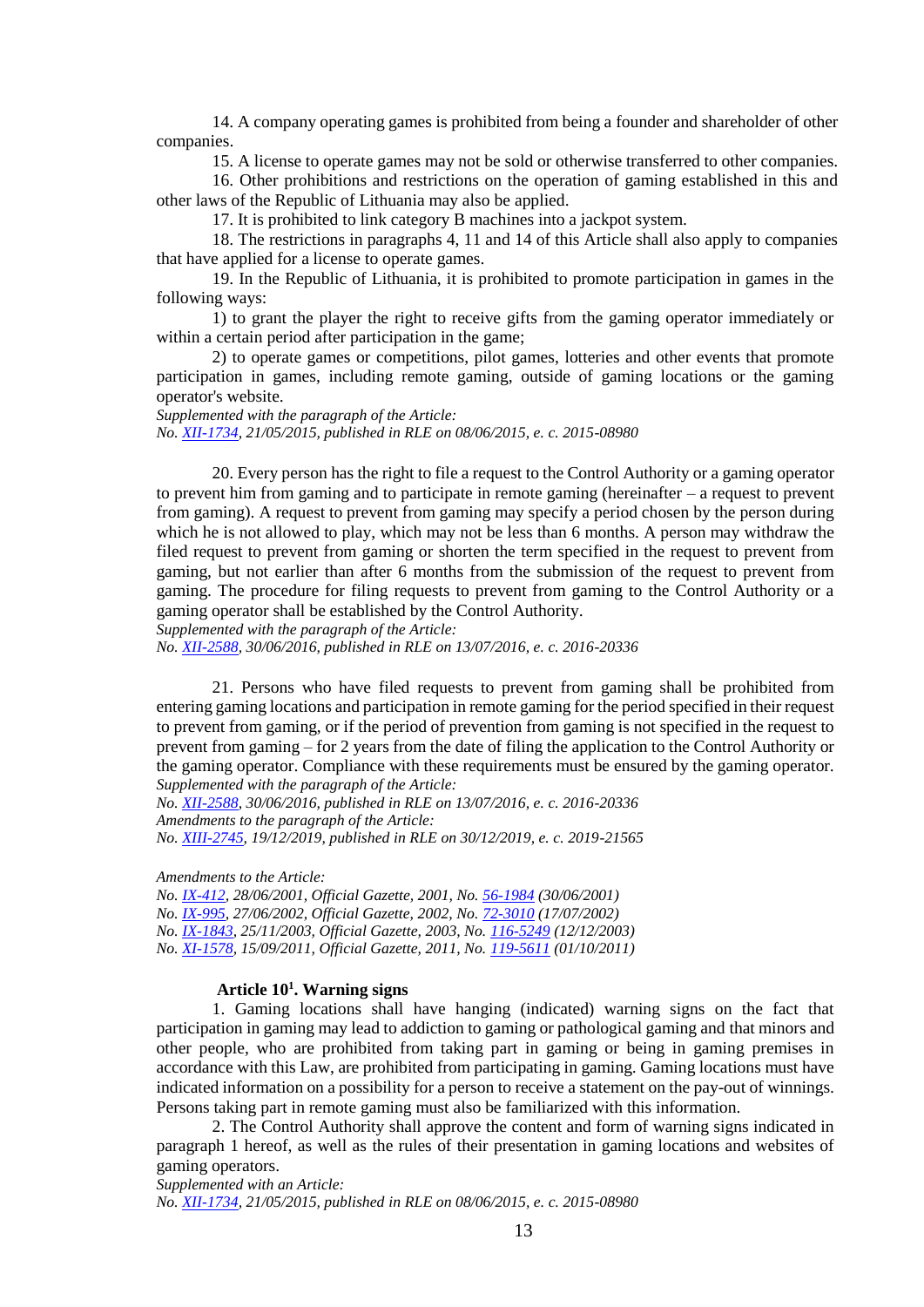14. A company operating games is prohibited from being a founder and shareholder of other companies.

15. A license to operate games may not be sold or otherwise transferred to other companies.

16. Other prohibitions and restrictions on the operation of gaming established in this and other laws of the Republic of Lithuania may also be applied.

17. It is prohibited to link category B machines into a jackpot system.

18. The restrictions in paragraphs 4, 11 and 14 of this Article shall also apply to companies that have applied for a license to operate games.

19. In the Republic of Lithuania, it is prohibited to promote participation in games in the following ways:

1) to grant the player the right to receive gifts from the gaming operator immediately or within a certain period after participation in the game;

2) to operate games or competitions, pilot games, lotteries and other events that promote participation in games, including remote gaming, outside of gaming locations or the gaming operator's website.

*Supplemented with the paragraph of the Article:*
*No. XII-1734, 21/05/2015, published in RLE on 08/06/2015, e. c. 2015-08980*

20. Every person has the right to file a request to the Control Authority or a gaming operator to prevent him from gaming and to participate in remote gaming (hereinafter – a request to prevent from gaming). A request to prevent from gaming may specify a period chosen by the person during which he is not allowed to play, which may not be less than 6 months. A person may withdraw the filed request to prevent from gaming or shorten the term specified in the request to prevent from gaming, but not earlier than after 6 months from the submission of the request to prevent from gaming. The procedure for filing requests to prevent from gaming to the Control Authority or a gaming operator shall be established by the Control Authority.

*Supplemented with the paragraph of the Article:*
*No. XII-2588, 30/06/2016, published in RLE on 13/07/2016, e. c. 2016-20336*

21. Persons who have filed requests to prevent from gaming shall be prohibited from entering gaming locations and participation in remote gaming for the period specified in their request to prevent from gaming, or if the period of prevention from gaming is not specified in the request to prevent from gaming – for 2 years from the date of filing the application to the Control Authority or the gaming operator. Compliance with these requirements must be ensured by the gaming operator.

*Supplemented with the paragraph of the Article:*
*No. XII-2588, 30/06/2016, published in RLE on 13/07/2016, e. c. 2016-20336*
*Amendments to the paragraph of the Article:*
*No. XIII-2745, 19/12/2019, published in RLE on 30/12/2019, e. c. 2019-21565*

*Amendments to the Article:*
*No. IX-412, 28/06/2001, Official Gazette, 2001, No. 56-1984 (30/06/2001)*
*No. IX-995, 27/06/2002, Official Gazette, 2002, No. 72-3010 (17/07/2002)*
*No. IX-1843, 25/11/2003, Official Gazette, 2003, No. 116-5249 (12/12/2003)*
*No. XI-1578, 15/09/2011, Official Gazette, 2011, No. 119-5611 (01/10/2011)*

### Article 10[1]. Warning signs

1. Gaming locations shall have hanging (indicated) warning signs on the fact that participation in gaming may lead to addiction to gaming or pathological gaming and that minors and other people, who are prohibited from taking part in gaming or being in gaming premises in accordance with this Law, are prohibited from participating in gaming. Gaming locations must have indicated information on a possibility for a person to receive a statement on the pay-out of winnings. Persons taking part in remote gaming must also be familiarized with this information.

2. The Control Authority shall approve the content and form of warning signs indicated in paragraph 1 hereof, as well as the rules of their presentation in gaming locations and websites of gaming operators.

*Supplemented with an Article:*
*No. XII-1734, 21/05/2015, published in RLE on 08/06/2015, e. c. 2015-08980*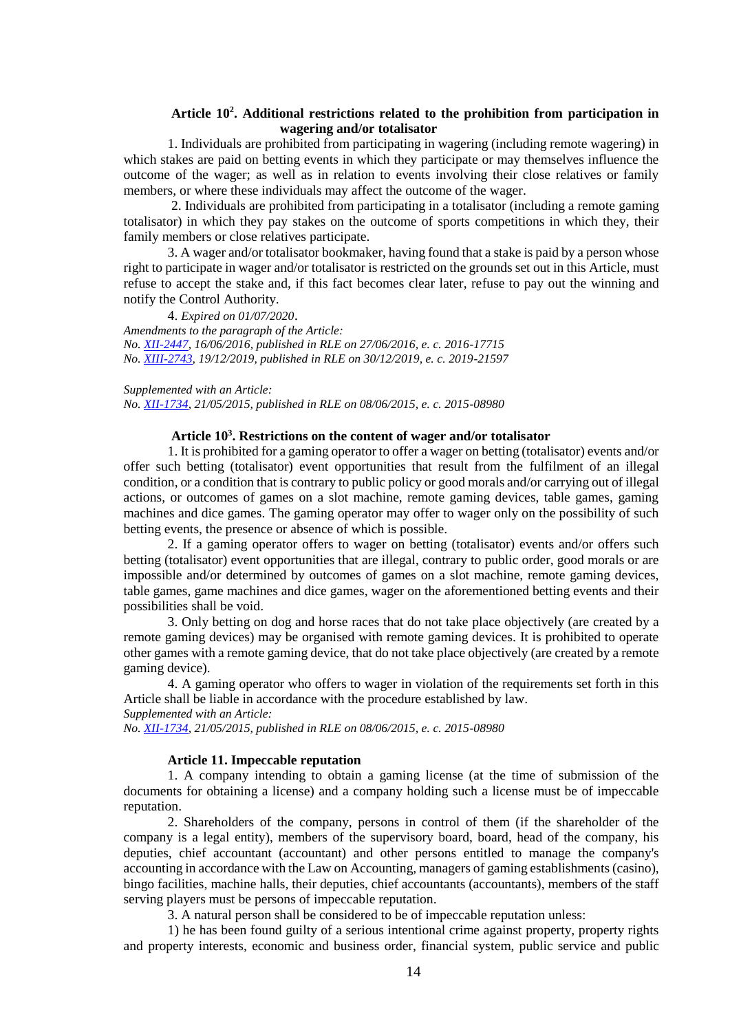### Article 10². Additional restrictions related to the prohibition from participation in wagering and/or totalisator

1. Individuals are prohibited from participating in wagering (including remote wagering) in which stakes are paid on betting events in which they participate or may themselves influence the outcome of the wager; as well as in relation to events involving their close relatives or family members, or where these individuals may affect the outcome of the wager.

2. Individuals are prohibited from participating in a totalisator (including a remote gaming totalisator) in which they pay stakes on the outcome of sports competitions in which they, their family members or close relatives participate.

3. A wager and/or totalisator bookmaker, having found that a stake is paid by a person whose right to participate in wager and/or totalisator is restricted on the grounds set out in this Article, must refuse to accept the stake and, if this fact becomes clear later, refuse to pay out the winning and notify the Control Authority.

4. *Expired on 01/07/2020*.

*Amendments to the paragraph of the Article:*
*No. XII-2447, 16/06/2016, published in RLE on 27/06/2016, e. c. 2016-17715*
*No. XIII-2743, 19/12/2019, published in RLE on 30/12/2019, e. c. 2019-21597*

*Supplemented with an Article:*
*No. XII-1734, 21/05/2015, published in RLE on 08/06/2015, e. c. 2015-08980*

### Article 10³. Restrictions on the content of wager and/or totalisator

1. It is prohibited for a gaming operator to offer a wager on betting (totalisator) events and/or offer such betting (totalisator) event opportunities that result from the fulfilment of an illegal condition, or a condition that is contrary to public policy or good morals and/or carrying out of illegal actions, or outcomes of games on a slot machine, remote gaming devices, table games, gaming machines and dice games. The gaming operator may offer to wager only on the possibility of such betting events, the presence or absence of which is possible.

2. If a gaming operator offers to wager on betting (totalisator) events and/or offers such betting (totalisator) event opportunities that are illegal, contrary to public order, good morals or are impossible and/or determined by outcomes of games on a slot machine, remote gaming devices, table games, game machines and dice games, wager on the aforementioned betting events and their possibilities shall be void.

3. Only betting on dog and horse races that do not take place objectively (are created by a remote gaming devices) may be organised with remote gaming devices. It is prohibited to operate other games with a remote gaming device, that do not take place objectively (are created by a remote gaming device).

4. A gaming operator who offers to wager in violation of the requirements set forth in this Article shall be liable in accordance with the procedure established by law.

*Supplemented with an Article:*
*No. XII-1734, 21/05/2015, published in RLE on 08/06/2015, e. c. 2015-08980*

### Article 11. Impeccable reputation

1. A company intending to obtain a gaming license (at the time of submission of the documents for obtaining a license) and a company holding such a license must be of impeccable reputation.

2. Shareholders of the company, persons in control of them (if the shareholder of the company is a legal entity), members of the supervisory board, board, head of the company, his deputies, chief accountant (accountant) and other persons entitled to manage the company's accounting in accordance with the Law on Accounting, managers of gaming establishments (casino), bingo facilities, machine halls, their deputies, chief accountants (accountants), members of the staff serving players must be persons of impeccable reputation.

3. A natural person shall be considered to be of impeccable reputation unless:

1) he has been found guilty of a serious intentional crime against property, property rights and property interests, economic and business order, financial system, public service and public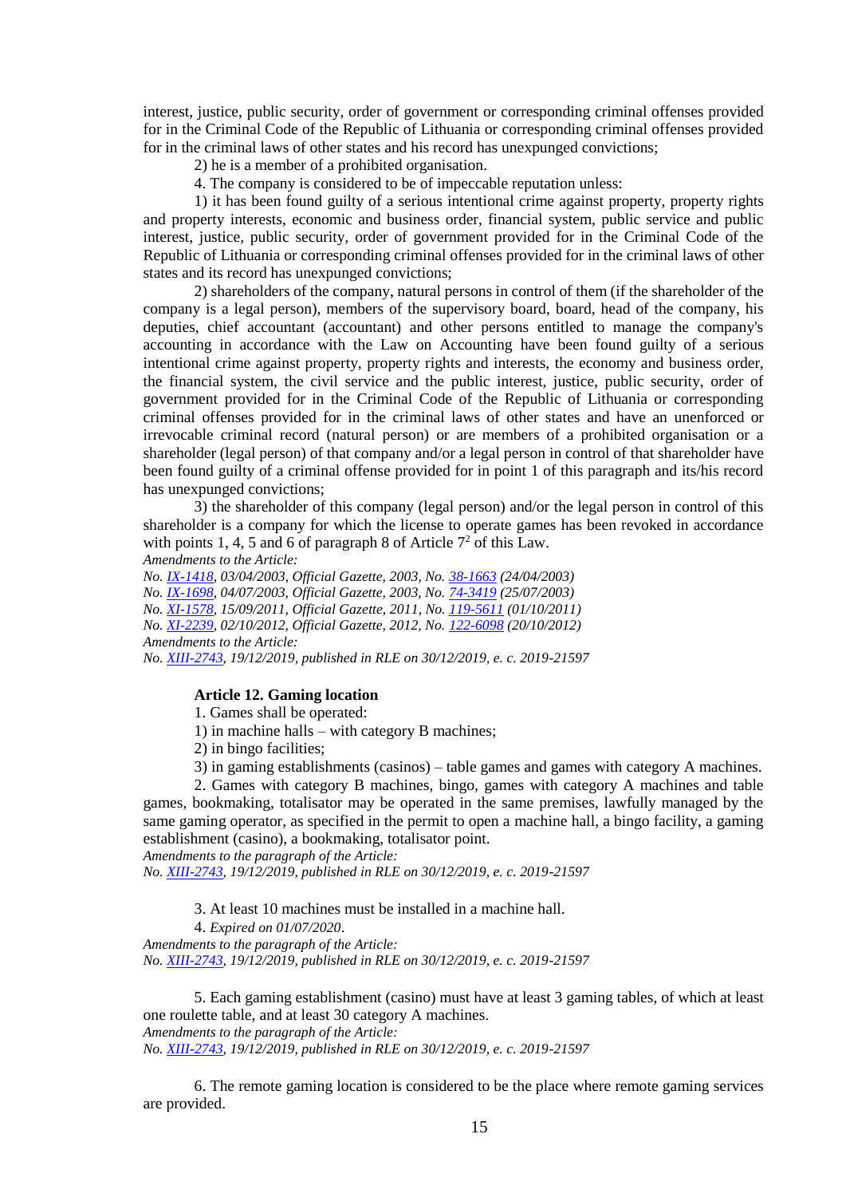interest, justice, public security, order of government or corresponding criminal offenses provided for in the Criminal Code of the Republic of Lithuania or corresponding criminal offenses provided for in the criminal laws of other states and his record has unexpunged convictions;

2) he is a member of a prohibited organisation.

4. The company is considered to be of impeccable reputation unless:

1) it has been found guilty of a serious intentional crime against property, property rights and property interests, economic and business order, financial system, public service and public interest, justice, public security, order of government provided for in the Criminal Code of the Republic of Lithuania or corresponding criminal offenses provided for in the criminal laws of other states and its record has unexpunged convictions;

2) shareholders of the company, natural persons in control of them (if the shareholder of the company is a legal person), members of the supervisory board, board, head of the company, his deputies, chief accountant (accountant) and other persons entitled to manage the company's accounting in accordance with the Law on Accounting have been found guilty of a serious intentional crime against property, property rights and interests, the economy and business order, the financial system, the civil service and the public interest, justice, public security, order of government provided for in the Criminal Code of the Republic of Lithuania or corresponding criminal offenses provided for in the criminal laws of other states and have an unenforced or irrevocable criminal record (natural person) or are members of a prohibited organisation or a shareholder (legal person) of that company and/or a legal person in control of that shareholder have been found guilty of a criminal offense provided for in point 1 of this paragraph and its/his record has unexpunged convictions;

3) the shareholder of this company (legal person) and/or the legal person in control of this shareholder is a company for which the license to operate games has been revoked in accordance with points 1, 4, 5 and 6 of paragraph 8 of Article 7[2] of this Law.

*Amendments to the Article:*
*No. IX-1418, 03/04/2003, Official Gazette, 2003, No. 38-1663 (24/04/2003)*
*No. IX-1698, 04/07/2003, Official Gazette, 2003, No. 74-3419 (25/07/2003)*
*No. XI-1578, 15/09/2011, Official Gazette, 2011, No. 119-5611 (01/10/2011)*
*No. XI-2239, 02/10/2012, Official Gazette, 2012, No. 122-6098 (20/10/2012)*
*Amendments to the Article:*
*No. XIII-2743, 19/12/2019, published in RLE on 30/12/2019, e. c. 2019-21597*

**Article 12. Gaming location**

1. Games shall be operated:

1) in machine halls – with category B machines;

2) in bingo facilities;

3) in gaming establishments (casinos) – table games and games with category A machines.

2. Games with category B machines, bingo, games with category A machines and table games, bookmaking, totalisator may be operated in the same premises, lawfully managed by the same gaming operator, as specified in the permit to open a machine hall, a bingo facility, a gaming establishment (casino), a bookmaking, totalisator point.

*Amendments to the paragraph of the Article:*
*No. XIII-2743, 19/12/2019, published in RLE on 30/12/2019, e. c. 2019-21597*

3. At least 10 machines must be installed in a machine hall.

4. *Expired on 01/07/2020*.

*Amendments to the paragraph of the Article:*
*No. XIII-2743, 19/12/2019, published in RLE on 30/12/2019, e. c. 2019-21597*

5. Each gaming establishment (casino) must have at least 3 gaming tables, of which at least one roulette table, and at least 30 category A machines.

*Amendments to the paragraph of the Article:*
*No. XIII-2743, 19/12/2019, published in RLE on 30/12/2019, e. c. 2019-21597*

6. The remote gaming location is considered to be the place where remote gaming services are provided.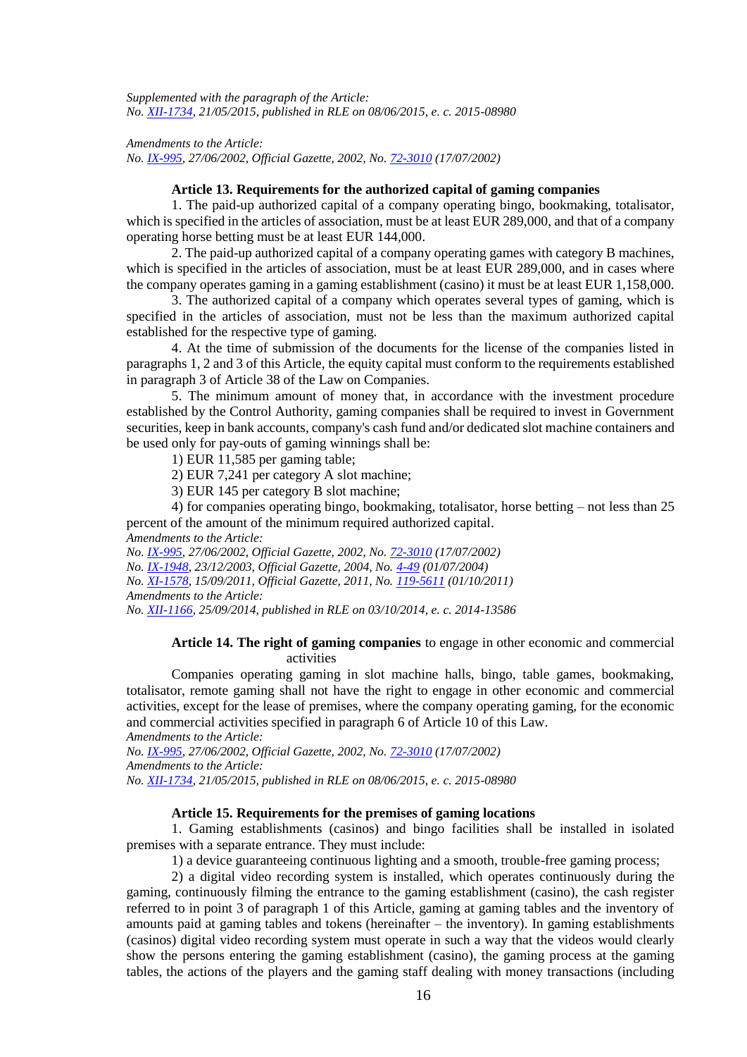*Supplemented with the paragraph of the Article:*
*No. XII-1734, 21/05/2015, published in RLE on 08/06/2015, e. c. 2015-08980*

*Amendments to the Article:*
*No. IX-995, 27/06/2002, Official Gazette, 2002, No. 72-3010 (17/07/2002)*

### Article 13. Requirements for the authorized capital of gaming companies

1. The paid-up authorized capital of a company operating bingo, bookmaking, totalisator, which is specified in the articles of association, must be at least EUR 289,000, and that of a company operating horse betting must be at least EUR 144,000.

2. The paid-up authorized capital of a company operating games with category B machines, which is specified in the articles of association, must be at least EUR 289,000, and in cases where the company operates gaming in a gaming establishment (casino) it must be at least EUR 1,158,000.

3. The authorized capital of a company which operates several types of gaming, which is specified in the articles of association, must not be less than the maximum authorized capital established for the respective type of gaming.

4. At the time of submission of the documents for the license of the companies listed in paragraphs 1, 2 and 3 of this Article, the equity capital must conform to the requirements established in paragraph 3 of Article 38 of the Law on Companies.

5. The minimum amount of money that, in accordance with the investment procedure established by the Control Authority, gaming companies shall be required to invest in Government securities, keep in bank accounts, company's cash fund and/or dedicated slot machine containers and be used only for pay-outs of gaming winnings shall be:

1) EUR 11,585 per gaming table;

2) EUR 7,241 per category A slot machine;

3) EUR 145 per category B slot machine;

4) for companies operating bingo, bookmaking, totalisator, horse betting – not less than 25 percent of the amount of the minimum required authorized capital.

*Amendments to the Article:*
*No. IX-995, 27/06/2002, Official Gazette, 2002, No. 72-3010 (17/07/2002)*
*No. IX-1948, 23/12/2003, Official Gazette, 2004, No. 4-49 (01/07/2004)*
*No. XI-1578, 15/09/2011, Official Gazette, 2011, No. 119-5611 (01/10/2011)*
*Amendments to the Article:*
*No. XII-1166, 25/09/2014, published in RLE on 03/10/2014, e. c. 2014-13586*

### Article 14. The right of gaming companies to engage in other economic and commercial activities

Companies operating gaming in slot machine halls, bingo, table games, bookmaking, totalisator, remote gaming shall not have the right to engage in other economic and commercial activities, except for the lease of premises, where the company operating gaming, for the economic and commercial activities specified in paragraph 6 of Article 10 of this Law.

*Amendments to the Article:*
*No. IX-995, 27/06/2002, Official Gazette, 2002, No. 72-3010 (17/07/2002)*
*Amendments to the Article:*
*No. XII-1734, 21/05/2015, published in RLE on 08/06/2015, e. c. 2015-08980*

### Article 15. Requirements for the premises of gaming locations

1. Gaming establishments (casinos) and bingo facilities shall be installed in isolated premises with a separate entrance. They must include:

1) a device guaranteeing continuous lighting and a smooth, trouble-free gaming process;

2) a digital video recording system is installed, which operates continuously during the gaming, continuously filming the entrance to the gaming establishment (casino), the cash register referred to in point 3 of paragraph 1 of this Article, gaming at gaming tables and the inventory of amounts paid at gaming tables and tokens (hereinafter – the inventory). In gaming establishments (casinos) digital video recording system must operate in such a way that the videos would clearly show the persons entering the gaming establishment (casino), the gaming process at the gaming tables, the actions of the players and the gaming staff dealing with money transactions (including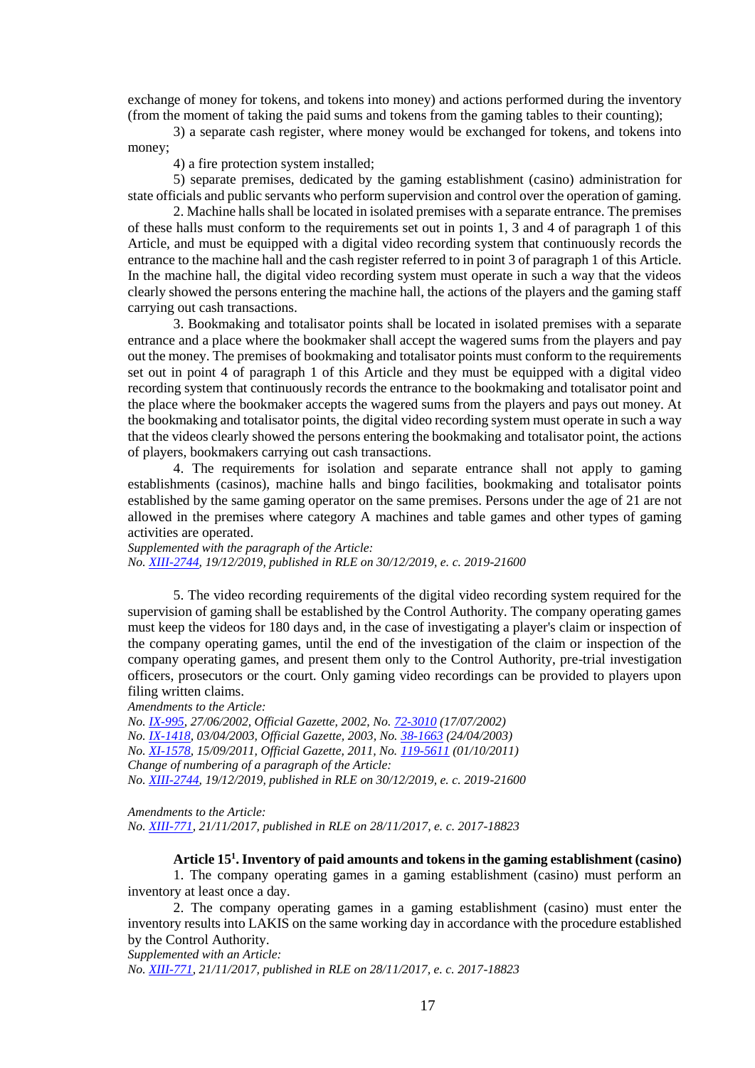exchange of money for tokens, and tokens into money) and actions performed during the inventory (from the moment of taking the paid sums and tokens from the gaming tables to their counting);

3) a separate cash register, where money would be exchanged for tokens, and tokens into money;

4) a fire protection system installed;

5) separate premises, dedicated by the gaming establishment (casino) administration for state officials and public servants who perform supervision and control over the operation of gaming.

2. Machine halls shall be located in isolated premises with a separate entrance. The premises of these halls must conform to the requirements set out in points 1, 3 and 4 of paragraph 1 of this Article, and must be equipped with a digital video recording system that continuously records the entrance to the machine hall and the cash register referred to in point 3 of paragraph 1 of this Article. In the machine hall, the digital video recording system must operate in such a way that the videos clearly showed the persons entering the machine hall, the actions of the players and the gaming staff carrying out cash transactions.

3. Bookmaking and totalisator points shall be located in isolated premises with a separate entrance and a place where the bookmaker shall accept the wagered sums from the players and pay out the money. The premises of bookmaking and totalisator points must conform to the requirements set out in point 4 of paragraph 1 of this Article and they must be equipped with a digital video recording system that continuously records the entrance to the bookmaking and totalisator point and the place where the bookmaker accepts the wagered sums from the players and pays out money. At the bookmaking and totalisator points, the digital video recording system must operate in such a way that the videos clearly showed the persons entering the bookmaking and totalisator point, the actions of players, bookmakers carrying out cash transactions.

4. The requirements for isolation and separate entrance shall not apply to gaming establishments (casinos), machine halls and bingo facilities, bookmaking and totalisator points established by the same gaming operator on the same premises. Persons under the age of 21 are not allowed in the premises where category A machines and table games and other types of gaming activities are operated.

*Supplemented with the paragraph of the Article:*
*No. XIII-2744, 19/12/2019, published in RLE on 30/12/2019, e. c. 2019-21600*

5. The video recording requirements of the digital video recording system required for the supervision of gaming shall be established by the Control Authority. The company operating games must keep the videos for 180 days and, in the case of investigating a player's claim or inspection of the company operating games, until the end of the investigation of the claim or inspection of the company operating games, and present them only to the Control Authority, pre-trial investigation officers, prosecutors or the court. Only gaming video recordings can be provided to players upon filing written claims.

*Amendments to the Article:*
*No. IX-995, 27/06/2002, Official Gazette, 2002, No. 72-3010 (17/07/2002)*
*No. IX-1418, 03/04/2003, Official Gazette, 2003, No. 38-1663 (24/04/2003)*
*No. XI-1578, 15/09/2011, Official Gazette, 2011, No. 119-5611 (01/10/2011)*
*Change of numbering of a paragraph of the Article:*
*No. XIII-2744, 19/12/2019, published in RLE on 30/12/2019, e. c. 2019-21600*

*Amendments to the Article:*
*No. XIII-771, 21/11/2017, published in RLE on 28/11/2017, e. c. 2017-18823*

**Article 15[1]. Inventory of paid amounts and tokens in the gaming establishment (casino)**

1. The company operating games in a gaming establishment (casino) must perform an inventory at least once a day.

2. The company operating games in a gaming establishment (casino) must enter the inventory results into LAKIS on the same working day in accordance with the procedure established by the Control Authority.

*Supplemented with an Article:*
*No. XIII-771, 21/11/2017, published in RLE on 28/11/2017, e. c. 2017-18823*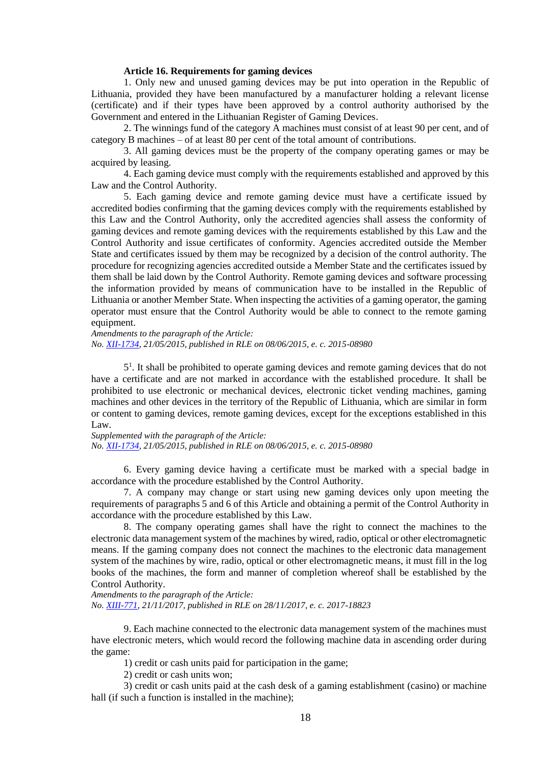**Article 16. Requirements for gaming devices**

1. Only new and unused gaming devices may be put into operation in the Republic of Lithuania, provided they have been manufactured by a manufacturer holding a relevant license (certificate) and if their types have been approved by a control authority authorised by the Government and entered in the Lithuanian Register of Gaming Devices.

2. The winnings fund of the category A machines must consist of at least 90 per cent, and of category B machines – of at least 80 per cent of the total amount of contributions.

3. All gaming devices must be the property of the company operating games or may be acquired by leasing.

4. Each gaming device must comply with the requirements established and approved by this Law and the Control Authority.

5. Each gaming device and remote gaming device must have a certificate issued by accredited bodies confirming that the gaming devices comply with the requirements established by this Law and the Control Authority, only the accredited agencies shall assess the conformity of gaming devices and remote gaming devices with the requirements established by this Law and the Control Authority and issue certificates of conformity. Agencies accredited outside the Member State and certificates issued by them may be recognized by a decision of the control authority. The procedure for recognizing agencies accredited outside a Member State and the certificates issued by them shall be laid down by the Control Authority. Remote gaming devices and software processing the information provided by means of communication have to be installed in the Republic of Lithuania or another Member State. When inspecting the activities of a gaming operator, the gaming operator must ensure that the Control Authority would be able to connect to the remote gaming equipment.

*Amendments to the paragraph of the Article:*
*No. XII-1734, 21/05/2015, published in RLE on 08/06/2015, e. c. 2015-08980*

5[1]. It shall be prohibited to operate gaming devices and remote gaming devices that do not have a certificate and are not marked in accordance with the established procedure. It shall be prohibited to use electronic or mechanical devices, electronic ticket vending machines, gaming machines and other devices in the territory of the Republic of Lithuania, which are similar in form or content to gaming devices, remote gaming devices, except for the exceptions established in this Law.

*Supplemented with the paragraph of the Article:*
*No. XII-1734, 21/05/2015, published in RLE on 08/06/2015, e. c. 2015-08980*

6. Every gaming device having a certificate must be marked with a special badge in accordance with the procedure established by the Control Authority.

7. A company may change or start using new gaming devices only upon meeting the requirements of paragraphs 5 and 6 of this Article and obtaining a permit of the Control Authority in accordance with the procedure established by this Law.

8. The company operating games shall have the right to connect the machines to the electronic data management system of the machines by wired, radio, optical or other electromagnetic means. If the gaming company does not connect the machines to the electronic data management system of the machines by wire, radio, optical or other electromagnetic means, it must fill in the log books of the machines, the form and manner of completion whereof shall be established by the Control Authority.

*Amendments to the paragraph of the Article:*
*No. XIII-771, 21/11/2017, published in RLE on 28/11/2017, e. c. 2017-18823*

9. Each machine connected to the electronic data management system of the machines must have electronic meters, which would record the following machine data in ascending order during the game:

1) credit or cash units paid for participation in the game;

2) credit or cash units won;

3) credit or cash units paid at the cash desk of a gaming establishment (casino) or machine hall (if such a function is installed in the machine);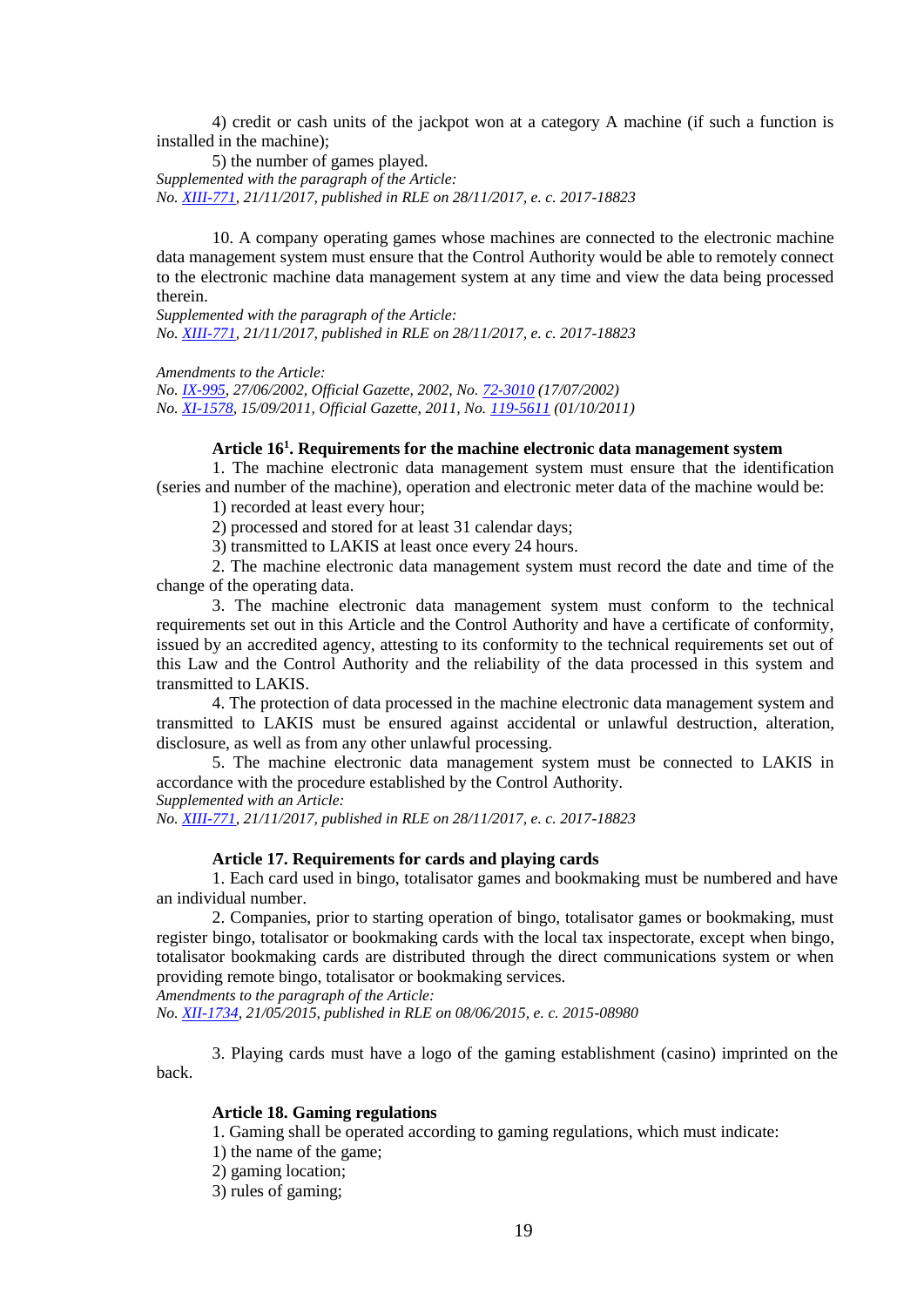4) credit or cash units of the jackpot won at a category A machine (if such a function is installed in the machine);

5) the number of games played.

*Supplemented with the paragraph of the Article:*
*No. XIII-771, 21/11/2017, published in RLE on 28/11/2017, e. c. 2017-18823*

10. A company operating games whose machines are connected to the electronic machine data management system must ensure that the Control Authority would be able to remotely connect to the electronic machine data management system at any time and view the data being processed therein.

*Supplemented with the paragraph of the Article:*
*No. XIII-771, 21/11/2017, published in RLE on 28/11/2017, e. c. 2017-18823*

*Amendments to the Article:*
*No. IX-995, 27/06/2002, Official Gazette, 2002, No. 72-3010 (17/07/2002)*
*No. XI-1578, 15/09/2011, Official Gazette, 2011, No. 119-5611 (01/10/2011)*

### Article 16[1]. Requirements for the machine electronic data management system

1. The machine electronic data management system must ensure that the identification (series and number of the machine), operation and electronic meter data of the machine would be:

1) recorded at least every hour;

2) processed and stored for at least 31 calendar days;

3) transmitted to LAKIS at least once every 24 hours.

2. The machine electronic data management system must record the date and time of the change of the operating data.

3. The machine electronic data management system must conform to the technical requirements set out in this Article and the Control Authority and have a certificate of conformity, issued by an accredited agency, attesting to its conformity to the technical requirements set out of this Law and the Control Authority and the reliability of the data processed in this system and transmitted to LAKIS.

4. The protection of data processed in the machine electronic data management system and transmitted to LAKIS must be ensured against accidental or unlawful destruction, alteration, disclosure, as well as from any other unlawful processing.

5. The machine electronic data management system must be connected to LAKIS in accordance with the procedure established by the Control Authority.

*Supplemented with an Article:*
*No. XIII-771, 21/11/2017, published in RLE on 28/11/2017, e. c. 2017-18823*

### Article 17. Requirements for cards and playing cards

1. Each card used in bingo, totalisator games and bookmaking must be numbered and have an individual number.

2. Companies, prior to starting operation of bingo, totalisator games or bookmaking, must register bingo, totalisator or bookmaking cards with the local tax inspectorate, except when bingo, totalisator bookmaking cards are distributed through the direct communications system or when providing remote bingo, totalisator or bookmaking services.

*Amendments to the paragraph of the Article:*
*No. XII-1734, 21/05/2015, published in RLE on 08/06/2015, e. c. 2015-08980*

3. Playing cards must have a logo of the gaming establishment (casino) imprinted on the back.

### Article 18. Gaming regulations

1. Gaming shall be operated according to gaming regulations, which must indicate:

1) the name of the game;

2) gaming location;

3) rules of gaming;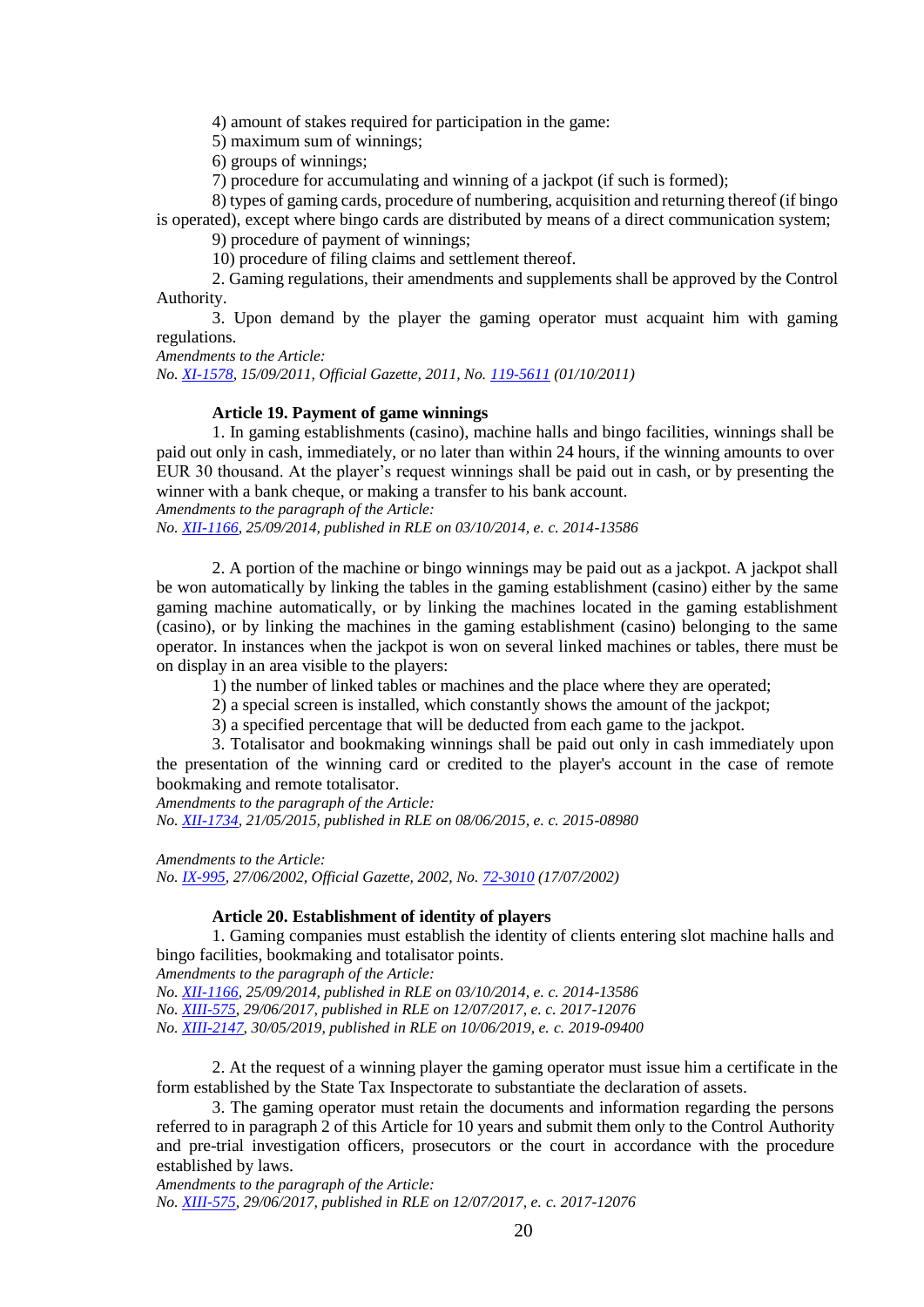4) amount of stakes required for participation in the game:

5) maximum sum of winnings;

6) groups of winnings;

7) procedure for accumulating and winning of a jackpot (if such is formed);

8) types of gaming cards, procedure of numbering, acquisition and returning thereof (if bingo is operated), except where bingo cards are distributed by means of a direct communication system;

9) procedure of payment of winnings;

10) procedure of filing claims and settlement thereof.

2. Gaming regulations, their amendments and supplements shall be approved by the Control Authority.

3. Upon demand by the player the gaming operator must acquaint him with gaming regulations.

*Amendments to the Article:*
*No. XI-1578, 15/09/2011, Official Gazette, 2011, No. 119-5611 (01/10/2011)*

#### Article 19. Payment of game winnings

1. In gaming establishments (casino), machine halls and bingo facilities, winnings shall be paid out only in cash, immediately, or no later than within 24 hours, if the winning amounts to over EUR 30 thousand. At the player's request winnings shall be paid out in cash, or by presenting the winner with a bank cheque, or making a transfer to his bank account.

*Amendments to the paragraph of the Article:*
*No. XII-1166, 25/09/2014, published in RLE on 03/10/2014, e. c. 2014-13586*

2. A portion of the machine or bingo winnings may be paid out as a jackpot. A jackpot shall be won automatically by linking the tables in the gaming establishment (casino) either by the same gaming machine automatically, or by linking the machines located in the gaming establishment (casino), or by linking the machines in the gaming establishment (casino) belonging to the same operator. In instances when the jackpot is won on several linked machines or tables, there must be on display in an area visible to the players:

1) the number of linked tables or machines and the place where they are operated;

2) a special screen is installed, which constantly shows the amount of the jackpot;

3) a specified percentage that will be deducted from each game to the jackpot.

3. Totalisator and bookmaking winnings shall be paid out only in cash immediately upon the presentation of the winning card or credited to the player's account in the case of remote bookmaking and remote totalisator.

*Amendments to the paragraph of the Article:*
*No. XII-1734, 21/05/2015, published in RLE on 08/06/2015, e. c. 2015-08980*

*Amendments to the Article:*
*No. IX-995, 27/06/2002, Official Gazette, 2002, No. 72-3010 (17/07/2002)*

#### Article 20. Establishment of identity of players

1. Gaming companies must establish the identity of clients entering slot machine halls and bingo facilities, bookmaking and totalisator points.

*Amendments to the paragraph of the Article:*
*No. XII-1166, 25/09/2014, published in RLE on 03/10/2014, e. c. 2014-13586*
*No. XIII-575, 29/06/2017, published in RLE on 12/07/2017, e. c. 2017-12076*
*No. XIII-2147, 30/05/2019, published in RLE on 10/06/2019, e. c. 2019-09400*

2. At the request of a winning player the gaming operator must issue him a certificate in the form established by the State Tax Inspectorate to substantiate the declaration of assets.

3. The gaming operator must retain the documents and information regarding the persons referred to in paragraph 2 of this Article for 10 years and submit them only to the Control Authority and pre-trial investigation officers, prosecutors or the court in accordance with the procedure established by laws.

*Amendments to the paragraph of the Article:*
*No. XIII-575, 29/06/2017, published in RLE on 12/07/2017, e. c. 2017-12076*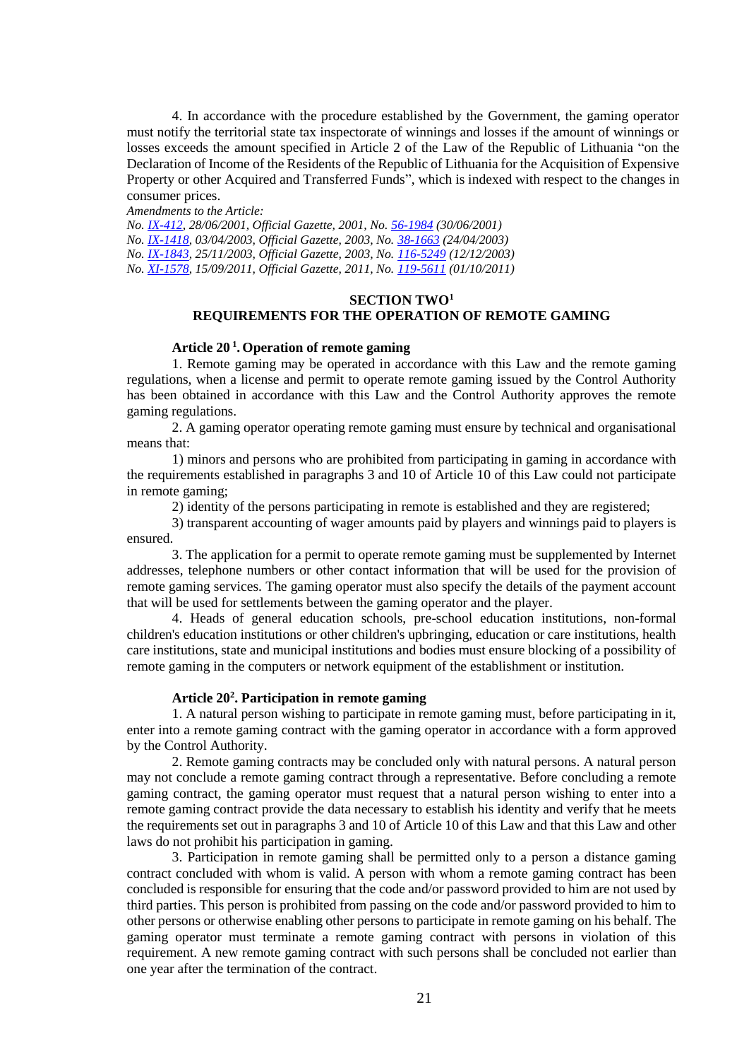4. In accordance with the procedure established by the Government, the gaming operator must notify the territorial state tax inspectorate of winnings and losses if the amount of winnings or losses exceeds the amount specified in Article 2 of the Law of the Republic of Lithuania "on the Declaration of Income of the Residents of the Republic of Lithuania for the Acquisition of Expensive Property or other Acquired and Transferred Funds", which is indexed with respect to the changes in consumer prices.

*Amendments to the Article:*
*No. IX-412, 28/06/2001, Official Gazette, 2001, No. 56-1984 (30/06/2001)*
*No. IX-1418, 03/04/2003, Official Gazette, 2003, No. 38-1663 (24/04/2003)*
*No. IX-1843, 25/11/2003, Official Gazette, 2003, No. 116-5249 (12/12/2003)*
*No. XI-1578, 15/09/2011, Official Gazette, 2011, No. 119-5611 (01/10/2011)*

## SECTION TWO[1]
## REQUIREMENTS FOR THE OPERATION OF REMOTE GAMING

### Article 20[1]. Operation of remote gaming

1. Remote gaming may be operated in accordance with this Law and the remote gaming regulations, when a license and permit to operate remote gaming issued by the Control Authority has been obtained in accordance with this Law and the Control Authority approves the remote gaming regulations.

2. A gaming operator operating remote gaming must ensure by technical and organisational means that:

1) minors and persons who are prohibited from participating in gaming in accordance with the requirements established in paragraphs 3 and 10 of Article 10 of this Law could not participate in remote gaming;

2) identity of the persons participating in remote is established and they are registered;

3) transparent accounting of wager amounts paid by players and winnings paid to players is ensured.

3. The application for a permit to operate remote gaming must be supplemented by Internet addresses, telephone numbers or other contact information that will be used for the provision of remote gaming services. The gaming operator must also specify the details of the payment account that will be used for settlements between the gaming operator and the player.

4. Heads of general education schools, pre-school education institutions, non-formal children's education institutions or other children's upbringing, education or care institutions, health care institutions, state and municipal institutions and bodies must ensure blocking of a possibility of remote gaming in the computers or network equipment of the establishment or institution.

### Article 20[2]. Participation in remote gaming

1. A natural person wishing to participate in remote gaming must, before participating in it, enter into a remote gaming contract with the gaming operator in accordance with a form approved by the Control Authority.

2. Remote gaming contracts may be concluded only with natural persons. A natural person may not conclude a remote gaming contract through a representative. Before concluding a remote gaming contract, the gaming operator must request that a natural person wishing to enter into a remote gaming contract provide the data necessary to establish his identity and verify that he meets the requirements set out in paragraphs 3 and 10 of Article 10 of this Law and that this Law and other laws do not prohibit his participation in gaming.

3. Participation in remote gaming shall be permitted only to a person a distance gaming contract concluded with whom is valid. A person with whom a remote gaming contract has been concluded is responsible for ensuring that the code and/or password provided to him are not used by third parties. This person is prohibited from passing on the code and/or password provided to him to other persons or otherwise enabling other persons to participate in remote gaming on his behalf. The gaming operator must terminate a remote gaming contract with persons in violation of this requirement. A new remote gaming contract with such persons shall be concluded not earlier than one year after the termination of the contract.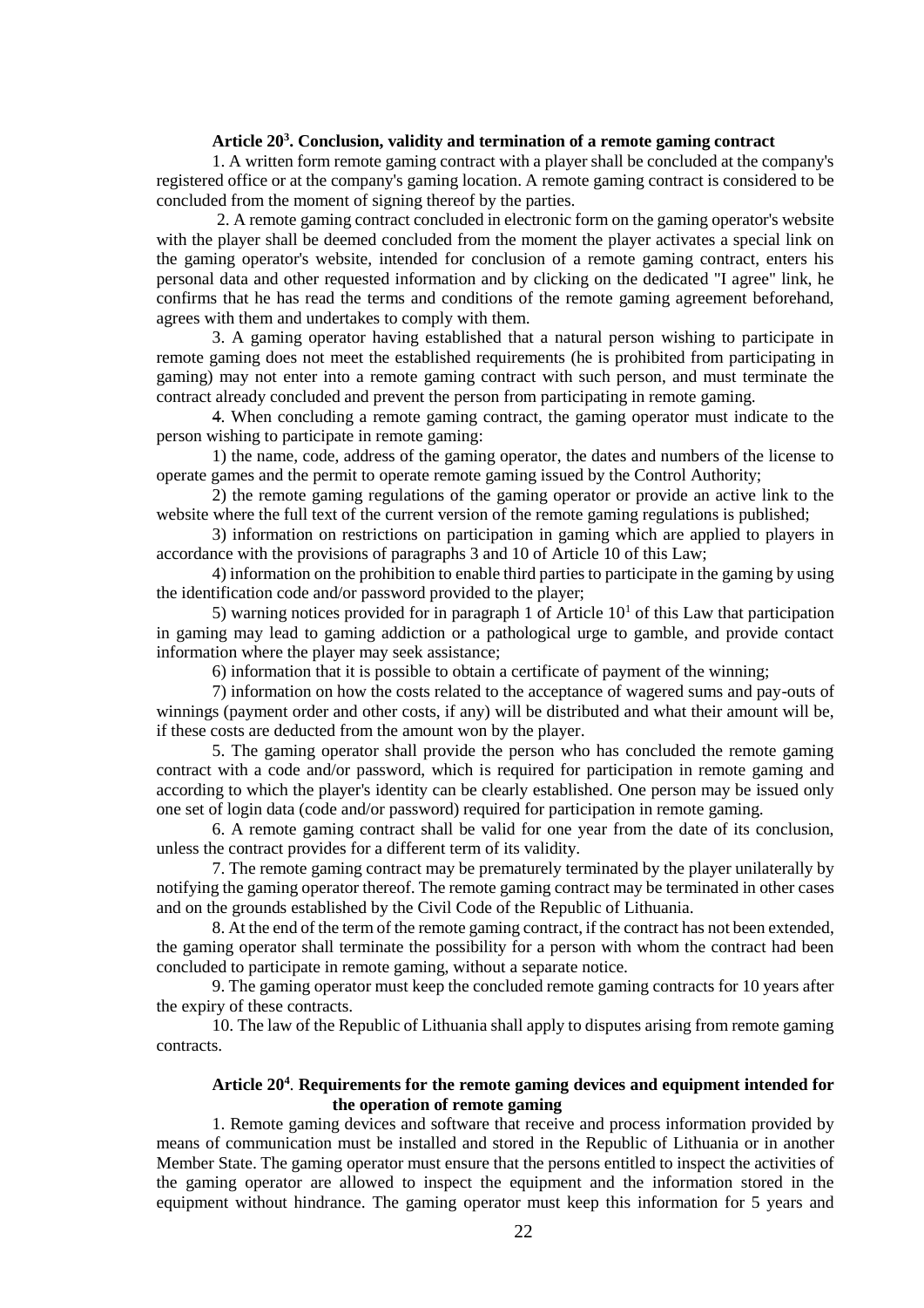### Article 20[3]. Conclusion, validity and termination of a remote gaming contract

1. A written form remote gaming contract with a player shall be concluded at the company's registered office or at the company's gaming location. A remote gaming contract is considered to be concluded from the moment of signing thereof by the parties.

2. A remote gaming contract concluded in electronic form on the gaming operator's website with the player shall be deemed concluded from the moment the player activates a special link on the gaming operator's website, intended for conclusion of a remote gaming contract, enters his personal data and other requested information and by clicking on the dedicated "I agree" link, he confirms that he has read the terms and conditions of the remote gaming agreement beforehand, agrees with them and undertakes to comply with them.

3. A gaming operator having established that a natural person wishing to participate in remote gaming does not meet the established requirements (he is prohibited from participating in gaming) may not enter into a remote gaming contract with such person, and must terminate the contract already concluded and prevent the person from participating in remote gaming.

4. When concluding a remote gaming contract, the gaming operator must indicate to the person wishing to participate in remote gaming:

1) the name, code, address of the gaming operator, the dates and numbers of the license to operate games and the permit to operate remote gaming issued by the Control Authority;

2) the remote gaming regulations of the gaming operator or provide an active link to the website where the full text of the current version of the remote gaming regulations is published;

3) information on restrictions on participation in gaming which are applied to players in accordance with the provisions of paragraphs 3 and 10 of Article 10 of this Law;

4) information on the prohibition to enable third parties to participate in the gaming by using the identification code and/or password provided to the player;

5) warning notices provided for in paragraph 1 of Article 10[1] of this Law that participation in gaming may lead to gaming addiction or a pathological urge to gamble, and provide contact information where the player may seek assistance;

6) information that it is possible to obtain a certificate of payment of the winning;

7) information on how the costs related to the acceptance of wagered sums and pay-outs of winnings (payment order and other costs, if any) will be distributed and what their amount will be, if these costs are deducted from the amount won by the player.

5. The gaming operator shall provide the person who has concluded the remote gaming contract with a code and/or password, which is required for participation in remote gaming and according to which the player's identity can be clearly established. One person may be issued only one set of login data (code and/or password) required for participation in remote gaming.

6. A remote gaming contract shall be valid for one year from the date of its conclusion, unless the contract provides for a different term of its validity.

7. The remote gaming contract may be prematurely terminated by the player unilaterally by notifying the gaming operator thereof. The remote gaming contract may be terminated in other cases and on the grounds established by the Civil Code of the Republic of Lithuania.

8. At the end of the term of the remote gaming contract, if the contract has not been extended, the gaming operator shall terminate the possibility for a person with whom the contract had been concluded to participate in remote gaming, without a separate notice.

9. The gaming operator must keep the concluded remote gaming contracts for 10 years after the expiry of these contracts.

10. The law of the Republic of Lithuania shall apply to disputes arising from remote gaming contracts.

### Article 20[4]. Requirements for the remote gaming devices and equipment intended for the operation of remote gaming

1. Remote gaming devices and software that receive and process information provided by means of communication must be installed and stored in the Republic of Lithuania or in another Member State. The gaming operator must ensure that the persons entitled to inspect the activities of the gaming operator are allowed to inspect the equipment and the information stored in the equipment without hindrance. The gaming operator must keep this information for 5 years and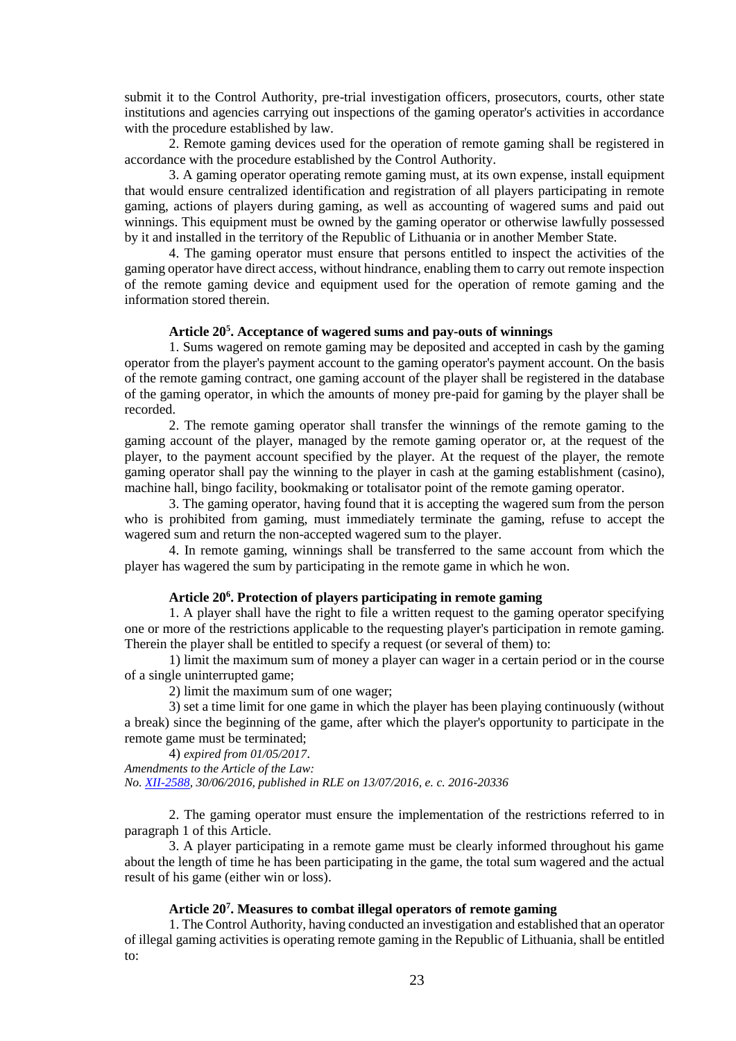submit it to the Control Authority, pre-trial investigation officers, prosecutors, courts, other state institutions and agencies carrying out inspections of the gaming operator's activities in accordance with the procedure established by law.

2. Remote gaming devices used for the operation of remote gaming shall be registered in accordance with the procedure established by the Control Authority.

3. A gaming operator operating remote gaming must, at its own expense, install equipment that would ensure centralized identification and registration of all players participating in remote gaming, actions of players during gaming, as well as accounting of wagered sums and paid out winnings. This equipment must be owned by the gaming operator or otherwise lawfully possessed by it and installed in the territory of the Republic of Lithuania or in another Member State.

4. The gaming operator must ensure that persons entitled to inspect the activities of the gaming operator have direct access, without hindrance, enabling them to carry out remote inspection of the remote gaming device and equipment used for the operation of remote gaming and the information stored therein.

### Article 20$^5$. Acceptance of wagered sums and pay-outs of winnings

1. Sums wagered on remote gaming may be deposited and accepted in cash by the gaming operator from the player's payment account to the gaming operator's payment account. On the basis of the remote gaming contract, one gaming account of the player shall be registered in the database of the gaming operator, in which the amounts of money pre-paid for gaming by the player shall be recorded.

2. The remote gaming operator shall transfer the winnings of the remote gaming to the gaming account of the player, managed by the remote gaming operator or, at the request of the player, to the payment account specified by the player. At the request of the player, the remote gaming operator shall pay the winning to the player in cash at the gaming establishment (casino), machine hall, bingo facility, bookmaking or totalisator point of the remote gaming operator.

3. The gaming operator, having found that it is accepting the wagered sum from the person who is prohibited from gaming, must immediately terminate the gaming, refuse to accept the wagered sum and return the non-accepted wagered sum to the player.

4. In remote gaming, winnings shall be transferred to the same account from which the player has wagered the sum by participating in the remote game in which he won.

### Article 20$^6$. Protection of players participating in remote gaming

1. A player shall have the right to file a written request to the gaming operator specifying one or more of the restrictions applicable to the requesting player's participation in remote gaming. Therein the player shall be entitled to specify a request (or several of them) to:

1) limit the maximum sum of money a player can wager in a certain period or in the course of a single uninterrupted game;

2) limit the maximum sum of one wager;

3) set a time limit for one game in which the player has been playing continuously (without a break) since the beginning of the game, after which the player's opportunity to participate in the remote game must be terminated;

4) *expired from 01/05/2017*.

*Amendments to the Article of the Law:*
*No. XII-2588, 30/06/2016, published in RLE on 13/07/2016, e. c. 2016-20336*

2. The gaming operator must ensure the implementation of the restrictions referred to in paragraph 1 of this Article.

3. A player participating in a remote game must be clearly informed throughout his game about the length of time he has been participating in the game, the total sum wagered and the actual result of his game (either win or loss).

### Article 20$^7$. Measures to combat illegal operators of remote gaming

1. The Control Authority, having conducted an investigation and established that an operator of illegal gaming activities is operating remote gaming in the Republic of Lithuania, shall be entitled to: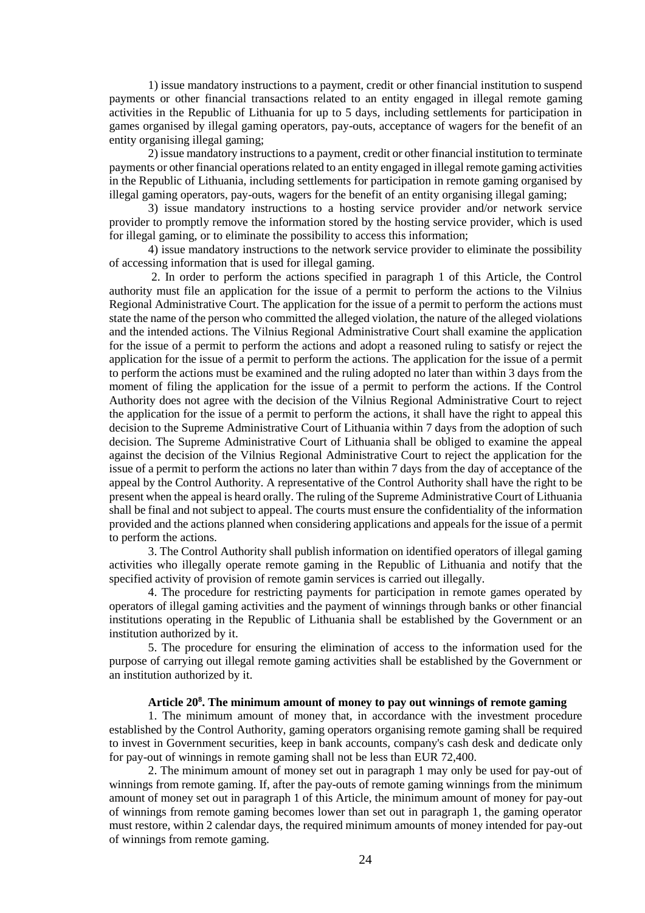1) issue mandatory instructions to a payment, credit or other financial institution to suspend payments or other financial transactions related to an entity engaged in illegal remote gaming activities in the Republic of Lithuania for up to 5 days, including settlements for participation in games organised by illegal gaming operators, pay-outs, acceptance of wagers for the benefit of an entity organising illegal gaming;

2) issue mandatory instructions to a payment, credit or other financial institution to terminate payments or other financial operations related to an entity engaged in illegal remote gaming activities in the Republic of Lithuania, including settlements for participation in remote gaming organised by illegal gaming operators, pay-outs, wagers for the benefit of an entity organising illegal gaming;

3) issue mandatory instructions to a hosting service provider and/or network service provider to promptly remove the information stored by the hosting service provider, which is used for illegal gaming, or to eliminate the possibility to access this information;

4) issue mandatory instructions to the network service provider to eliminate the possibility of accessing information that is used for illegal gaming.

2. In order to perform the actions specified in paragraph 1 of this Article, the Control authority must file an application for the issue of a permit to perform the actions to the Vilnius Regional Administrative Court. The application for the issue of a permit to perform the actions must state the name of the person who committed the alleged violation, the nature of the alleged violations and the intended actions. The Vilnius Regional Administrative Court shall examine the application for the issue of a permit to perform the actions and adopt a reasoned ruling to satisfy or reject the application for the issue of a permit to perform the actions. The application for the issue of a permit to perform the actions must be examined and the ruling adopted no later than within 3 days from the moment of filing the application for the issue of a permit to perform the actions. If the Control Authority does not agree with the decision of the Vilnius Regional Administrative Court to reject the application for the issue of a permit to perform the actions, it shall have the right to appeal this decision to the Supreme Administrative Court of Lithuania within 7 days from the adoption of such decision. The Supreme Administrative Court of Lithuania shall be obliged to examine the appeal against the decision of the Vilnius Regional Administrative Court to reject the application for the issue of a permit to perform the actions no later than within 7 days from the day of acceptance of the appeal by the Control Authority. A representative of the Control Authority shall have the right to be present when the appeal is heard orally. The ruling of the Supreme Administrative Court of Lithuania shall be final and not subject to appeal. The courts must ensure the confidentiality of the information provided and the actions planned when considering applications and appeals for the issue of a permit to perform the actions.

3. The Control Authority shall publish information on identified operators of illegal gaming activities who illegally operate remote gaming in the Republic of Lithuania and notify that the specified activity of provision of remote gamin services is carried out illegally.

4. The procedure for restricting payments for participation in remote games operated by operators of illegal gaming activities and the payment of winnings through banks or other financial institutions operating in the Republic of Lithuania shall be established by the Government or an institution authorized by it.

5. The procedure for ensuring the elimination of access to the information used for the purpose of carrying out illegal remote gaming activities shall be established by the Government or an institution authorized by it.

### Article 20[8]. The minimum amount of money to pay out winnings of remote gaming

1. The minimum amount of money that, in accordance with the investment procedure established by the Control Authority, gaming operators organising remote gaming shall be required to invest in Government securities, keep in bank accounts, company's cash desk and dedicate only for pay-out of winnings in remote gaming shall not be less than EUR 72,400.

2. The minimum amount of money set out in paragraph 1 may only be used for pay-out of winnings from remote gaming. If, after the pay-outs of remote gaming winnings from the minimum amount of money set out in paragraph 1 of this Article, the minimum amount of money for pay-out of winnings from remote gaming becomes lower than set out in paragraph 1, the gaming operator must restore, within 2 calendar days, the required minimum amounts of money intended for pay-out of winnings from remote gaming.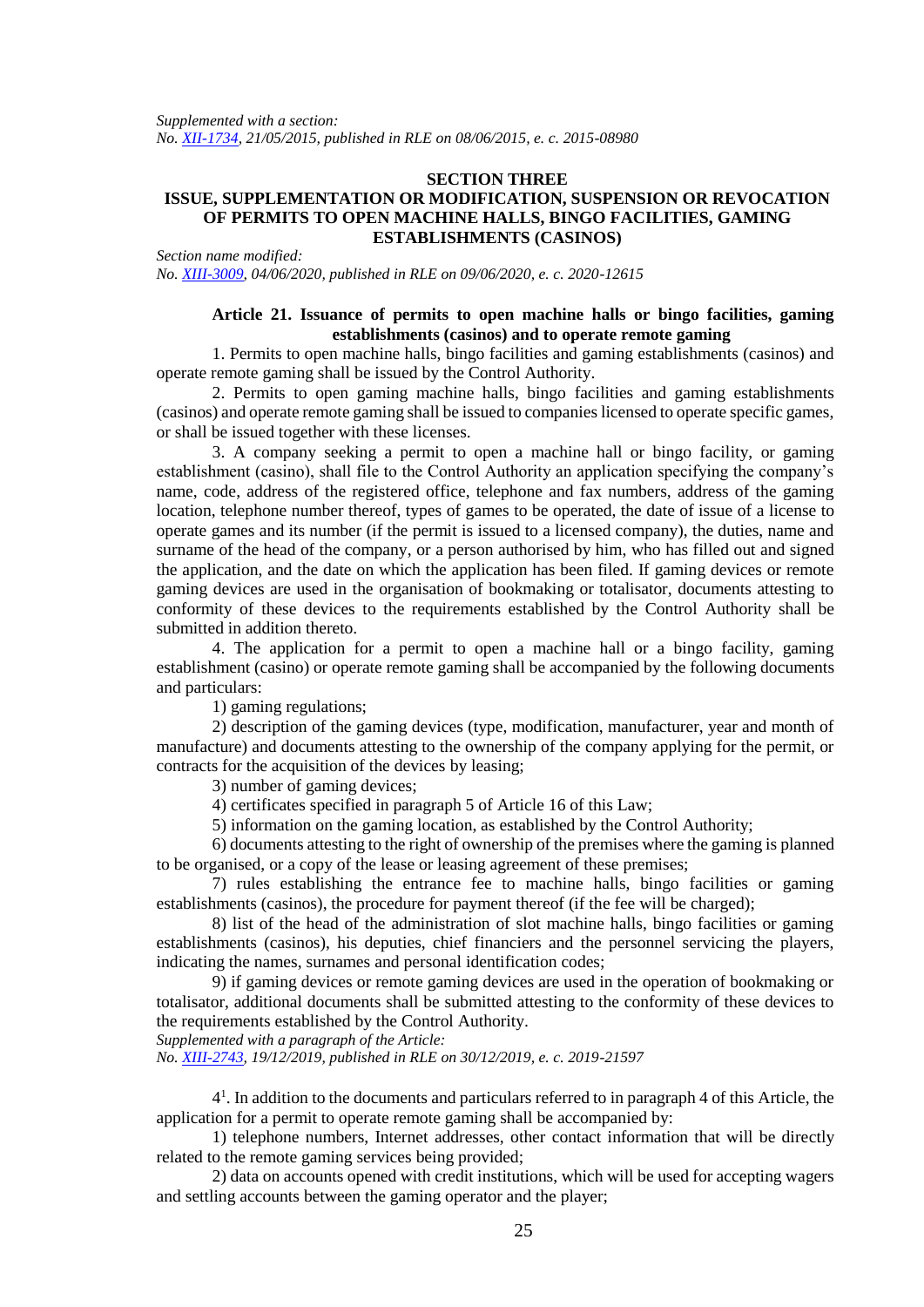*Supplemented with a section:*
*No. XII-1734, 21/05/2015, published in RLE on 08/06/2015, e. c. 2015-08980*

## SECTION THREE
## ISSUE, SUPPLEMENTATION OR MODIFICATION, SUSPENSION OR REVOCATION OF PERMITS TO OPEN MACHINE HALLS, BINGO FACILITIES, GAMING ESTABLISHMENTS (CASINOS)

*Section name modified:*
*No. XIII-3009, 04/06/2020, published in RLE on 09/06/2020, e. c. 2020-12615*

### Article 21. Issuance of permits to open machine halls or bingo facilities, gaming establishments (casinos) and to operate remote gaming

1. Permits to open machine halls, bingo facilities and gaming establishments (casinos) and operate remote gaming shall be issued by the Control Authority.

2. Permits to open gaming machine halls, bingo facilities and gaming establishments (casinos) and operate remote gaming shall be issued to companies licensed to operate specific games, or shall be issued together with these licenses.

3. A company seeking a permit to open a machine hall or bingo facility, or gaming establishment (casino), shall file to the Control Authority an application specifying the company's name, code, address of the registered office, telephone and fax numbers, address of the gaming location, telephone number thereof, types of games to be operated, the date of issue of a license to operate games and its number (if the permit is issued to a licensed company), the duties, name and surname of the head of the company, or a person authorised by him, who has filled out and signed the application, and the date on which the application has been filed. If gaming devices or remote gaming devices are used in the organisation of bookmaking or totalisator, documents attesting to conformity of these devices to the requirements established by the Control Authority shall be submitted in addition thereto.

4. The application for a permit to open a machine hall or a bingo facility, gaming establishment (casino) or operate remote gaming shall be accompanied by the following documents and particulars:

1) gaming regulations;

2) description of the gaming devices (type, modification, manufacturer, year and month of manufacture) and documents attesting to the ownership of the company applying for the permit, or contracts for the acquisition of the devices by leasing;

3) number of gaming devices;

4) certificates specified in paragraph 5 of Article 16 of this Law;

5) information on the gaming location, as established by the Control Authority;

6) documents attesting to the right of ownership of the premises where the gaming is planned to be organised, or a copy of the lease or leasing agreement of these premises;

7) rules establishing the entrance fee to machine halls, bingo facilities or gaming establishments (casinos), the procedure for payment thereof (if the fee will be charged);

8) list of the head of the administration of slot machine halls, bingo facilities or gaming establishments (casinos), his deputies, chief financiers and the personnel servicing the players, indicating the names, surnames and personal identification codes;

9) if gaming devices or remote gaming devices are used in the operation of bookmaking or totalisator, additional documents shall be submitted attesting to the conformity of these devices to the requirements established by the Control Authority.

*Supplemented with a paragraph of the Article:*
*No. XIII-2743, 19/12/2019, published in RLE on 30/12/2019, e. c. 2019-21597*

$4^1$. In addition to the documents and particulars referred to in paragraph 4 of this Article, the application for a permit to operate remote gaming shall be accompanied by:

1) telephone numbers, Internet addresses, other contact information that will be directly related to the remote gaming services being provided;

2) data on accounts opened with credit institutions, which will be used for accepting wagers and settling accounts between the gaming operator and the player;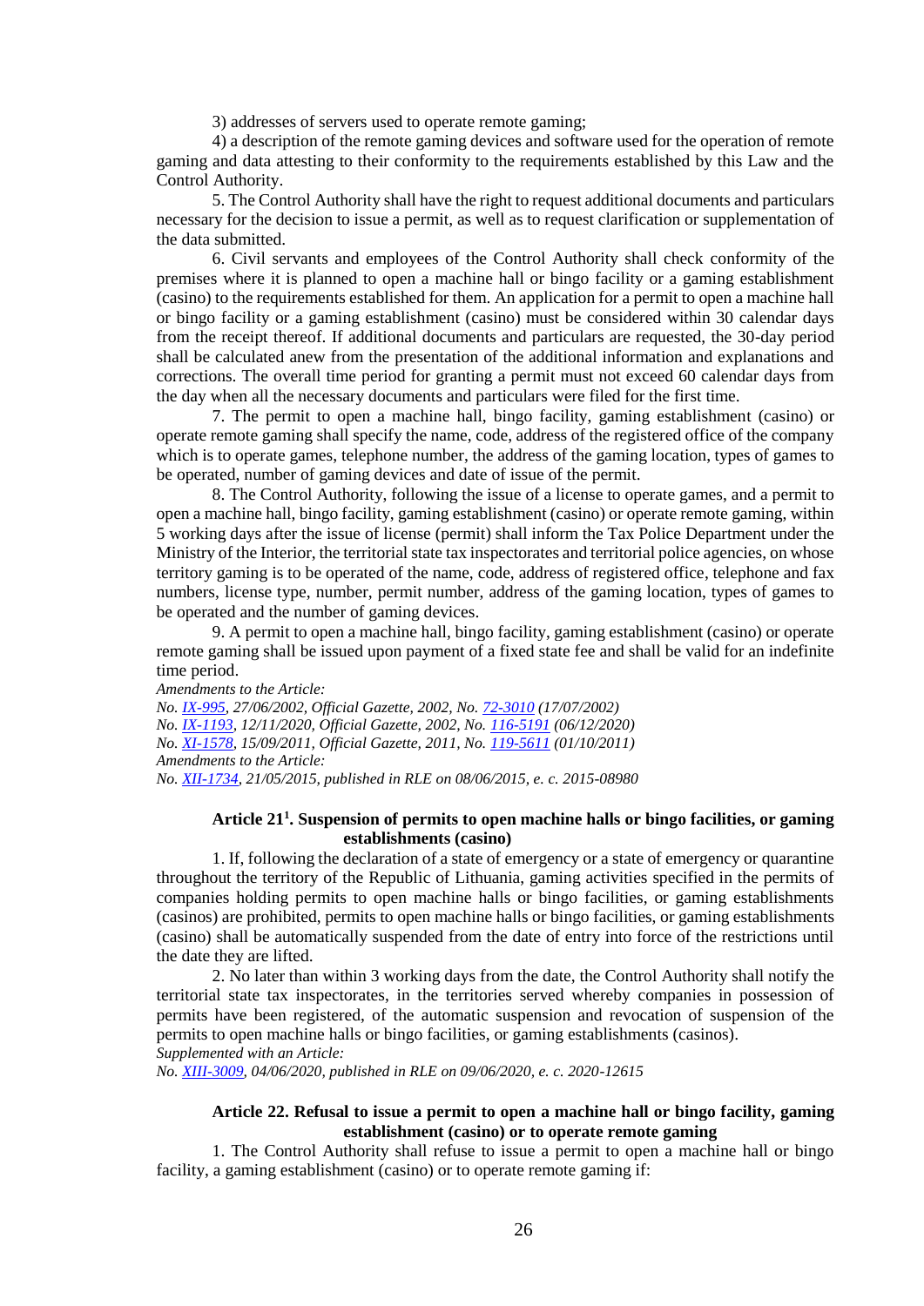3) addresses of servers used to operate remote gaming;

4) a description of the remote gaming devices and software used for the operation of remote gaming and data attesting to their conformity to the requirements established by this Law and the Control Authority.

5. The Control Authority shall have the right to request additional documents and particulars necessary for the decision to issue a permit, as well as to request clarification or supplementation of the data submitted.

6. Civil servants and employees of the Control Authority shall check conformity of the premises where it is planned to open a machine hall or bingo facility or a gaming establishment (casino) to the requirements established for them. An application for a permit to open a machine hall or bingo facility or a gaming establishment (casino) must be considered within 30 calendar days from the receipt thereof. If additional documents and particulars are requested, the 30-day period shall be calculated anew from the presentation of the additional information and explanations and corrections. The overall time period for granting a permit must not exceed 60 calendar days from the day when all the necessary documents and particulars were filed for the first time.

7. The permit to open a machine hall, bingo facility, gaming establishment (casino) or operate remote gaming shall specify the name, code, address of the registered office of the company which is to operate games, telephone number, the address of the gaming location, types of games to be operated, number of gaming devices and date of issue of the permit.

8. The Control Authority, following the issue of a license to operate games, and a permit to open a machine hall, bingo facility, gaming establishment (casino) or operate remote gaming, within 5 working days after the issue of license (permit) shall inform the Tax Police Department under the Ministry of the Interior, the territorial state tax inspectorates and territorial police agencies, on whose territory gaming is to be operated of the name, code, address of registered office, telephone and fax numbers, license type, number, permit number, address of the gaming location, types of games to be operated and the number of gaming devices.

9. A permit to open a machine hall, bingo facility, gaming establishment (casino) or operate remote gaming shall be issued upon payment of a fixed state fee and shall be valid for an indefinite time period.

*Amendments to the Article:*
*No. IX-995, 27/06/2002, Official Gazette, 2002, No. 72-3010 (17/07/2002)*
*No. IX-1193, 12/11/2020, Official Gazette, 2002, No. 116-5191 (06/12/2020)*
*No. XI-1578, 15/09/2011, Official Gazette, 2011, No. 119-5611 (01/10/2011)*
*Amendments to the Article:*
*No. XII-1734, 21/05/2015, published in RLE on 08/06/2015, e. c. 2015-08980*

### Article 21[1]. Suspension of permits to open machine halls or bingo facilities, or gaming establishments (casino)

1. If, following the declaration of a state of emergency or a state of emergency or quarantine throughout the territory of the Republic of Lithuania, gaming activities specified in the permits of companies holding permits to open machine halls or bingo facilities, or gaming establishments (casinos) are prohibited, permits to open machine halls or bingo facilities, or gaming establishments (casino) shall be automatically suspended from the date of entry into force of the restrictions until the date they are lifted.

2. No later than within 3 working days from the date, the Control Authority shall notify the territorial state tax inspectorates, in the territories served whereby companies in possession of permits have been registered, of the automatic suspension and revocation of suspension of the permits to open machine halls or bingo facilities, or gaming establishments (casinos).

*Supplemented with an Article:*
*No. XIII-3009, 04/06/2020, published in RLE on 09/06/2020, e. c. 2020-12615*

### Article 22. Refusal to issue a permit to open a machine hall or bingo facility, gaming establishment (casino) or to operate remote gaming

1. The Control Authority shall refuse to issue a permit to open a machine hall or bingo facility, a gaming establishment (casino) or to operate remote gaming if: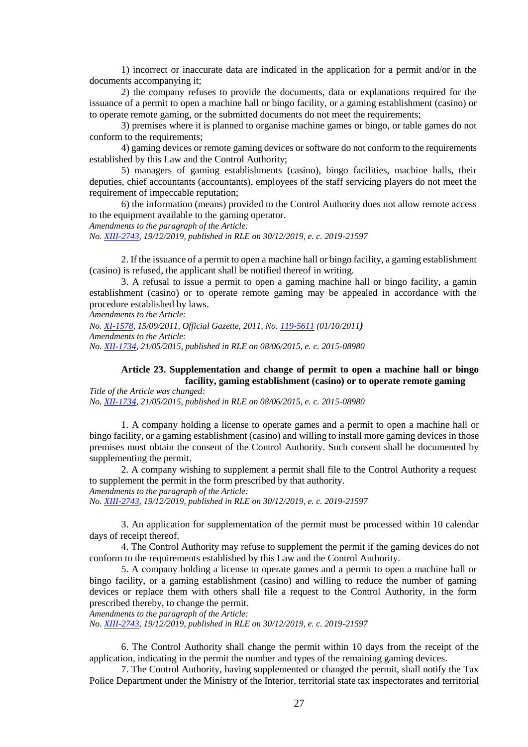1) incorrect or inaccurate data are indicated in the application for a permit and/or in the documents accompanying it;

2) the company refuses to provide the documents, data or explanations required for the issuance of a permit to open a machine hall or bingo facility, or a gaming establishment (casino) or to operate remote gaming, or the submitted documents do not meet the requirements;

3) premises where it is planned to organise machine games or bingo, or table games do not conform to the requirements;

4) gaming devices or remote gaming devices or software do not conform to the requirements established by this Law and the Control Authority;

5) managers of gaming establishments (casino), bingo facilities, machine halls, their deputies, chief accountants (accountants), employees of the staff servicing players do not meet the requirement of impeccable reputation;

6) the information (means) provided to the Control Authority does not allow remote access to the equipment available to the gaming operator.

*Amendments to the paragraph of the Article:*
*No. [XIII-2743](), 19/12/2019, published in RLE on 30/12/2019, e. c. 2019-21597*

2. If the issuance of a permit to open a machine hall or bingo facility, a gaming establishment (casino) is refused, the applicant shall be notified thereof in writing.

3. A refusal to issue a permit to open a gaming machine hall or bingo facility, a gamin establishment (casino) or to operate remote gaming may be appealed in accordance with the procedure established by laws.

*Amendments to the Article:*
*No. [XI-1578](), 15/09/2011, Official Gazette, 2011, No. [119-5611]() (01/10/2011)*
*Amendments to the Article:*
*No. [XII-1734](), 21/05/2015, published in RLE on 08/06/2015, e. c. 2015-08980*

### Article 23. Supplementation and change of permit to open a machine hall or bingo facility, gaming establishment (casino) or to operate remote gaming

*Title of the Article was changed:*
*No. [XII-1734](), 21/05/2015, published in RLE on 08/06/2015, e. c. 2015-08980*

1. A company holding a license to operate games and a permit to open a machine hall or bingo facility, or a gaming establishment (casino) and willing to install more gaming devices in those premises must obtain the consent of the Control Authority. Such consent shall be documented by supplementing the permit.

2. A company wishing to supplement a permit shall file to the Control Authority a request to supplement the permit in the form prescribed by that authority.

*Amendments to the paragraph of the Article:*
*No. [XIII-2743](), 19/12/2019, published in RLE on 30/12/2019, e. c. 2019-21597*

3. An application for supplementation of the permit must be processed within 10 calendar days of receipt thereof.

4. The Control Authority may refuse to supplement the permit if the gaming devices do not conform to the requirements established by this Law and the Control Authority.

5. A company holding a license to operate games and a permit to open a machine hall or bingo facility, or a gaming establishment (casino) and willing to reduce the number of gaming devices or replace them with others shall file a request to the Control Authority, in the form prescribed thereby, to change the permit.

*Amendments to the paragraph of the Article:*
*No. [XIII-2743](), 19/12/2019, published in RLE on 30/12/2019, e. c. 2019-21597*

6. The Control Authority shall change the permit within 10 days from the receipt of the application, indicating in the permit the number and types of the remaining gaming devices.

7. The Control Authority, having supplemented or changed the permit, shall notify the Tax Police Department under the Ministry of the Interior, territorial state tax inspectorates and territorial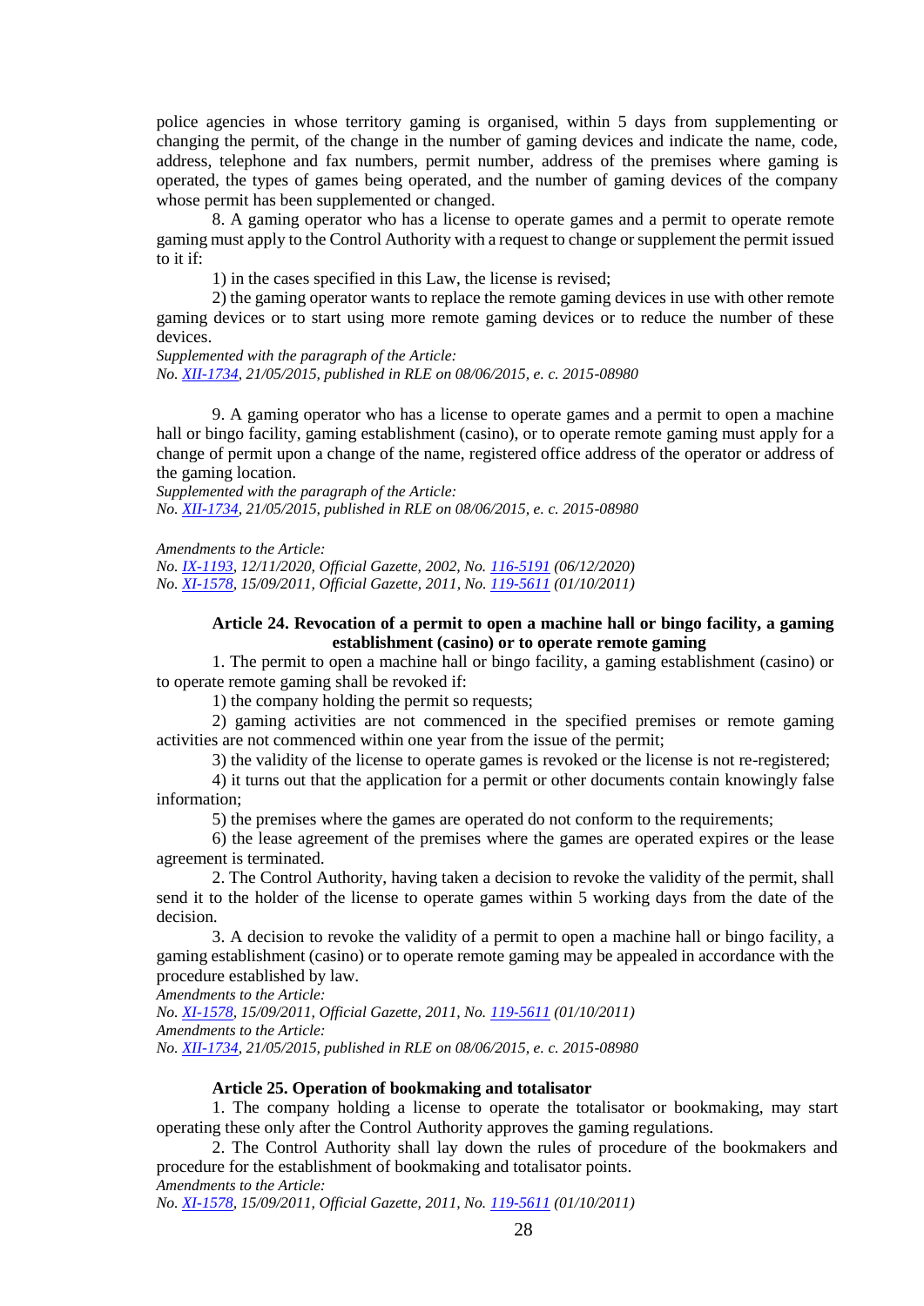police agencies in whose territory gaming is organised, within 5 days from supplementing or changing the permit, of the change in the number of gaming devices and indicate the name, code, address, telephone and fax numbers, permit number, address of the premises where gaming is operated, the types of games being operated, and the number of gaming devices of the company whose permit has been supplemented or changed.

8. A gaming operator who has a license to operate games and a permit to operate remote gaming must apply to the Control Authority with a request to change or supplement the permit issued to it if:

1) in the cases specified in this Law, the license is revised;

2) the gaming operator wants to replace the remote gaming devices in use with other remote gaming devices or to start using more remote gaming devices or to reduce the number of these devices.

*Supplemented with the paragraph of the Article:*
*No. XII-1734, 21/05/2015, published in RLE on 08/06/2015, e. c. 2015-08980*

9. A gaming operator who has a license to operate games and a permit to open a machine hall or bingo facility, gaming establishment (casino), or to operate remote gaming must apply for a change of permit upon a change of the name, registered office address of the operator or address of the gaming location.

*Supplemented with the paragraph of the Article:*
*No. XII-1734, 21/05/2015, published in RLE on 08/06/2015, e. c. 2015-08980*

*Amendments to the Article:*
*No. IX-1193, 12/11/2020, Official Gazette, 2002, No. 116-5191 (06/12/2020)*
*No. XI-1578, 15/09/2011, Official Gazette, 2011, No. 119-5611 (01/10/2011)*

### Article 24. Revocation of a permit to open a machine hall or bingo facility, a gaming establishment (casino) or to operate remote gaming

1. The permit to open a machine hall or bingo facility, a gaming establishment (casino) or to operate remote gaming shall be revoked if:

1) the company holding the permit so requests;

2) gaming activities are not commenced in the specified premises or remote gaming activities are not commenced within one year from the issue of the permit;

3) the validity of the license to operate games is revoked or the license is not re-registered;

4) it turns out that the application for a permit or other documents contain knowingly false information;

5) the premises where the games are operated do not conform to the requirements;

6) the lease agreement of the premises where the games are operated expires or the lease agreement is terminated.

2. The Control Authority, having taken a decision to revoke the validity of the permit, shall send it to the holder of the license to operate games within 5 working days from the date of the decision.

3. A decision to revoke the validity of a permit to open a machine hall or bingo facility, a gaming establishment (casino) or to operate remote gaming may be appealed in accordance with the procedure established by law.

*Amendments to the Article:*
*No. XI-1578, 15/09/2011, Official Gazette, 2011, No. 119-5611 (01/10/2011)*
*Amendments to the Article:*
*No. XII-1734, 21/05/2015, published in RLE on 08/06/2015, e. c. 2015-08980*

### Article 25. Operation of bookmaking and totalisator

1. The company holding a license to operate the totalisator or bookmaking, may start operating these only after the Control Authority approves the gaming regulations.

2. The Control Authority shall lay down the rules of procedure of the bookmakers and procedure for the establishment of bookmaking and totalisator points.

*Amendments to the Article:*
*No. XI-1578, 15/09/2011, Official Gazette, 2011, No. 119-5611 (01/10/2011)*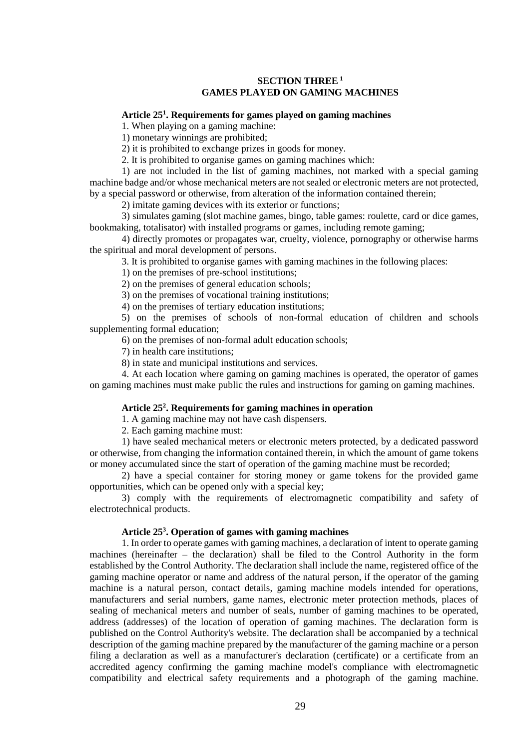## SECTION THREE[1]
## GAMES PLAYED ON GAMING MACHINES

### Article 25[1]. Requirements for games played on gaming machines

1. When playing on a gaming machine:

1) monetary winnings are prohibited;

2) it is prohibited to exchange prizes in goods for money.

2. It is prohibited to organise games on gaming machines which:

1) are not included in the list of gaming machines, not marked with a special gaming machine badge and/or whose mechanical meters are not sealed or electronic meters are not protected, by a special password or otherwise, from alteration of the information contained therein;

2) imitate gaming devices with its exterior or functions;

3) simulates gaming (slot machine games, bingo, table games: roulette, card or dice games, bookmaking, totalisator) with installed programs or games, including remote gaming;

4) directly promotes or propagates war, cruelty, violence, pornography or otherwise harms the spiritual and moral development of persons.

3. It is prohibited to organise games with gaming machines in the following places:

1) on the premises of pre-school institutions;

2) on the premises of general education schools;

3) on the premises of vocational training institutions;

4) on the premises of tertiary education institutions;

5) on the premises of schools of non-formal education of children and schools supplementing formal education;

6) on the premises of non-formal adult education schools;

7) in health care institutions;

8) in state and municipal institutions and services.

4. At each location where gaming on gaming machines is operated, the operator of games on gaming machines must make public the rules and instructions for gaming on gaming machines.

### Article 25[2]. Requirements for gaming machines in operation

1. A gaming machine may not have cash dispensers.

2. Each gaming machine must:

1) have sealed mechanical meters or electronic meters protected, by a dedicated password or otherwise, from changing the information contained therein, in which the amount of game tokens or money accumulated since the start of operation of the gaming machine must be recorded;

2) have a special container for storing money or game tokens for the provided game opportunities, which can be opened only with a special key;

3) comply with the requirements of electromagnetic compatibility and safety of electrotechnical products.

### Article 25[3]. Operation of games with gaming machines

1. In order to operate games with gaming machines, a declaration of intent to operate gaming machines (hereinafter – the declaration) shall be filed to the Control Authority in the form established by the Control Authority. The declaration shall include the name, registered office of the gaming machine operator or name and address of the natural person, if the operator of the gaming machine is a natural person, contact details, gaming machine models intended for operations, manufacturers and serial numbers, game names, electronic meter protection methods, places of sealing of mechanical meters and number of seals, number of gaming machines to be operated, address (addresses) of the location of operation of gaming machines. The declaration form is published on the Control Authority's website. The declaration shall be accompanied by a technical description of the gaming machine prepared by the manufacturer of the gaming machine or a person filing a declaration as well as a manufacturer's declaration (certificate) or a certificate from an accredited agency confirming the gaming machine model's compliance with electromagnetic compatibility and electrical safety requirements and a photograph of the gaming machine.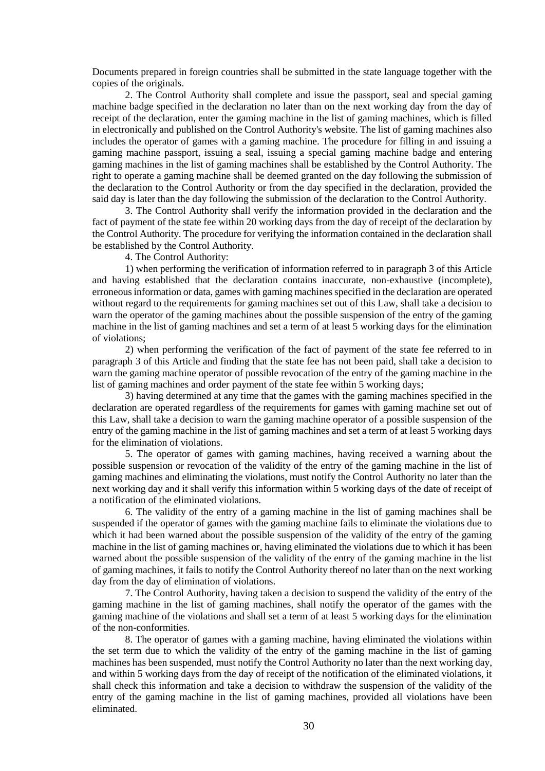Documents prepared in foreign countries shall be submitted in the state language together with the copies of the originals.

2. The Control Authority shall complete and issue the passport, seal and special gaming machine badge specified in the declaration no later than on the next working day from the day of receipt of the declaration, enter the gaming machine in the list of gaming machines, which is filled in electronically and published on the Control Authority's website. The list of gaming machines also includes the operator of games with a gaming machine. The procedure for filling in and issuing a gaming machine passport, issuing a seal, issuing a special gaming machine badge and entering gaming machines in the list of gaming machines shall be established by the Control Authority. The right to operate a gaming machine shall be deemed granted on the day following the submission of the declaration to the Control Authority or from the day specified in the declaration, provided the said day is later than the day following the submission of the declaration to the Control Authority.

3. The Control Authority shall verify the information provided in the declaration and the fact of payment of the state fee within 20 working days from the day of receipt of the declaration by the Control Authority. The procedure for verifying the information contained in the declaration shall be established by the Control Authority.

4. The Control Authority:

1) when performing the verification of information referred to in paragraph 3 of this Article and having established that the declaration contains inaccurate, non-exhaustive (incomplete), erroneous information or data, games with gaming machines specified in the declaration are operated without regard to the requirements for gaming machines set out of this Law, shall take a decision to warn the operator of the gaming machines about the possible suspension of the entry of the gaming machine in the list of gaming machines and set a term of at least 5 working days for the elimination of violations;

2) when performing the verification of the fact of payment of the state fee referred to in paragraph 3 of this Article and finding that the state fee has not been paid, shall take a decision to warn the gaming machine operator of possible revocation of the entry of the gaming machine in the list of gaming machines and order payment of the state fee within 5 working days;

3) having determined at any time that the games with the gaming machines specified in the declaration are operated regardless of the requirements for games with gaming machine set out of this Law, shall take a decision to warn the gaming machine operator of a possible suspension of the entry of the gaming machine in the list of gaming machines and set a term of at least 5 working days for the elimination of violations.

5. The operator of games with gaming machines, having received a warning about the possible suspension or revocation of the validity of the entry of the gaming machine in the list of gaming machines and eliminating the violations, must notify the Control Authority no later than the next working day and it shall verify this information within 5 working days of the date of receipt of a notification of the eliminated violations.

6. The validity of the entry of a gaming machine in the list of gaming machines shall be suspended if the operator of games with the gaming machine fails to eliminate the violations due to which it had been warned about the possible suspension of the validity of the entry of the gaming machine in the list of gaming machines or, having eliminated the violations due to which it has been warned about the possible suspension of the validity of the entry of the gaming machine in the list of gaming machines, it fails to notify the Control Authority thereof no later than on the next working day from the day of elimination of violations.

7. The Control Authority, having taken a decision to suspend the validity of the entry of the gaming machine in the list of gaming machines, shall notify the operator of the games with the gaming machine of the violations and shall set a term of at least 5 working days for the elimination of the non-conformities.

8. The operator of games with a gaming machine, having eliminated the violations within the set term due to which the validity of the entry of the gaming machine in the list of gaming machines has been suspended, must notify the Control Authority no later than the next working day, and within 5 working days from the day of receipt of the notification of the eliminated violations, it shall check this information and take a decision to withdraw the suspension of the validity of the entry of the gaming machine in the list of gaming machines, provided all violations have been eliminated.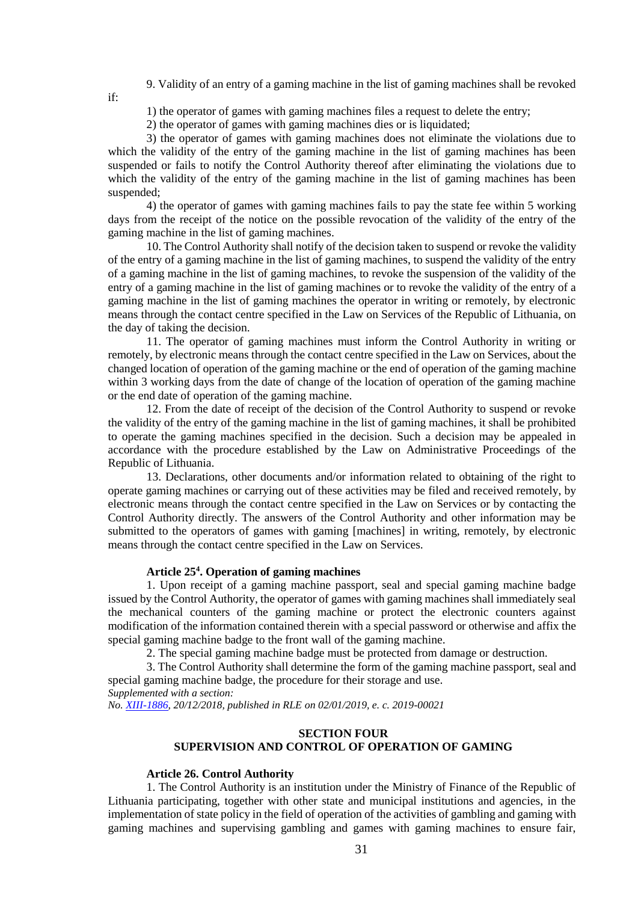9. Validity of an entry of a gaming machine in the list of gaming machines shall be revoked if:

1) the operator of games with gaming machines files a request to delete the entry;

2) the operator of games with gaming machines dies or is liquidated;

3) the operator of games with gaming machines does not eliminate the violations due to which the validity of the entry of the gaming machine in the list of gaming machines has been suspended or fails to notify the Control Authority thereof after eliminating the violations due to which the validity of the entry of the gaming machine in the list of gaming machines has been suspended;

4) the operator of games with gaming machines fails to pay the state fee within 5 working days from the receipt of the notice on the possible revocation of the validity of the entry of the gaming machine in the list of gaming machines.

10. The Control Authority shall notify of the decision taken to suspend or revoke the validity of the entry of a gaming machine in the list of gaming machines, to suspend the validity of the entry of a gaming machine in the list of gaming machines, to revoke the suspension of the validity of the entry of a gaming machine in the list of gaming machines or to revoke the validity of the entry of a gaming machine in the list of gaming machines the operator in writing or remotely, by electronic means through the contact centre specified in the Law on Services of the Republic of Lithuania, on the day of taking the decision.

11. The operator of gaming machines must inform the Control Authority in writing or remotely, by electronic means through the contact centre specified in the Law on Services, about the changed location of operation of the gaming machine or the end of operation of the gaming machine within 3 working days from the date of change of the location of operation of the gaming machine or the end date of operation of the gaming machine.

12. From the date of receipt of the decision of the Control Authority to suspend or revoke the validity of the entry of the gaming machine in the list of gaming machines, it shall be prohibited to operate the gaming machines specified in the decision. Such a decision may be appealed in accordance with the procedure established by the Law on Administrative Proceedings of the Republic of Lithuania.

13. Declarations, other documents and/or information related to obtaining of the right to operate gaming machines or carrying out of these activities may be filed and received remotely, by electronic means through the contact centre specified in the Law on Services or by contacting the Control Authority directly. The answers of the Control Authority and other information may be submitted to the operators of games with gaming [machines] in writing, remotely, by electronic means through the contact centre specified in the Law on Services.

**Article 25$^4$. Operation of gaming machines**

1. Upon receipt of a gaming machine passport, seal and special gaming machine badge issued by the Control Authority, the operator of games with gaming machines shall immediately seal the mechanical counters of the gaming machine or protect the electronic counters against modification of the information contained therein with a special password or otherwise and affix the special gaming machine badge to the front wall of the gaming machine.

2. The special gaming machine badge must be protected from damage or destruction.

3. The Control Authority shall determine the form of the gaming machine passport, seal and special gaming machine badge, the procedure for their storage and use.

*Supplemented with a section:*
*No. XIII-1886, 20/12/2018, published in RLE on 02/01/2019, e. c. 2019-00021*

## SECTION FOUR
## SUPERVISION AND CONTROL OF OPERATION OF GAMING

**Article 26. Control Authority**

1. The Control Authority is an institution under the Ministry of Finance of the Republic of Lithuania participating, together with other state and municipal institutions and agencies, in the implementation of state policy in the field of operation of the activities of gambling and gaming with gaming machines and supervising gambling and games with gaming machines to ensure fair,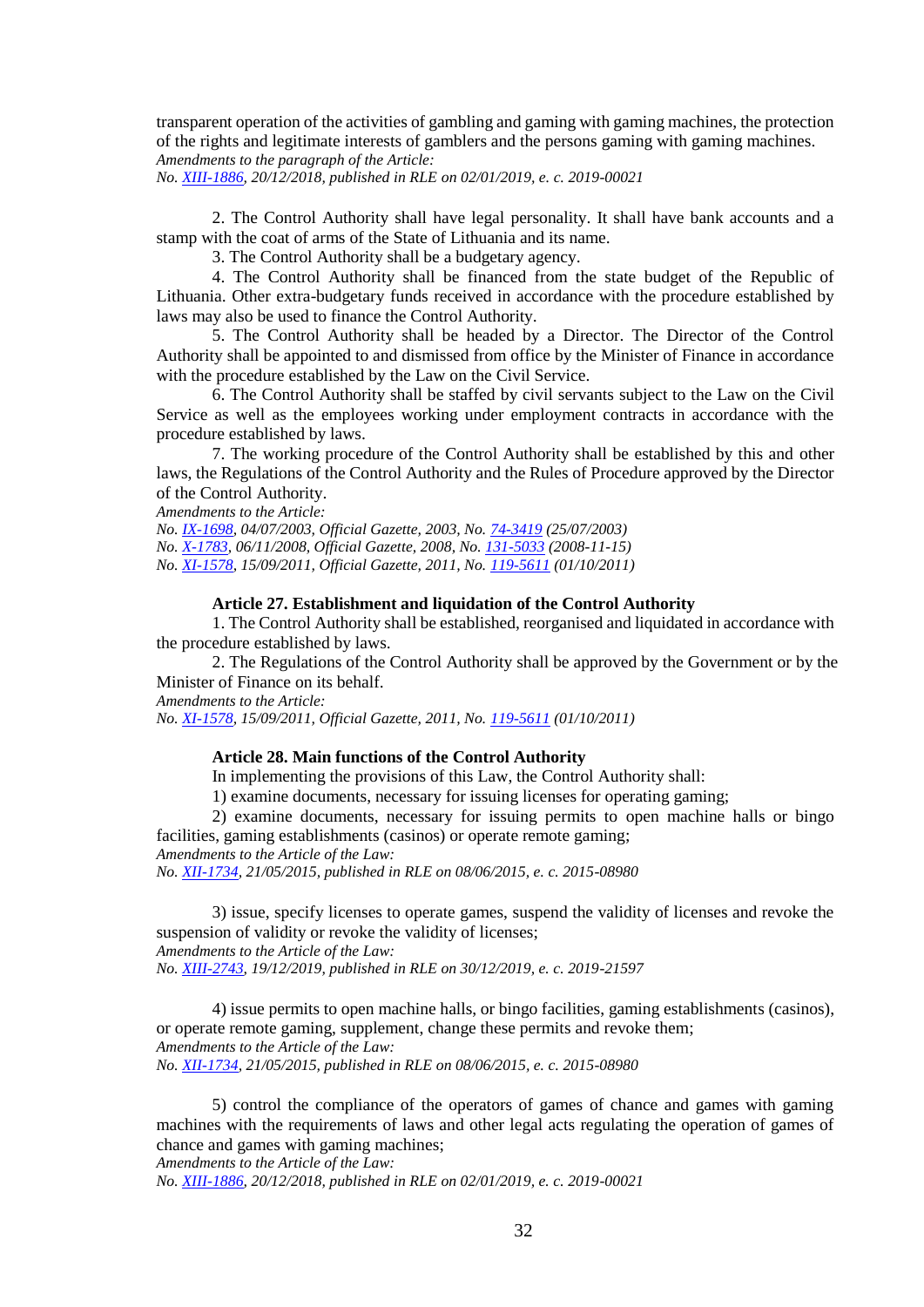transparent operation of the activities of gambling and gaming with gaming machines, the protection of the rights and legitimate interests of gamblers and the persons gaming with gaming machines.
*Amendments to the paragraph of the Article:*
*No. XIII-1886, 20/12/2018, published in RLE on 02/01/2019, e. c. 2019-00021*

2. The Control Authority shall have legal personality. It shall have bank accounts and a stamp with the coat of arms of the State of Lithuania and its name.

3. The Control Authority shall be a budgetary agency.

4. The Control Authority shall be financed from the state budget of the Republic of Lithuania. Other extra-budgetary funds received in accordance with the procedure established by laws may also be used to finance the Control Authority.

5. The Control Authority shall be headed by a Director. The Director of the Control Authority shall be appointed to and dismissed from office by the Minister of Finance in accordance with the procedure established by the Law on the Civil Service.

6. The Control Authority shall be staffed by civil servants subject to the Law on the Civil Service as well as the employees working under employment contracts in accordance with the procedure established by laws.

7. The working procedure of the Control Authority shall be established by this and other laws, the Regulations of the Control Authority and the Rules of Procedure approved by the Director of the Control Authority.
*Amendments to the Article:*
*No. IX-1698, 04/07/2003, Official Gazette, 2003, No. 74-3419 (25/07/2003)*
*No. X-1783, 06/11/2008, Official Gazette, 2008, No. 131-5033 (2008-11-15)*
*No. XI-1578, 15/09/2011, Official Gazette, 2011, No. 119-5611 (01/10/2011)*

**Article 27. Establishment and liquidation of the Control Authority**

1. The Control Authority shall be established, reorganised and liquidated in accordance with the procedure established by laws.

2. The Regulations of the Control Authority shall be approved by the Government or by the Minister of Finance on its behalf.
*Amendments to the Article:*
*No. XI-1578, 15/09/2011, Official Gazette, 2011, No. 119-5611 (01/10/2011)*

**Article 28. Main functions of the Control Authority**

In implementing the provisions of this Law, the Control Authority shall:

1) examine documents, necessary for issuing licenses for operating gaming;

2) examine documents, necessary for issuing permits to open machine halls or bingo facilities, gaming establishments (casinos) or operate remote gaming;
*Amendments to the Article of the Law:*
*No. XII-1734, 21/05/2015, published in RLE on 08/06/2015, e. c. 2015-08980*

3) issue, specify licenses to operate games, suspend the validity of licenses and revoke the suspension of validity or revoke the validity of licenses;
*Amendments to the Article of the Law:*
*No. XIII-2743, 19/12/2019, published in RLE on 30/12/2019, e. c. 2019-21597*

4) issue permits to open machine halls, or bingo facilities, gaming establishments (casinos), or operate remote gaming, supplement, change these permits and revoke them;
*Amendments to the Article of the Law:*
*No. XII-1734, 21/05/2015, published in RLE on 08/06/2015, e. c. 2015-08980*

5) control the compliance of the operators of games of chance and games with gaming machines with the requirements of laws and other legal acts regulating the operation of games of chance and games with gaming machines;
*Amendments to the Article of the Law:*
*No. XIII-1886, 20/12/2018, published in RLE on 02/01/2019, e. c. 2019-00021*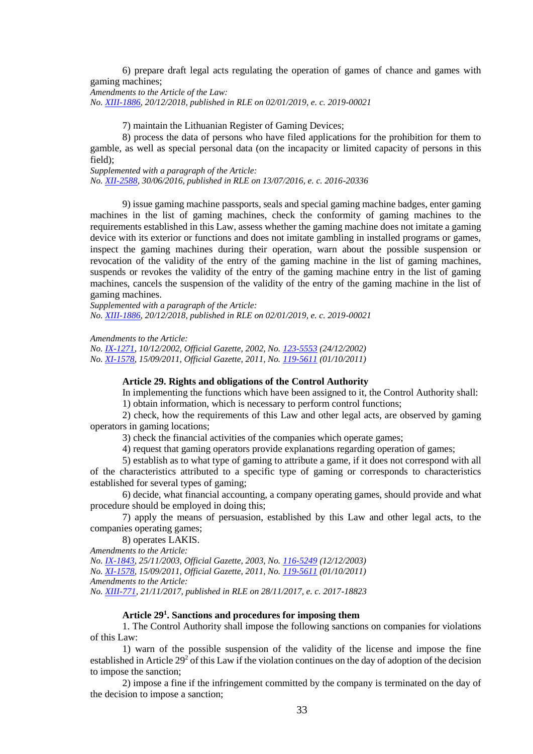6) prepare draft legal acts regulating the operation of games of chance and games with gaming machines;

*Amendments to the Article of the Law:*
*No. XIII-1886, 20/12/2018, published in RLE on 02/01/2019, e. c. 2019-00021*

7) maintain the Lithuanian Register of Gaming Devices;

8) process the data of persons who have filed applications for the prohibition for them to gamble, as well as special personal data (on the incapacity or limited capacity of persons in this field);

*Supplemented with a paragraph of the Article:*
*No. XII-2588, 30/06/2016, published in RLE on 13/07/2016, e. c. 2016-20336*

9) issue gaming machine passports, seals and special gaming machine badges, enter gaming machines in the list of gaming machines, check the conformity of gaming machines to the requirements established in this Law, assess whether the gaming machine does not imitate a gaming device with its exterior or functions and does not imitate gambling in installed programs or games, inspect the gaming machines during their operation, warn about the possible suspension or revocation of the validity of the entry of the gaming machine in the list of gaming machines, suspends or revokes the validity of the entry of the gaming machine entry in the list of gaming machines, cancels the suspension of the validity of the entry of the gaming machine in the list of gaming machines.

*Supplemented with a paragraph of the Article:*
*No. XIII-1886, 20/12/2018, published in RLE on 02/01/2019, e. c. 2019-00021*

*Amendments to the Article:*
*No. IX-1271, 10/12/2002, Official Gazette, 2002, No. 123-5553 (24/12/2002)*
*No. XI-1578, 15/09/2011, Official Gazette, 2011, No. 119-5611 (01/10/2011)*

**Article 29. Rights and obligations of the Control Authority**

In implementing the functions which have been assigned to it, the Control Authority shall:

1) obtain information, which is necessary to perform control functions;

2) check, how the requirements of this Law and other legal acts, are observed by gaming operators in gaming locations;

3) check the financial activities of the companies which operate games;

4) request that gaming operators provide explanations regarding operation of games;

5) establish as to what type of gaming to attribute a game, if it does not correspond with all of the characteristics attributed to a specific type of gaming or corresponds to characteristics established for several types of gaming;

6) decide, what financial accounting, a company operating games, should provide and what procedure should be employed in doing this;

7) apply the means of persuasion, established by this Law and other legal acts, to the companies operating games;

8) operates LAKIS.

*Amendments to the Article:*
*No. IX-1843, 25/11/2003, Official Gazette, 2003, No. 116-5249 (12/12/2003)*
*No. XI-1578, 15/09/2011, Official Gazette, 2011, No. 119-5611 (01/10/2011)*
*Amendments to the Article:*
*No. XIII-771, 21/11/2017, published in RLE on 28/11/2017, e. c. 2017-18823*

**Article 29[1]. Sanctions and procedures for imposing them**

1. The Control Authority shall impose the following sanctions on companies for violations of this Law:

1) warn of the possible suspension of the validity of the license and impose the fine established in Article 29[2] of this Law if the violation continues on the day of adoption of the decision to impose the sanction;

2) impose a fine if the infringement committed by the company is terminated on the day of the decision to impose a sanction;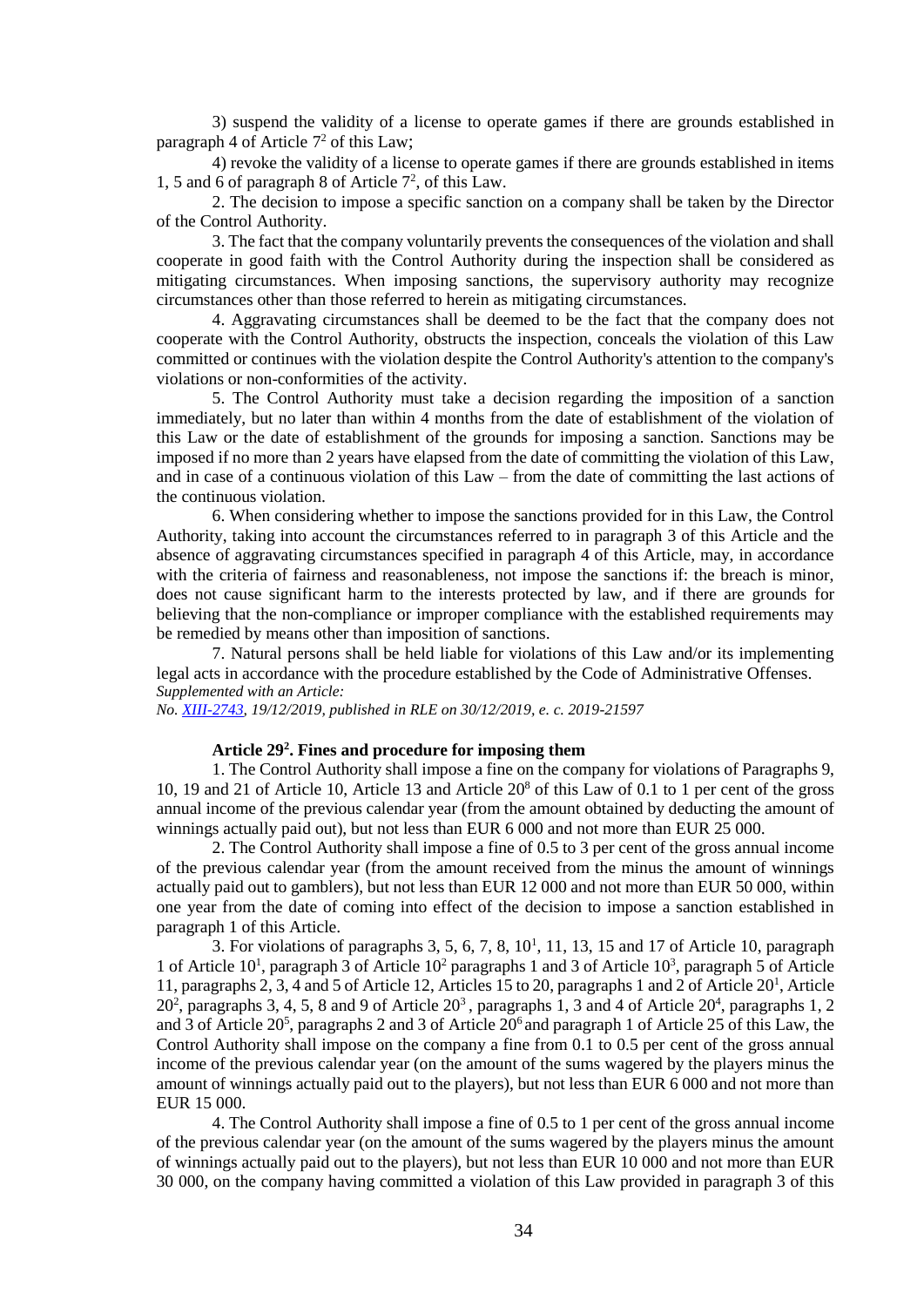3) suspend the validity of a license to operate games if there are grounds established in paragraph 4 of Article $7^2$ of this Law;

4) revoke the validity of a license to operate games if there are grounds established in items 1, 5 and 6 of paragraph 8 of Article $7^2$, of this Law.

2. The decision to impose a specific sanction on a company shall be taken by the Director of the Control Authority.

3. The fact that the company voluntarily prevents the consequences of the violation and shall cooperate in good faith with the Control Authority during the inspection shall be considered as mitigating circumstances. When imposing sanctions, the supervisory authority may recognize circumstances other than those referred to herein as mitigating circumstances.

4. Aggravating circumstances shall be deemed to be the fact that the company does not cooperate with the Control Authority, obstructs the inspection, conceals the violation of this Law committed or continues with the violation despite the Control Authority's attention to the company's violations or non-conformities of the activity.

5. The Control Authority must take a decision regarding the imposition of a sanction immediately, but no later than within 4 months from the date of establishment of the violation of this Law or the date of establishment of the grounds for imposing a sanction. Sanctions may be imposed if no more than 2 years have elapsed from the date of committing the violation of this Law, and in case of a continuous violation of this Law – from the date of committing the last actions of the continuous violation.

6. When considering whether to impose the sanctions provided for in this Law, the Control Authority, taking into account the circumstances referred to in paragraph 3 of this Article and the absence of aggravating circumstances specified in paragraph 4 of this Article, may, in accordance with the criteria of fairness and reasonableness, not impose the sanctions if: the breach is minor, does not cause significant harm to the interests protected by law, and if there are grounds for believing that the non-compliance or improper compliance with the established requirements may be remedied by means other than imposition of sanctions.

7. Natural persons shall be held liable for violations of this Law and/or its implementing legal acts in accordance with the procedure established by the Code of Administrative Offenses.

*Supplemented with an Article:*

*No. XIII-2743, 19/12/2019, published in RLE on 30/12/2019, e. c. 2019-21597*

**Article $29^2$. Fines and procedure for imposing them**

1. The Control Authority shall impose a fine on the company for violations of Paragraphs 9, 10, 19 and 21 of Article 10, Article 13 and Article $20^8$ of this Law of 0.1 to 1 per cent of the gross annual income of the previous calendar year (from the amount obtained by deducting the amount of winnings actually paid out), but not less than EUR 6 000 and not more than EUR 25 000.

2. The Control Authority shall impose a fine of 0.5 to 3 per cent of the gross annual income of the previous calendar year (from the amount received from the minus the amount of winnings actually paid out to gamblers), but not less than EUR 12 000 and not more than EUR 50 000, within one year from the date of coming into effect of the decision to impose a sanction established in paragraph 1 of this Article.

3. For violations of paragraphs 3, 5, 6, 7, 8, $10^1$, 11, 13, 15 and 17 of Article 10, paragraph 1 of Article $10^1$, paragraph 3 of Article $10^2$ paragraphs 1 and 3 of Article $10^3$, paragraph 5 of Article 11, paragraphs 2, 3, 4 and 5 of Article 12, Articles 15 to 20, paragraphs 1 and 2 of Article $20^1$, Article $20^2$, paragraphs 3, 4, 5, 8 and 9 of Article $20^3$ , paragraphs 1, 3 and 4 of Article $20^4$, paragraphs 1, 2 and 3 of Article $20^5$, paragraphs 2 and 3 of Article $20^6$ and paragraph 1 of Article 25 of this Law, the Control Authority shall impose on the company a fine from 0.1 to 0.5 per cent of the gross annual income of the previous calendar year (on the amount of the sums wagered by the players minus the amount of winnings actually paid out to the players), but not less than EUR 6 000 and not more than EUR 15 000.

4. The Control Authority shall impose a fine of 0.5 to 1 per cent of the gross annual income of the previous calendar year (on the amount of the sums wagered by the players minus the amount of winnings actually paid out to the players), but not less than EUR 10 000 and not more than EUR 30 000, on the company having committed a violation of this Law provided in paragraph 3 of this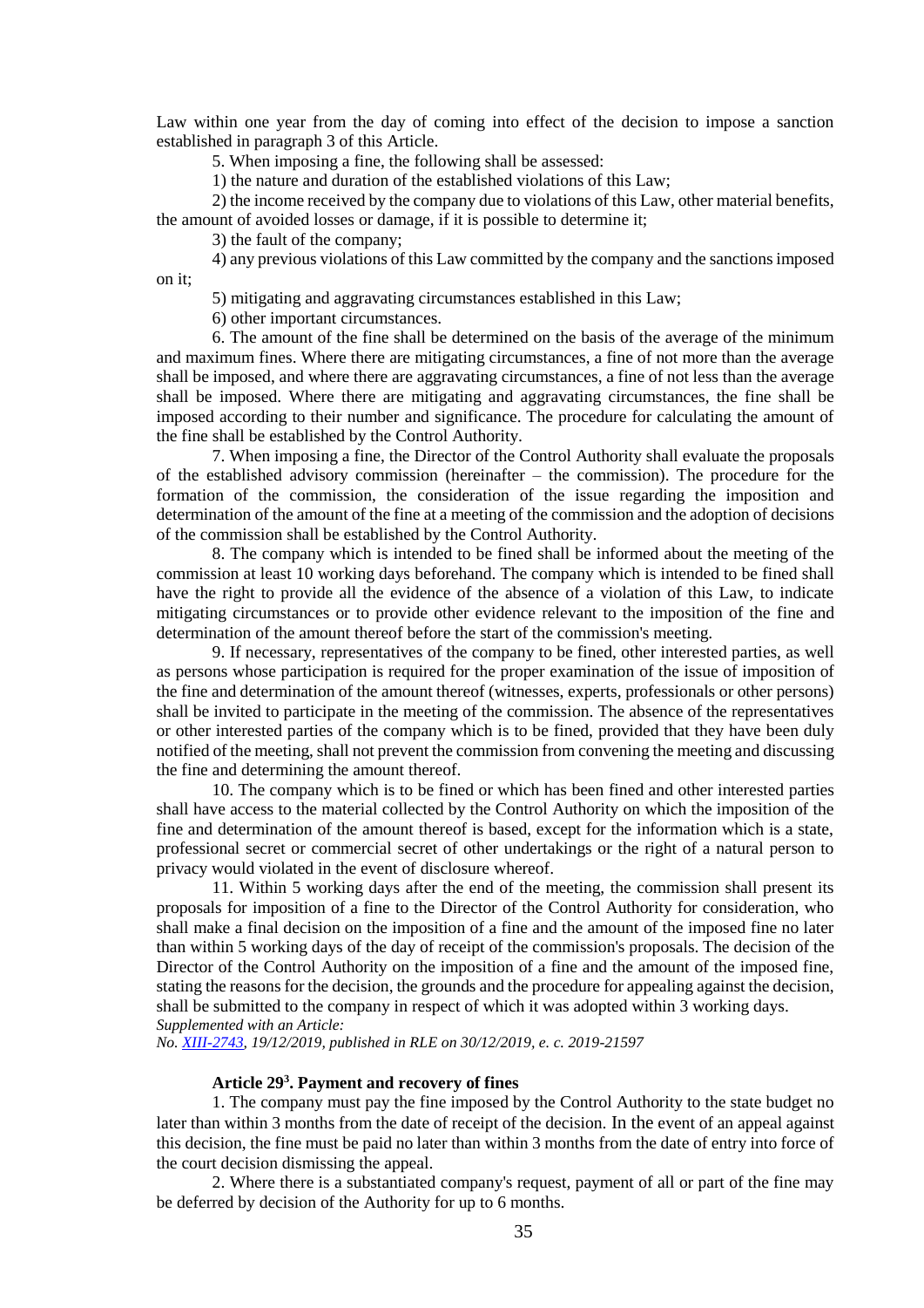Law within one year from the day of coming into effect of the decision to impose a sanction established in paragraph 3 of this Article.

5. When imposing a fine, the following shall be assessed:

1) the nature and duration of the established violations of this Law;

2) the income received by the company due to violations of this Law, other material benefits, the amount of avoided losses or damage, if it is possible to determine it;

3) the fault of the company;

4) any previous violations of this Law committed by the company and the sanctions imposed on it;

5) mitigating and aggravating circumstances established in this Law;

6) other important circumstances.

6. The amount of the fine shall be determined on the basis of the average of the minimum and maximum fines. Where there are mitigating circumstances, a fine of not more than the average shall be imposed, and where there are aggravating circumstances, a fine of not less than the average shall be imposed. Where there are mitigating and aggravating circumstances, the fine shall be imposed according to their number and significance. The procedure for calculating the amount of the fine shall be established by the Control Authority.

7. When imposing a fine, the Director of the Control Authority shall evaluate the proposals of the established advisory commission (hereinafter – the commission). The procedure for the formation of the commission, the consideration of the issue regarding the imposition and determination of the amount of the fine at a meeting of the commission and the adoption of decisions of the commission shall be established by the Control Authority.

8. The company which is intended to be fined shall be informed about the meeting of the commission at least 10 working days beforehand. The company which is intended to be fined shall have the right to provide all the evidence of the absence of a violation of this Law, to indicate mitigating circumstances or to provide other evidence relevant to the imposition of the fine and determination of the amount thereof before the start of the commission's meeting.

9. If necessary, representatives of the company to be fined, other interested parties, as well as persons whose participation is required for the proper examination of the issue of imposition of the fine and determination of the amount thereof (witnesses, experts, professionals or other persons) shall be invited to participate in the meeting of the commission. The absence of the representatives or other interested parties of the company which is to be fined, provided that they have been duly notified of the meeting, shall not prevent the commission from convening the meeting and discussing the fine and determining the amount thereof.

10. The company which is to be fined or which has been fined and other interested parties shall have access to the material collected by the Control Authority on which the imposition of the fine and determination of the amount thereof is based, except for the information which is a state, professional secret or commercial secret of other undertakings or the right of a natural person to privacy would violated in the event of disclosure whereof.

11. Within 5 working days after the end of the meeting, the commission shall present its proposals for imposition of a fine to the Director of the Control Authority for consideration, who shall make a final decision on the imposition of a fine and the amount of the imposed fine no later than within 5 working days of the day of receipt of the commission's proposals. The decision of the Director of the Control Authority on the imposition of a fine and the amount of the imposed fine, stating the reasons for the decision, the grounds and the procedure for appealing against the decision, shall be submitted to the company in respect of which it was adopted within 3 working days.

*Supplemented with an Article:*

*No. XIII-2743, 19/12/2019, published in RLE on 30/12/2019, e. c. 2019-21597*

### Article 29[3]. Payment and recovery of fines

1. The company must pay the fine imposed by the Control Authority to the state budget no later than within 3 months from the date of receipt of the decision. In the event of an appeal against this decision, the fine must be paid no later than within 3 months from the date of entry into force of the court decision dismissing the appeal.

2. Where there is a substantiated company's request, payment of all or part of the fine may be deferred by decision of the Authority for up to 6 months.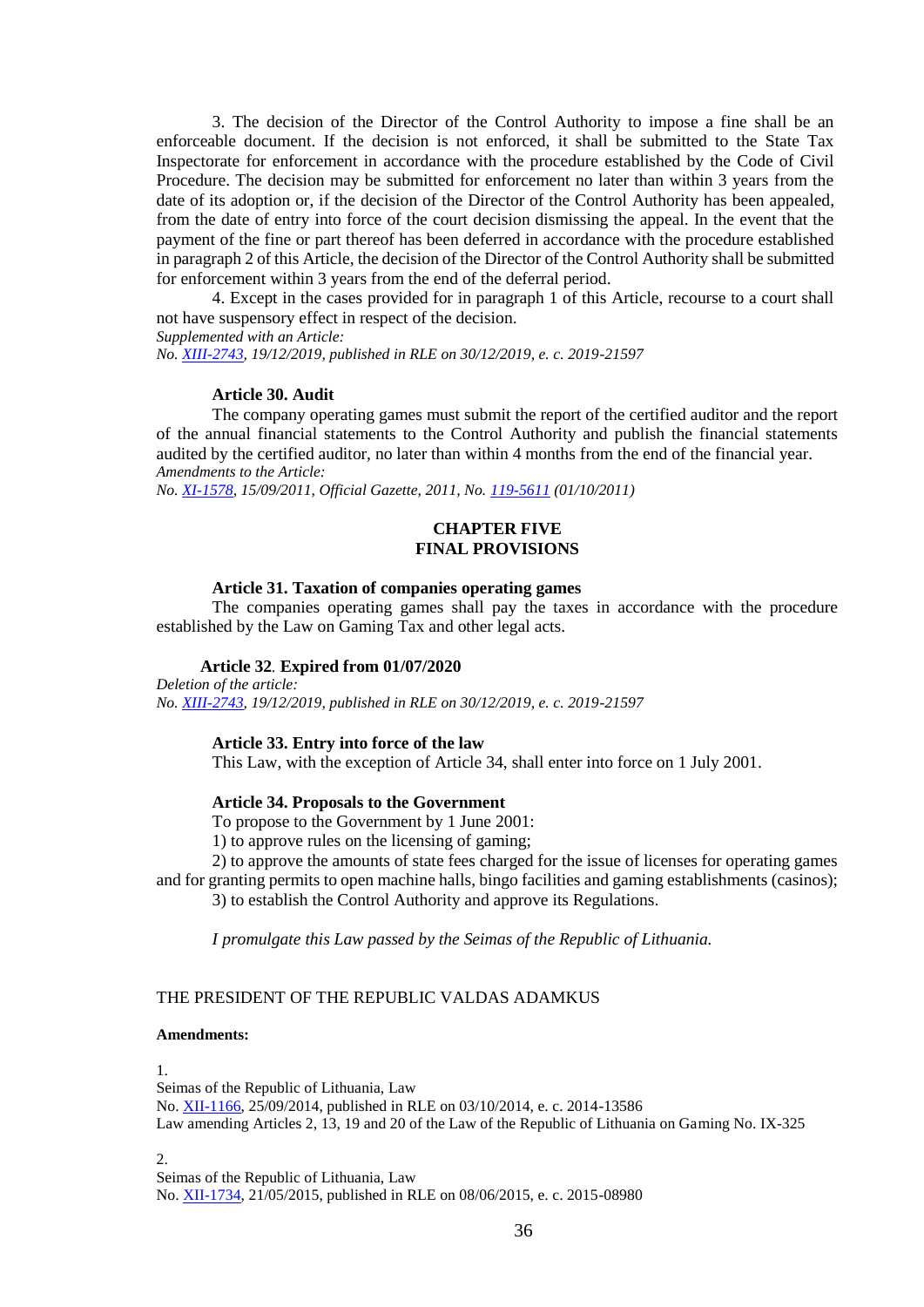3. The decision of the Director of the Control Authority to impose a fine shall be an enforceable document. If the decision is not enforced, it shall be submitted to the State Tax Inspectorate for enforcement in accordance with the procedure established by the Code of Civil Procedure. The decision may be submitted for enforcement no later than within 3 years from the date of its adoption or, if the decision of the Director of the Control Authority has been appealed, from the date of entry into force of the court decision dismissing the appeal. In the event that the payment of the fine or part thereof has been deferred in accordance with the procedure established in paragraph 2 of this Article, the decision of the Director of the Control Authority shall be submitted for enforcement within 3 years from the end of the deferral period.

4. Except in the cases provided for in paragraph 1 of this Article, recourse to a court shall not have suspensory effect in respect of the decision.

*Supplemented with an Article:*
*No. XIII-2743, 19/12/2019, published in RLE on 30/12/2019, e. c. 2019-21597*

### Article 30. Audit

The company operating games must submit the report of the certified auditor and the report of the annual financial statements to the Control Authority and publish the financial statements audited by the certified auditor, no later than within 4 months from the end of the financial year.

*Amendments to the Article:*
*No. XI-1578, 15/09/2011, Official Gazette, 2011, No. 119-5611 (01/10/2011)*

## CHAPTER FIVE
## FINAL PROVISIONS

### Article 31. Taxation of companies operating games

The companies operating games shall pay the taxes in accordance with the procedure established by the Law on Gaming Tax and other legal acts.

### Article 32. Expired from 01/07/2020

*Deletion of the article:*
*No. XIII-2743, 19/12/2019, published in RLE on 30/12/2019, e. c. 2019-21597*

### Article 33. Entry into force of the law

This Law, with the exception of Article 34, shall enter into force on 1 July 2001.

### Article 34. Proposals to the Government

To propose to the Government by 1 June 2001:

1) to approve rules on the licensing of gaming;

2) to approve the amounts of state fees charged for the issue of licenses for operating games and for granting permits to open machine halls, bingo facilities and gaming establishments (casinos);

3) to establish the Control Authority and approve its Regulations.

*I promulgate this Law passed by the Seimas of the Republic of Lithuania.*

THE PRESIDENT OF THE REPUBLIC VALDAS ADAMKUS

**Amendments:**

1.
Seimas of the Republic of Lithuania, Law
No. XII-1166, 25/09/2014, published in RLE on 03/10/2014, e. c. 2014-13586
Law amending Articles 2, 13, 19 and 20 of the Law of the Republic of Lithuania on Gaming No. IX-325

2.
Seimas of the Republic of Lithuania, Law
No. XII-1734, 21/05/2015, published in RLE on 08/06/2015, e. c. 2015-08980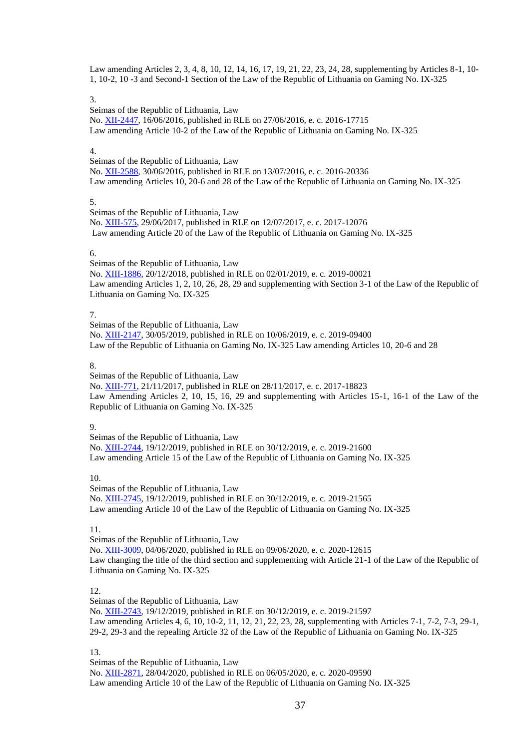Law amending Articles 2, 3, 4, 8, 10, 12, 14, 16, 17, 19, 21, 22, 23, 24, 28, supplementing by Articles 8-1, 10-1, 10-2, 10 -3 and Second-1 Section of the Law of the Republic of Lithuania on Gaming No. IX-325

3.
Seimas of the Republic of Lithuania, Law
No. XII-2447, 16/06/2016, published in RLE on 27/06/2016, e. c. 2016-17715
Law amending Article 10-2 of the Law of the Republic of Lithuania on Gaming No. IX-325

4.
Seimas of the Republic of Lithuania, Law
No. XII-2588, 30/06/2016, published in RLE on 13/07/2016, e. c. 2016-20336
Law amending Articles 10, 20-6 and 28 of the Law of the Republic of Lithuania on Gaming No. IX-325

5.
Seimas of the Republic of Lithuania, Law
No. XIII-575, 29/06/2017, published in RLE on 12/07/2017, e. c. 2017-12076
Law amending Article 20 of the Law of the Republic of Lithuania on Gaming No. IX-325

6.
Seimas of the Republic of Lithuania, Law
No. XIII-1886, 20/12/2018, published in RLE on 02/01/2019, e. c. 2019-00021
Law amending Articles 1, 2, 10, 26, 28, 29 and supplementing with Section 3-1 of the Law of the Republic of Lithuania on Gaming No. IX-325

7.
Seimas of the Republic of Lithuania, Law
No. XIII-2147, 30/05/2019, published in RLE on 10/06/2019, e. c. 2019-09400
Law of the Republic of Lithuania on Gaming No. IX-325 Law amending Articles 10, 20-6 and 28

8.
Seimas of the Republic of Lithuania, Law
No. XIII-771, 21/11/2017, published in RLE on 28/11/2017, e. c. 2017-18823
Law Amending Articles 2, 10, 15, 16, 29 and supplementing with Articles 15-1, 16-1 of the Law of the Republic of Lithuania on Gaming No. IX-325

9.
Seimas of the Republic of Lithuania, Law
No. XIII-2744, 19/12/2019, published in RLE on 30/12/2019, e. c. 2019-21600
Law amending Article 15 of the Law of the Republic of Lithuania on Gaming No. IX-325

10.
Seimas of the Republic of Lithuania, Law
No. XIII-2745, 19/12/2019, published in RLE on 30/12/2019, e. c. 2019-21565
Law amending Article 10 of the Law of the Republic of Lithuania on Gaming No. IX-325

11.
Seimas of the Republic of Lithuania, Law
No. XIII-3009, 04/06/2020, published in RLE on 09/06/2020, e. c. 2020-12615
Law changing the title of the third section and supplementing with Article 21-1 of the Law of the Republic of Lithuania on Gaming No. IX-325

12.
Seimas of the Republic of Lithuania, Law
No. XIII-2743, 19/12/2019, published in RLE on 30/12/2019, e. c. 2019-21597
Law amending Articles 4, 6, 10, 10-2, 11, 12, 21, 22, 23, 28, supplementing with Articles 7-1, 7-2, 7-3, 29-1, 29-2, 29-3 and the repealing Article 32 of the Law of the Republic of Lithuania on Gaming No. IX-325

13.
Seimas of the Republic of Lithuania, Law
No. XIII-2871, 28/04/2020, published in RLE on 06/05/2020, e. c. 2020-09590
Law amending Article 10 of the Law of the Republic of Lithuania on Gaming No. IX-325